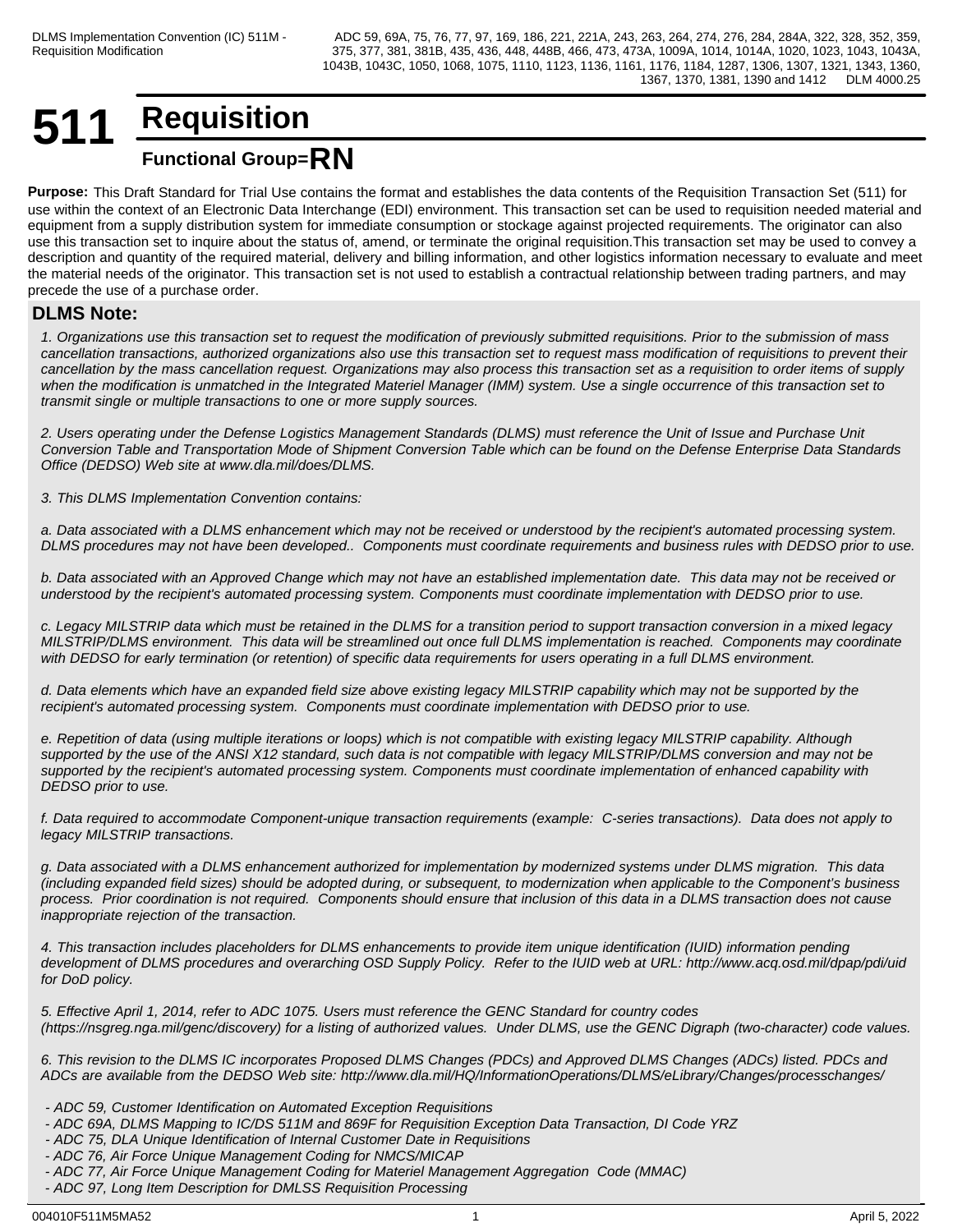# 511 Requisition

## Functional Group=RN

**Purpose:** This Draft Standard for Trial Use contains the format and establishes the data contents of the Requisition Transaction Set (511) for use within the context of an Electronic Data Interchange (EDI) environment. This transaction set can be used to requisition needed material and equipment from a supply distribution system for immediate consumption or stockage against projected requirements. The originator can also use this transaction set to inquire about the status of, amend, or terminate the original requisition.This transaction set may be used to convey a description and quantity of the required material, delivery and billing information, and other logistics information necessary to evaluate and meet the material needs of the originator. This transaction set is not used to establish a contractual relationship between trading partners, and may precede the use of a purchase order.

### DLMS Note:

*1. Organizations use this transaction set to request the modification of previously submitted requisitions. Prior to the submission of mass cancellation transactions, authorized organizations also use this transaction set to request mass modification of requisitions to prevent their cancellation by the mass cancellation request. Organizations may also process this transaction set as a requisition to order items of supply when the modification is unmatched in the Integrated Materiel Manager (IMM) system. Use a single occurrence of this transaction set to transmit single or multiple transactions to one or more supply sources.*

*2. Users operating under the Defense Logistics Management Standards (DLMS) must reference the Unit of Issue and Purchase Unit Conversion Table and Transportation Mode of Shipment Conversion Table which can be found on the Defense Enterprise Data Standards Office (DEDSO) Web site at www.dla.mil/does/DLMS.*

*3. This DLMS Implementation Convention contains:*

*a. Data associated with a DLMS enhancement which may not be received or understood by the recipient's automated processing system. DLMS procedures may not have been developed.. Components must coordinate requirements and business rules with DEDSO prior to use.*

*b. Data associated with an Approved Change which may not have an established implementation date. This data may not be received or understood by the recipient's automated processing system. Components must coordinate implementation with DEDSO prior to use.*

*c. Legacy MILSTRIP data which must be retained in the DLMS for a transition period to support transaction conversion in a mixed legacy MILSTRIP/DLMS environment. This data will be streamlined out once full DLMS implementation is reached. Components may coordinate with DEDSO for early termination (or retention) of specific data requirements for users operating in a full DLMS environment.*

*d. Data elements which have an expanded field size above existing legacy MILSTRIP capability which may not be supported by the recipient's automated processing system. Components must coordinate implementation with DEDSO prior to use.*

*e. Repetition of data (using multiple iterations or loops) which is not compatible with existing legacy MILSTRIP capability. Although supported by the use of the ANSI X12 standard, such data is not compatible with legacy MILSTRIP/DLMS conversion and may not be supported by the recipient's automated processing system. Components must coordinate implementation of enhanced capability with DEDSO prior to use.*

*f. Data required to accommodate Component-unique transaction requirements (example: C-series transactions). Data does not apply to legacy MILSTRIP transactions.*

*g. Data associated with a DLMS enhancement authorized for implementation by modernized systems under DLMS migration. This data (including expanded field sizes) should be adopted during, or subsequent, to modernization when applicable to the Component's business process. Prior coordination is not required. Components should ensure that inclusion of this data in a DLMS transaction does not cause inappropriate rejection of the transaction.*

*4. This transaction includes placeholders for DLMS enhancements to provide item unique identification (IUID) information pending development of DLMS procedures and overarching OSD Supply Policy. Refer to the IUID web at URL: http://www.acq.osd.mil/dpap/pdi/uid for DoD policy.*

*5. Effective April 1, 2014, refer to ADC 1075. Users must reference the GENC Standard for country codes (https://nsgreg.nga.mil/genc/discovery) for a listing of authorized values. Under DLMS, use the GENC Digraph (two-character) code values.*

*6. This revision to the DLMS IC incorporates Proposed DLMS Changes (PDCs) and Approved DLMS Changes (ADCs) listed. PDCs and ADCs are available from the DEDSO Web site: http://www.dla.mil/HQ/InformationOperations/DLMS/eLibrary/Changes/processchanges/*

- *ADC 59, Customer Identification on Automated Exception Requisitions*
- *ADC 69A, DLMS Mapping to IC/DS 511M and 869F for Requisition Exception Data Transaction, DI Code YRZ*
- *ADC 75, DLA Unique Identification of Internal Customer Date in Requisitions*
- *ADC 76, Air Force Unique Management Coding for NMCS/MICAP*
- *ADC 77, Air Force Unique Management Coding for Materiel Management Aggregation Code (MMAC)*
- *ADC 97, Long Item Description for DMLSS Requisition Processing*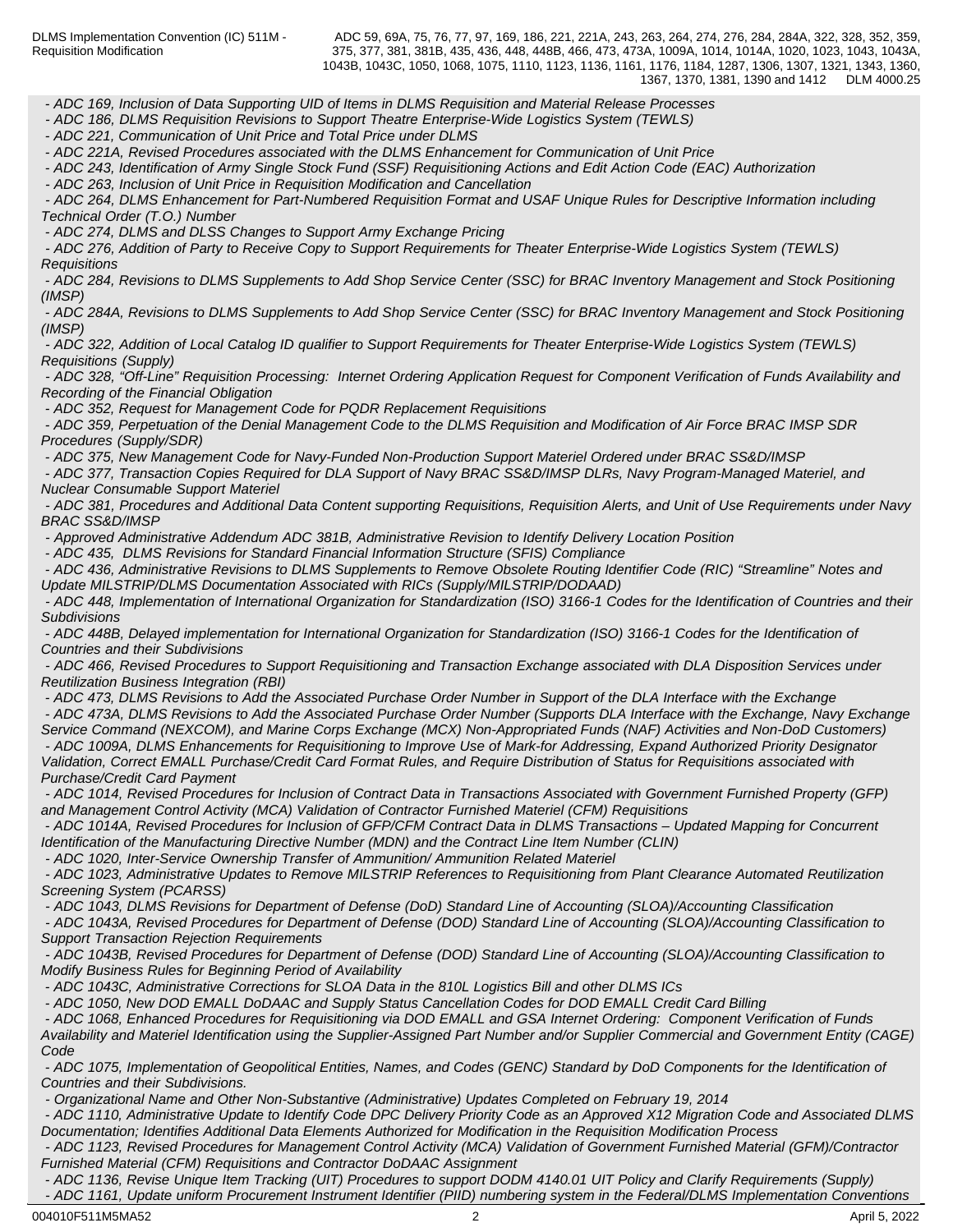*- ADC 169, Inclusion of Data Supporting UID of Items in DLMS Requisition and Material Release Processes*
*- ADC 186, DLMS Requisition Revisions to Support Theatre Enterprise-Wide Logistics System (TEWLS)*
*- ADC 221, Communication of Unit Price and Total Price under DLMS*
*- ADC 221A, Revised Procedures associated with the DLMS Enhancement for Communication of Unit Price*
*- ADC 243, Identification of Army Single Stock Fund (SSF) Requisitioning Actions and Edit Action Code (EAC) Authorization*
*- ADC 263, Inclusion of Unit Price in Requisition Modification and Cancellation*
*- ADC 264, DLMS Enhancement for Part-Numbered Requisition Format and USAF Unique Rules for Descriptive Information including Technical Order (T.O.) Number*
*- ADC 274, DLMS and DLSS Changes to Support Army Exchange Pricing*
*- ADC 276, Addition of Party to Receive Copy to Support Requirements for Theater Enterprise-Wide Logistics System (TEWLS) Requisitions*
*- ADC 284, Revisions to DLMS Supplements to Add Shop Service Center (SSC) for BRAC Inventory Management and Stock Positioning (IMSP)*
*- ADC 284A, Revisions to DLMS Supplements to Add Shop Service Center (SSC) for BRAC Inventory Management and Stock Positioning (IMSP)*
*- ADC 322, Addition of Local Catalog ID qualifier to Support Requirements for Theater Enterprise-Wide Logistics System (TEWLS) Requisitions (Supply)*
*- ADC 328, "Off-Line" Requisition Processing: Internet Ordering Application Request for Component Verification of Funds Availability and Recording of the Financial Obligation*
*- ADC 352, Request for Management Code for PQDR Replacement Requisitions*
*- ADC 359, Perpetuation of the Denial Management Code to the DLMS Requisition and Modification of Air Force BRAC IMSP SDR Procedures (Supply/SDR)*
*- ADC 375, New Management Code for Navy-Funded Non-Production Support Materiel Ordered under BRAC SS&D/IMSP*
*- ADC 377, Transaction Copies Required for DLA Support of Navy BRAC SS&D/IMSP DLRs, Navy Program-Managed Materiel, and Nuclear Consumable Support Materiel*
*- ADC 381, Procedures and Additional Data Content supporting Requisitions, Requisition Alerts, and Unit of Use Requirements under Navy BRAC SS&D/IMSP*
*- Approved Administrative Addendum ADC 381B, Administrative Revision to Identify Delivery Location Position*
*- ADC 435, DLMS Revisions for Standard Financial Information Structure (SFIS) Compliance*
*- ADC 436, Administrative Revisions to DLMS Supplements to Remove Obsolete Routing Identifier Code (RIC) "Streamline" Notes and Update MILSTRIP/DLMS Documentation Associated with RICs (Supply/MILSTRIP/DODAAD)*
*- ADC 448, Implementation of International Organization for Standardization (ISO) 3166-1 Codes for the Identification of Countries and their Subdivisions*
*- ADC 448B, Delayed implementation for International Organization for Standardization (ISO) 3166-1 Codes for the Identification of Countries and their Subdivisions*
*- ADC 466, Revised Procedures to Support Requisitioning and Transaction Exchange associated with DLA Disposition Services under Reutilization Business Integration (RBI)*
*- ADC 473, DLMS Revisions to Add the Associated Purchase Order Number in Support of the DLA Interface with the Exchange*
*- ADC 473A, DLMS Revisions to Add the Associated Purchase Order Number (Supports DLA Interface with the Exchange, Navy Exchange Service Command (NEXCOM), and Marine Corps Exchange (MCX) Non-Appropriated Funds (NAF) Activities and Non-DoD Customers)*
*- ADC 1009A, DLMS Enhancements for Requisitioning to Improve Use of Mark-for Addressing, Expand Authorized Priority Designator Validation, Correct EMALL Purchase/Credit Card Format Rules, and Require Distribution of Status for Requisitions associated with Purchase/Credit Card Payment*
*- ADC 1014, Revised Procedures for Inclusion of Contract Data in Transactions Associated with Government Furnished Property (GFP) and Management Control Activity (MCA) Validation of Contractor Furnished Materiel (CFM) Requisitions*
*- ADC 1014A, Revised Procedures for Inclusion of GFP/CFM Contract Data in DLMS Transactions – Updated Mapping for Concurrent Identification of the Manufacturing Directive Number (MDN) and the Contract Line Item Number (CLIN)*
*- ADC 1020, Inter-Service Ownership Transfer of Ammunition/ Ammunition Related Materiel*
*- ADC 1023, Administrative Updates to Remove MILSTRIP References to Requisitioning from Plant Clearance Automated Reutilization Screening System (PCARSS)*
*- ADC 1043, DLMS Revisions for Department of Defense (DoD) Standard Line of Accounting (SLOA)/Accounting Classification*
*- ADC 1043A, Revised Procedures for Department of Defense (DOD) Standard Line of Accounting (SLOA)/Accounting Classification to Support Transaction Rejection Requirements*
*- ADC 1043B, Revised Procedures for Department of Defense (DOD) Standard Line of Accounting (SLOA)/Accounting Classification to Modify Business Rules for Beginning Period of Availability*
*- ADC 1043C, Administrative Corrections for SLOA Data in the 810L Logistics Bill and other DLMS ICs*
*- ADC 1050, New DOD EMALL DoDAAC and Supply Status Cancellation Codes for DOD EMALL Credit Card Billing*
*- ADC 1068, Enhanced Procedures for Requisitioning via DOD EMALL and GSA Internet Ordering: Component Verification of Funds Availability and Materiel Identification using the Supplier-Assigned Part Number and/or Supplier Commercial and Government Entity (CAGE) Code*
*- ADC 1075, Implementation of Geopolitical Entities, Names, and Codes (GENC) Standard by DoD Components for the Identification of Countries and their Subdivisions.*
*- Organizational Name and Other Non-Substantive (Administrative) Updates Completed on February 19, 2014*
*- ADC 1110, Administrative Update to Identify Code DPC Delivery Priority Code as an Approved X12 Migration Code and Associated DLMS Documentation; Identifies Additional Data Elements Authorized for Modification in the Requisition Modification Process*
*- ADC 1123, Revised Procedures for Management Control Activity (MCA) Validation of Government Furnished Material (GFM)/Contractor Furnished Material (CFM) Requisitions and Contractor DoDAAC Assignment*
*- ADC 1136, Revise Unique Item Tracking (UIT) Procedures to support DODM 4140.01 UIT Policy and Clarify Requirements (Supply)*
*- ADC 1161, Update uniform Procurement Instrument Identifier (PIID) numbering system in the Federal/DLMS Implementation Conventions*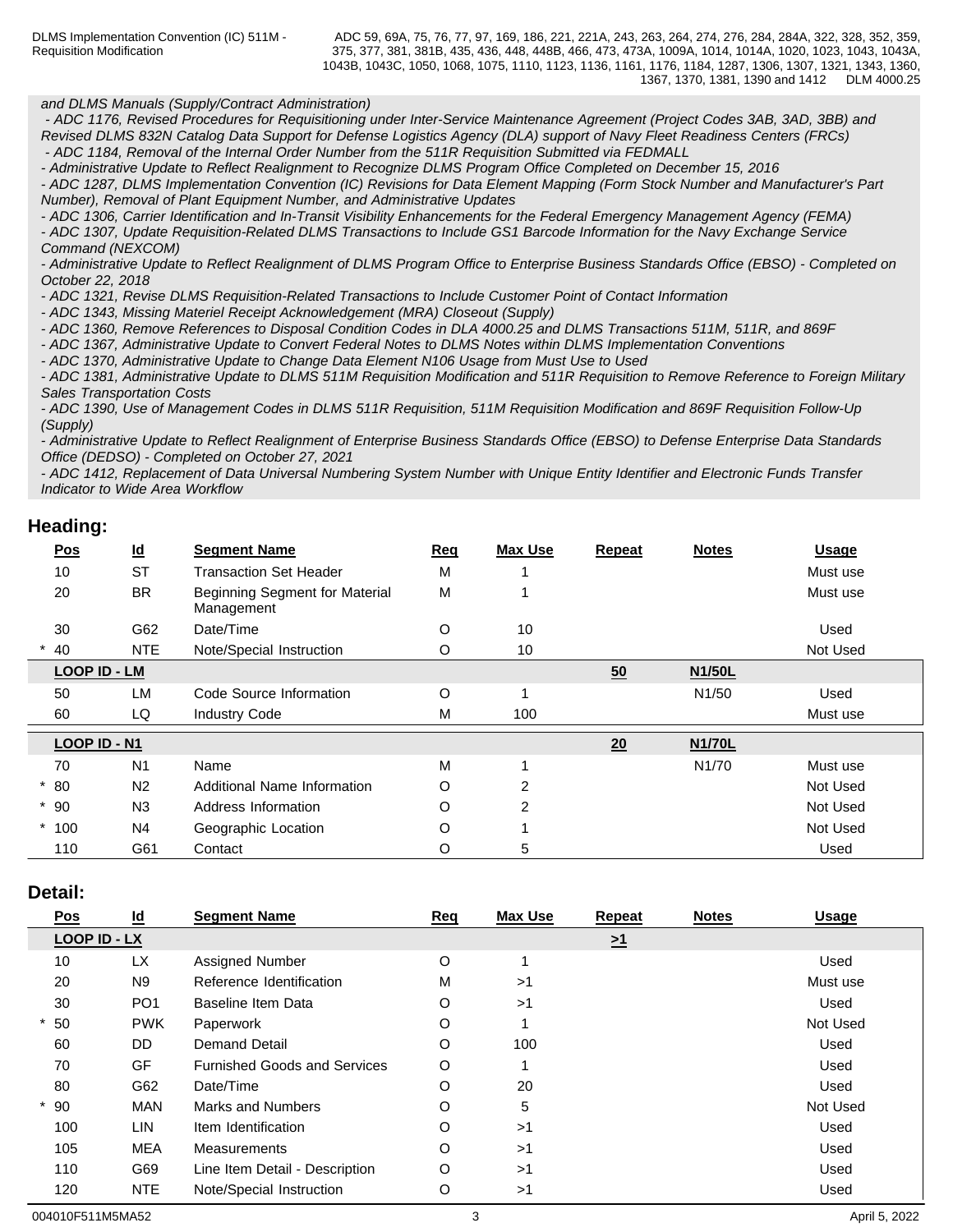*and DLMS Manuals (Supply/Contract Administration)*
*- ADC 1176, Revised Procedures for Requisitioning under Inter-Service Maintenance Agreement (Project Codes 3AB, 3AD, 3BB) and Revised DLMS 832N Catalog Data Support for Defense Logistics Agency (DLA) support of Navy Fleet Readiness Centers (FRCs)*
*- ADC 1184, Removal of the Internal Order Number from the 511R Requisition Submitted via FEDMALL*
*- Administrative Update to Reflect Realignment to Recognize DLMS Program Office Completed on December 15, 2016*
*- ADC 1287, DLMS Implementation Convention (IC) Revisions for Data Element Mapping (Form Stock Number and Manufacturer's Part Number), Removal of Plant Equipment Number, and Administrative Updates*
*- ADC 1306, Carrier Identification and In-Transit Visibility Enhancements for the Federal Emergency Management Agency (FEMA)*
*- ADC 1307, Update Requisition-Related DLMS Transactions to Include GS1 Barcode Information for the Navy Exchange Service Command (NEXCOM)*
*- Administrative Update to Reflect Realignment of DLMS Program Office to Enterprise Business Standards Office (EBSO) - Completed on October 22, 2018*
*- ADC 1321, Revise DLMS Requisition-Related Transactions to Include Customer Point of Contact Information*
*- ADC 1343, Missing Materiel Receipt Acknowledgement (MRA) Closeout (Supply)*
*- ADC 1360, Remove References to Disposal Condition Codes in DLA 4000.25 and DLMS Transactions 511M, 511R, and 869F*
*- ADC 1367, Administrative Update to Convert Federal Notes to DLMS Notes within DLMS Implementation Conventions*
*- ADC 1370, Administrative Update to Change Data Element N106 Usage from Must Use to Used*
*- ADC 1381, Administrative Update to DLMS 511M Requisition Modification and 511R Requisition to Remove Reference to Foreign Military Sales Transportation Costs*
*- ADC 1390, Use of Management Codes in DLMS 511R Requisition, 511M Requisition Modification and 869F Requisition Follow-Up (Supply)*
*- Administrative Update to Reflect Realignment of Enterprise Business Standards Office (EBSO) to Defense Enterprise Data Standards Office (DEDSO) - Completed on October 27, 2021*
*- ADC 1412, Replacement of Data Universal Numbering System Number with Unique Entity Identifier and Electronic Funds Transfer Indicator to Wide Area Workflow*

## Heading:

| Pos | Id | Segment Name | Req | Max Use | Repeat | Notes | Usage |
|---|---|---|---|---|---|---|---|
| 10 | ST | Transaction Set Header | M | 1 | | | Must use |
| 20 | BR | Beginning Segment for Material Management | M | 1 | | | Must use |
| 30 | G62 | Date/Time | O | 10 | | | Used |
| * 40 | NTE | Note/Special Instruction | O | 10 | | | Not Used |
| **LOOP ID - LM** | | | | | **50** | **N1/50L** | |
| 50 | LM | Code Source Information | O | 1 | | N1/50 | Used |
| 60 | LQ | Industry Code | M | 100 | | | Must use |
| **LOOP ID - N1** | | | | | **20** | **N1/70L** | |
| 70 | N1 | Name | M | 1 | | N1/70 | Must use |
| * 80 | N2 | Additional Name Information | O | 2 | | | Not Used |
| * 90 | N3 | Address Information | O | 2 | | | Not Used |
| * 100 | N4 | Geographic Location | O | 1 | | | Not Used |
| 110 | G61 | Contact | O | 5 | | | Used |

## Detail:

| Pos | Id | Segment Name | Req | Max Use | Repeat | Notes | Usage |
|---|---|---|---|---|---|---|---|
| **LOOP ID - LX** | | | | | **>1** | | |
| 10 | LX | Assigned Number | O | 1 | | | Used |
| 20 | N9 | Reference Identification | M | >1 | | | Must use |
| 30 | PO1 | Baseline Item Data | O | >1 | | | Used |
| * 50 | PWK | Paperwork | O | 1 | | | Not Used |
| 60 | DD | Demand Detail | O | 100 | | | Used |
| 70 | GF | Furnished Goods and Services | O | 1 | | | Used |
| 80 | G62 | Date/Time | O | 20 | | | Used |
| * 90 | MAN | Marks and Numbers | O | 5 | | | Not Used |
| 100 | LIN | Item Identification | O | >1 | | | Used |
| 105 | MEA | Measurements | O | >1 | | | Used |
| 110 | G69 | Line Item Detail - Description | O | >1 | | | Used |
| 120 | NTE | Note/Special Instruction | O | >1 | | | Used |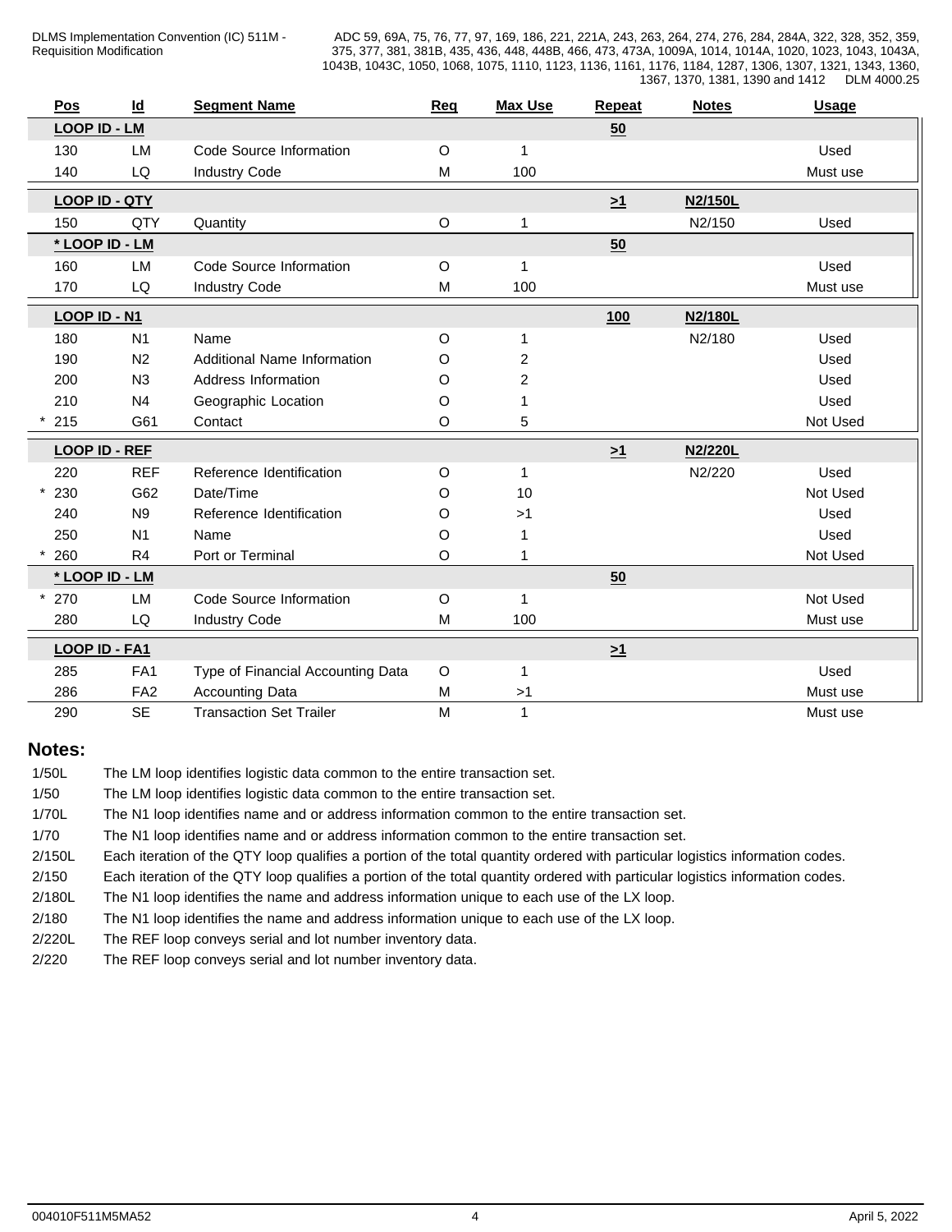| Pos | Id | Segment Name | Req | Max Use | Repeat | Notes | Usage |
|---|---|---|---|---|---|---|---|
| **LOOP ID - LM** | | | | | 50 | | |
| 130 | LM | Code Source Information | O | 1 | | | Used |
| 140 | LQ | Industry Code | M | 100 | | | Must use |
| **LOOP ID - QTY** | | | | | >1 | N2/150L | |
| 150 | QTY | Quantity | O | 1 | | N2/150 | Used |
| *** LOOP ID - LM** | | | | | 50 | | |
| 160 | LM | Code Source Information | O | 1 | | | Used |
| 170 | LQ | Industry Code | M | 100 | | | Must use |
| **LOOP ID - N1** | | | | | 100 | N2/180L | |
| 180 | N1 | Name | O | 1 | | N2/180 | Used |
| 190 | N2 | Additional Name Information | O | 2 | | | Used |
| 200 | N3 | Address Information | O | 2 | | | Used |
| 210 | N4 | Geographic Location | O | 1 | | | Used |
| * 215 | G61 | Contact | O | 5 | | | Not Used |
| **LOOP ID - REF** | | | | | >1 | N2/220L | |
| 220 | REF | Reference Identification | O | 1 | | N2/220 | Used |
| * 230 | G62 | Date/Time | O | 10 | | | Not Used |
| 240 | N9 | Reference Identification | O | >1 | | | Used |
| 250 | N1 | Name | O | 1 | | | Used |
| * 260 | R4 | Port or Terminal | O | 1 | | | Not Used |
| *** LOOP ID - LM** | | | | | 50 | | |
| * 270 | LM | Code Source Information | O | 1 | | | Not Used |
| 280 | LQ | Industry Code | M | 100 | | | Must use |
| **LOOP ID - FA1** | | | | | >1 | | |
| 285 | FA1 | Type of Financial Accounting Data | O | 1 | | | Used |
| 286 | FA2 | Accounting Data | M | >1 | | | Must use |
| 290 | SE | Transaction Set Trailer | M | 1 | | | Must use |

## Notes:

| | |
|---|---|
| 1/50L | The LM loop identifies logistic data common to the entire transaction set. |
| 1/50 | The LM loop identifies logistic data common to the entire transaction set. |
| 1/70L | The N1 loop identifies name and or address information common to the entire transaction set. |
| 1/70 | The N1 loop identifies name and or address information common to the entire transaction set. |
| 2/150L | Each iteration of the QTY loop qualifies a portion of the total quantity ordered with particular logistics information codes. |
| 2/150 | Each iteration of the QTY loop qualifies a portion of the total quantity ordered with particular logistics information codes. |
| 2/180L | The N1 loop identifies the name and address information unique to each use of the LX loop. |
| 2/180 | The N1 loop identifies the name and address information unique to each use of the LX loop. |
| 2/220L | The REF loop conveys serial and lot number inventory data. |
| 2/220 | The REF loop conveys serial and lot number inventory data. |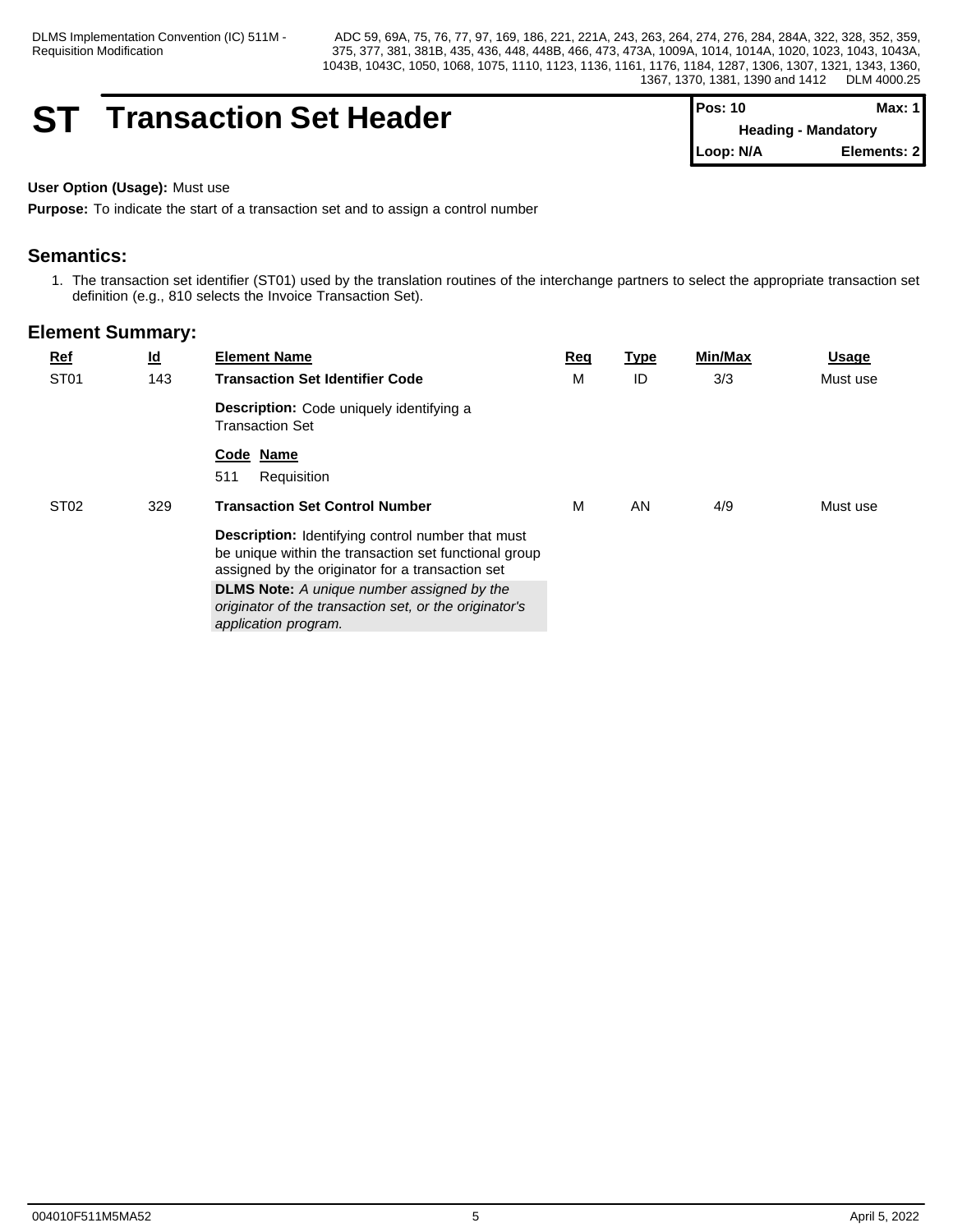# ST Transaction Set Header

| Pos: 10 | Max: 1 |
| --- | --- |
| Heading - Mandatory | |
| Loop: N/A | Elements: 2 |

**User Option (Usage):** Must use

**Purpose:** To indicate the start of a transaction set and to assign a control number

## Semantics:

1. The transaction set identifier (ST01) used by the translation routines of the interchange partners to select the appropriate transaction set definition (e.g., 810 selects the Invoice Transaction Set).

## Element Summary:

| Ref | Id | Element Name | Req | Type | Min/Max | Usage |
| --- | --- | --- | --- | --- | --- | --- |
| ST01 | 143 | **Transaction Set Identifier Code**<br>**Description:** Code uniquely identifying a Transaction Set<br>**Code Name**<br>511 Requisition | M | ID | 3/3 | Must use |
| ST02 | 329 | **Transaction Set Control Number**<br>**Description:** Identifying control number that must be unique within the transaction set functional group assigned by the originator for a transaction set<br>**DLMS Note:** *A unique number assigned by the originator of the transaction set, or the originator's application program.* | M | AN | 4/9 | Must use |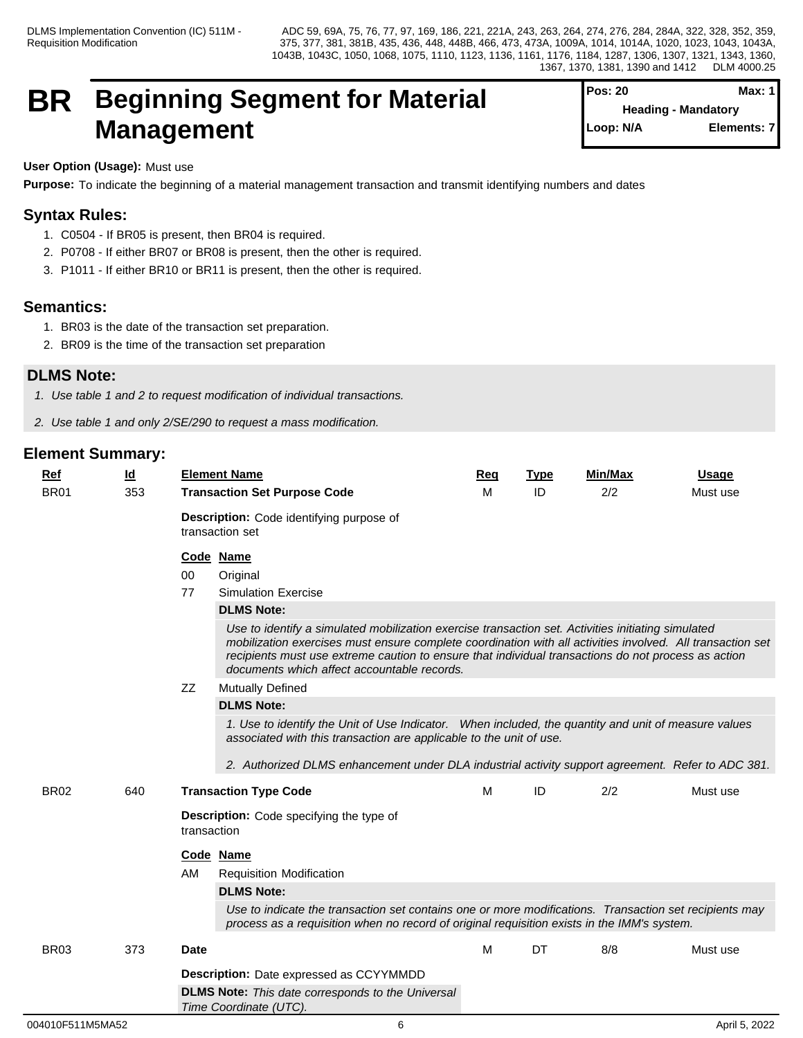# BR Beginning Segment for Material Management

**Pos: 20** | **Max: 1**
**Heading - Mandatory**
**Loop: N/A** | **Elements: 7**

**User Option (Usage):** Must use

**Purpose:** To indicate the beginning of a material management transaction and transmit identifying numbers and dates

## Syntax Rules:

1. C0504 - If BR05 is present, then BR04 is required.
2. P0708 - If either BR07 or BR08 is present, then the other is required.
3. P1011 - If either BR10 or BR11 is present, then the other is required.

## Semantics:

1. BR03 is the date of the transaction set preparation.
2. BR09 is the time of the transaction set preparation

## DLMS Note:

*1. Use table 1 and 2 to request modification of individual transactions.*

*2. Use table 1 and only 2/SE/290 to request a mass modification.*

## Element Summary:

| Ref | Id | Element Name | Req | Type | Min/Max | Usage |
|---|---|---|---|---|---|---|
| BR01 | 353 | **Transaction Set Purpose Code** | M | ID | 2/2 | Must use |

**Description:** Code identifying purpose of transaction set

| Code | Name |
|---|---|
| 00 | Original |
| 77 | Simulation Exercise |
| ZZ | Mutually Defined |

**77 – DLMS Note:**

*Use to identify a simulated mobilization exercise transaction set. Activities initiating simulated mobilization exercises must ensure complete coordination with all activities involved. All transaction set recipients must use extreme caution to ensure that individual transactions do not process as action documents which affect accountable records.*

**ZZ – DLMS Note:**

*1. Use to identify the Unit of Use Indicator. When included, the quantity and unit of measure values associated with this transaction are applicable to the unit of use.*

*2. Authorized DLMS enhancement under DLA industrial activity support agreement. Refer to ADC 381.*

| Ref | Id | Element Name | Req | Type | Min/Max | Usage |
|---|---|---|---|---|---|---|
| BR02 | 640 | **Transaction Type Code** | M | ID | 2/2 | Must use |

**Description:** Code specifying the type of transaction

| Code | Name |
|---|---|
| AM | Requisition Modification |

**AM – DLMS Note:**

*Use to indicate the transaction set contains one or more modifications. Transaction set recipients may process as a requisition when no record of original requisition exists in the IMM's system.*

| Ref | Id | Element Name | Req | Type | Min/Max | Usage |
|---|---|---|---|---|---|---|
| BR03 | 373 | **Date** | M | DT | 8/8 | Must use |

**Description:** Date expressed as CCYYMMDD

**DLMS Note:** *This date corresponds to the Universal Time Coordinate (UTC).*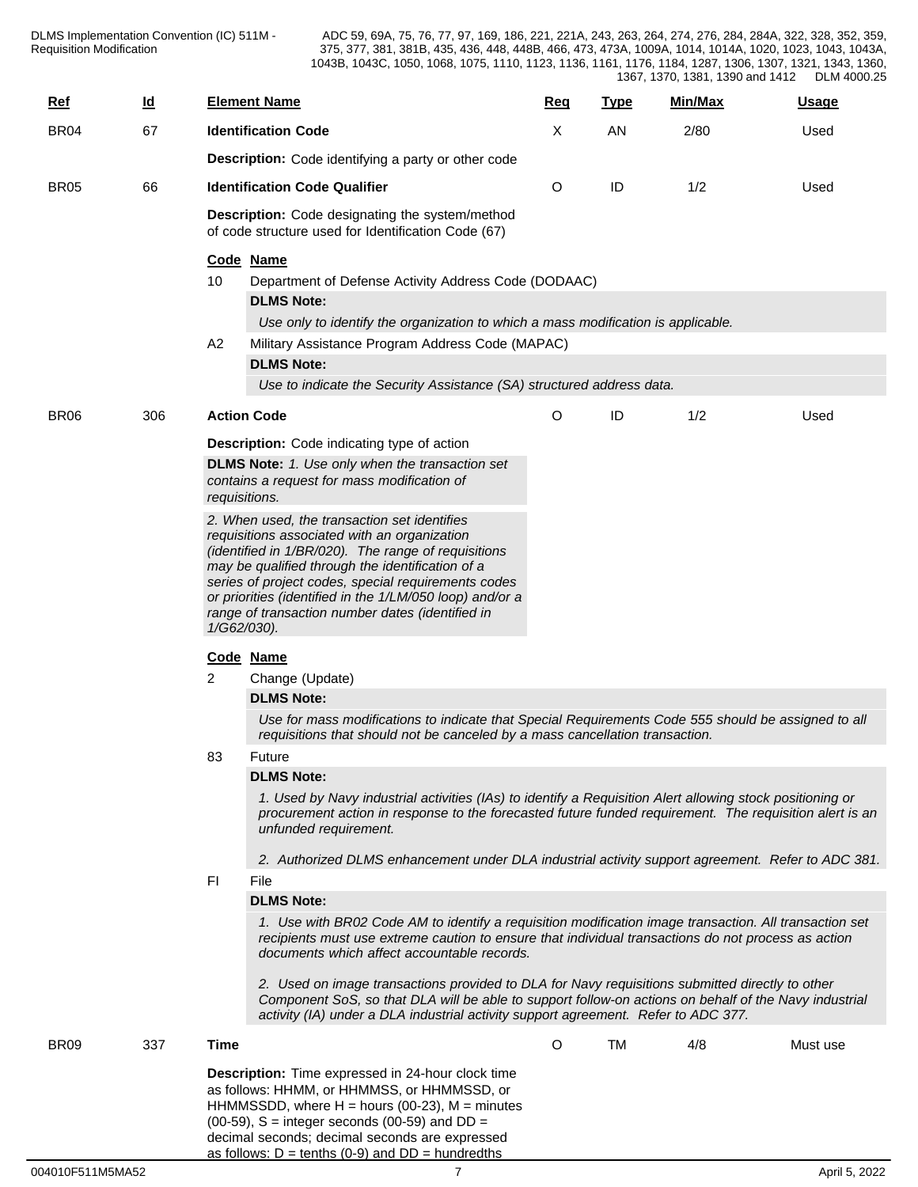| Ref | Id | Element Name | Req | Type | Min/Max | Usage |
|---|---|---|---|---|---|---|
| BR04 | 67 | **Identification Code** | X | AN | 2/80 | Used |

**Description:** Code identifying a party or other code

| Ref | Id | Element Name | Req | Type | Min/Max | Usage |
|---|---|---|---|---|---|---|
| BR05 | 66 | **Identification Code Qualifier** | O | ID | 1/2 | Used |

**Description:** Code designating the system/method of code structure used for Identification Code (67)

| Code | Name |
|---|---|
| 10 | Department of Defense Activity Address Code (DODAAC) |

**DLMS Note:**

*Use only to identify the organization to which a mass modification is applicable.*

| Code | Name |
|---|---|
| A2 | Military Assistance Program Address Code (MAPAC) |

**DLMS Note:**

*Use to indicate the Security Assistance (SA) structured address data.*

| Ref | Id | Element Name | Req | Type | Min/Max | Usage |
|---|---|---|---|---|---|---|
| BR06 | 306 | **Action Code** | O | ID | 1/2 | Used |

**Description:** Code indicating type of action

**DLMS Note:** *1. Use only when the transaction set contains a request for mass modification of requisitions.*

*2. When used, the transaction set identifies requisitions associated with an organization (identified in 1/BR/020). The range of requisitions may be qualified through the identification of a series of project codes, special requirements codes or priorities (identified in the 1/LM/050 loop) and/or a range of transaction number dates (identified in 1/G62/030).*

| Code | Name |
|---|---|
| 2 | Change (Update) |

**DLMS Note:**

*Use for mass modifications to indicate that Special Requirements Code 555 should be assigned to all requisitions that should not be canceled by a mass cancellation transaction.*

| Code | Name |
|---|---|
| 83 | Future |

**DLMS Note:**

*1. Used by Navy industrial activities (IAs) to identify a Requisition Alert allowing stock positioning or procurement action in response to the forecasted future funded requirement. The requisition alert is an unfunded requirement.*

*2. Authorized DLMS enhancement under DLA industrial activity support agreement. Refer to ADC 381.*

| Code | Name |
|---|---|
| FI | File |

**DLMS Note:**

*1. Use with BR02 Code AM to identify a requisition modification image transaction. All transaction set recipients must use extreme caution to ensure that individual transactions do not process as action documents which affect accountable records.*

*2. Used on image transactions provided to DLA for Navy requisitions submitted directly to other Component SoS, so that DLA will be able to support follow-on actions on behalf of the Navy industrial activity (IA) under a DLA industrial activity support agreement. Refer to ADC 377.*

| Ref | Id | Element Name | Req | Type | Min/Max | Usage |
|---|---|---|---|---|---|---|
| BR09 | 337 | **Time** | O | TM | 4/8 | Must use |

**Description:** Time expressed in 24-hour clock time as follows: HHMM, or HHMMSS, or HHMMSSD, or HHMMSSDD, where H = hours (00-23), M = minutes (00-59), S = integer seconds (00-59) and DD = decimal seconds; decimal seconds are expressed as follows: D = tenths (0-9) and DD = hundredths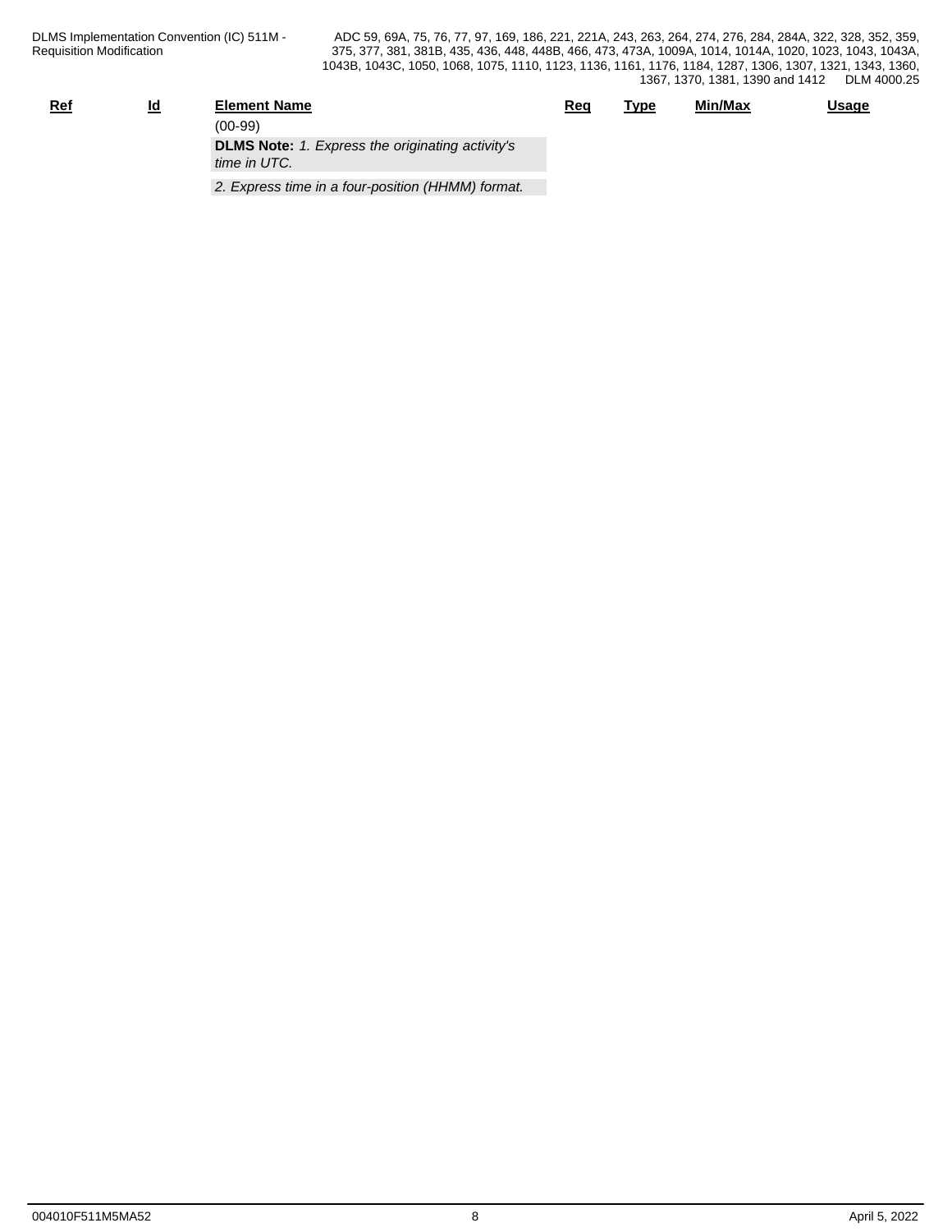| Ref | Id | Element Name | Req | Type | Min/Max | Usage |
|---|---|---|---|---|---|---|
| | | (00-99) | | | | |
| | | **DLMS Note:** *1. Express the originating activity's time in UTC.* | | | | |
| | | *2. Express time in a four-position (HHMM) format.* | | | | |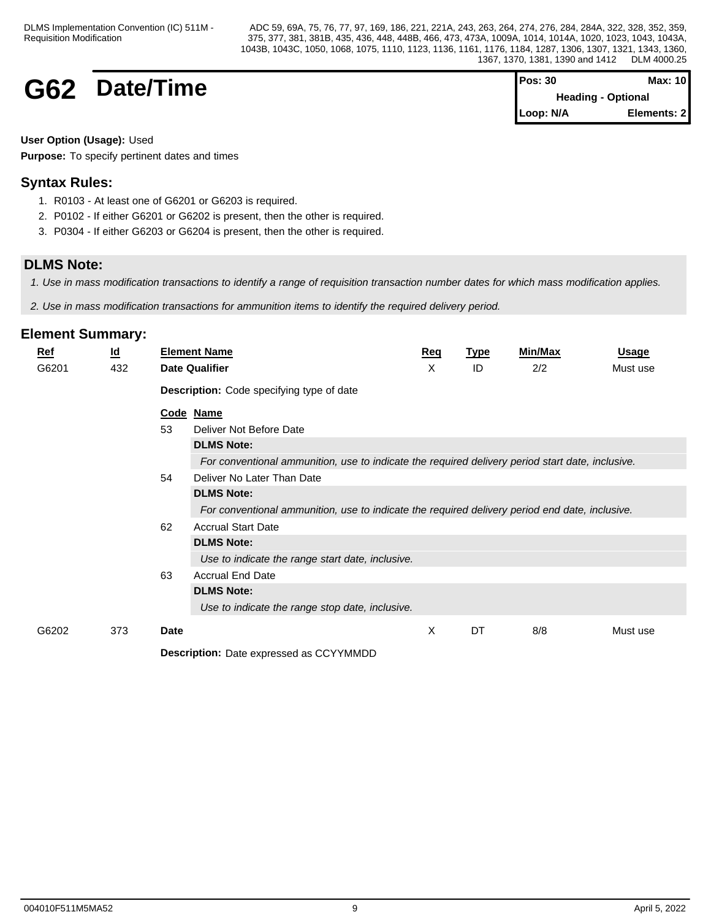# G62 Date/Time

| Pos: 30 | Max: 10 |
| --- | --- |
| Heading - Optional | |
| Loop: N/A | Elements: 2 |

**User Option (Usage):** Used

**Purpose:** To specify pertinent dates and times

## Syntax Rules:

1. R0103 - At least one of G6201 or G6203 is required.
2. P0102 - If either G6201 or G6202 is present, then the other is required.
3. P0304 - If either G6203 or G6204 is present, then the other is required.

## DLMS Note:

*1. Use in mass modification transactions to identify a range of requisition transaction number dates for which mass modification applies.*

*2. Use in mass modification transactions for ammunition items to identify the required delivery period.*

## Element Summary:

| Ref | Id | Element Name | Req | Type | Min/Max | Usage |
| --- | --- | --- | --- | --- | --- | --- |
| G6201 | 432 | **Date Qualifier** | X | ID | 2/2 | Must use |

**Description:** Code specifying type of date

| Code | Name |
| --- | --- |
| 53 | Deliver Not Before Date<br>**DLMS Note:**<br>*For conventional ammunition, use to indicate the required delivery period start date, inclusive.* |
| 54 | Deliver No Later Than Date<br>**DLMS Note:**<br>*For conventional ammunition, use to indicate the required delivery period end date, inclusive.* |
| 62 | Accrual Start Date<br>**DLMS Note:**<br>*Use to indicate the range start date, inclusive.* |
| 63 | Accrual End Date<br>**DLMS Note:**<br>*Use to indicate the range stop date, inclusive.* |

| Ref | Id | Element Name | Req | Type | Min/Max | Usage |
| --- | --- | --- | --- | --- | --- | --- |
| G6202 | 373 | **Date** | X | DT | 8/8 | Must use |

**Description:** Date expressed as CCYYMMDD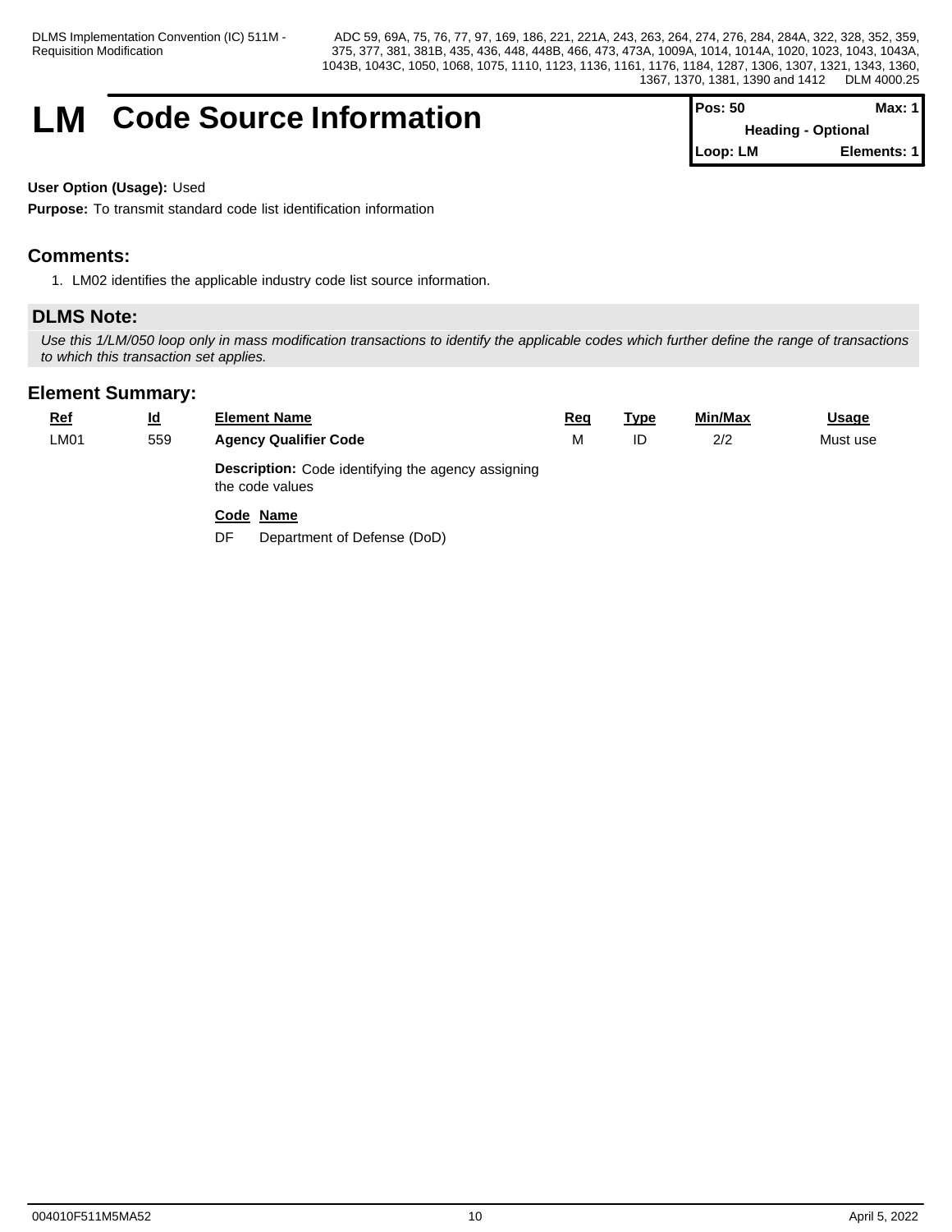# LM Code Source Information

| Pos: 50 | Max: 1 |
| --- | --- |
| Heading - Optional | |
| Loop: LM | Elements: 1 |

**User Option (Usage):** Used

**Purpose:** To transmit standard code list identification information

## Comments:

1. LM02 identifies the applicable industry code list source information.

## DLMS Note:

*Use this 1/LM/050 loop only in mass modification transactions to identify the applicable codes which further define the range of transactions to which this transaction set applies.*

## Element Summary:

| Ref | Id | Element Name | Req | Type | Min/Max | Usage |
| --- | --- | --- | --- | --- | --- | --- |
| LM01 | 559 | **Agency Qualifier Code** | M | ID | 2/2 | Must use |

**Description:** Code identifying the agency assigning the code values

| Code | Name |
| --- | --- |
| DF | Department of Defense (DoD) |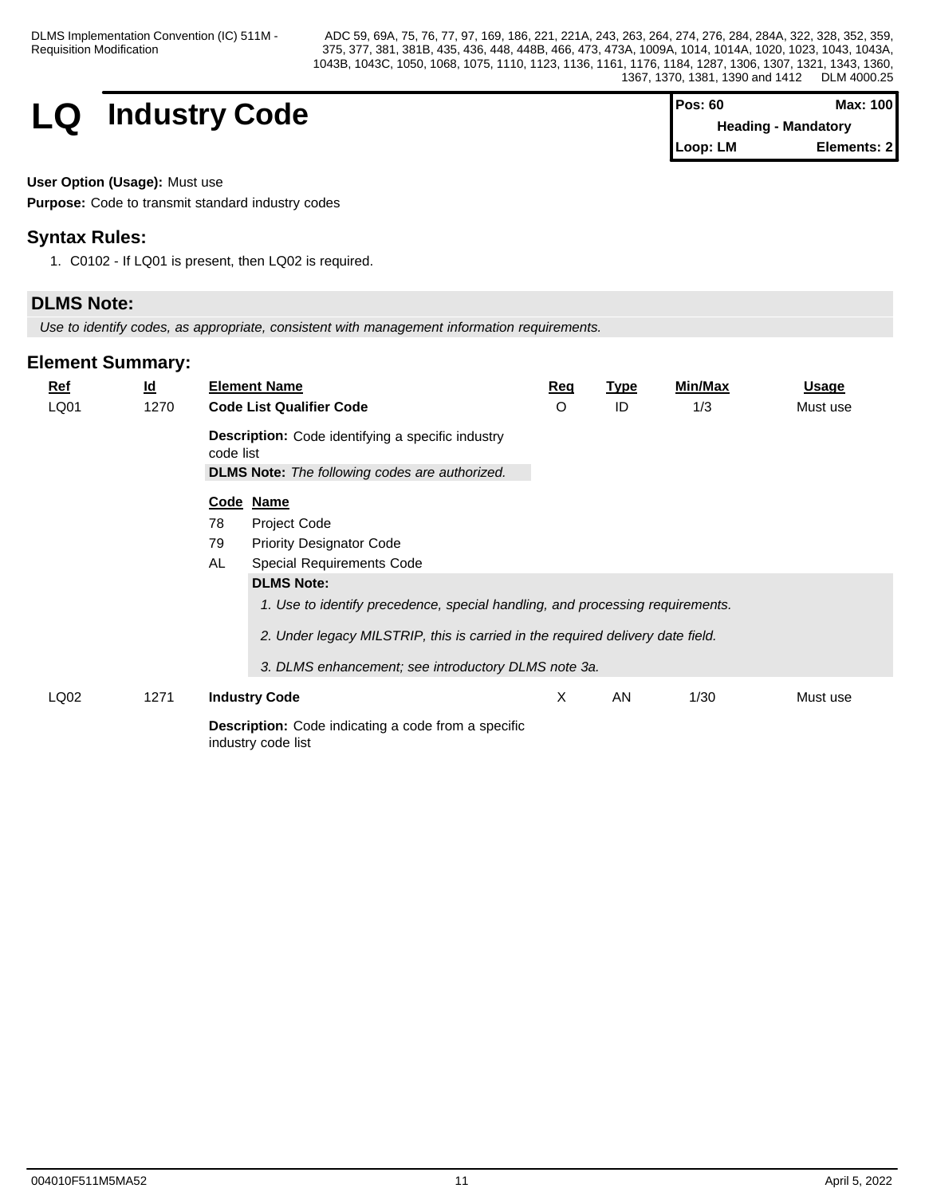# LQ Industry Code

| Pos: 60 | Max: 100 |
|---|---|
| Heading - Mandatory | |
| Loop: LM | Elements: 2 |

**User Option (Usage):** Must use

**Purpose:** Code to transmit standard industry codes

## Syntax Rules:

1. C0102 - If LQ01 is present, then LQ02 is required.

## DLMS Note:

*Use to identify codes, as appropriate, consistent with management information requirements.*

## Element Summary:

| Ref | Id | Element Name | Req | Type | Min/Max | Usage |
|---|---|---|---|---|---|---|
| LQ01 | 1270 | **Code List Qualifier Code** | O | ID | 1/3 | Must use |
| LQ02 | 1271 | **Industry Code** | X | AN | 1/30 | Must use |

### LQ01 - Code List Qualifier Code

**Description:** Code identifying a specific industry code list

**DLMS Note:** *The following codes are authorized.*

| Code | Name |
|---|---|
| 78 | Project Code |
| 79 | Priority Designator Code |
| AL | Special Requirements Code |

**DLMS Note (AL):**

*1. Use to identify precedence, special handling, and processing requirements.*

*2. Under legacy MILSTRIP, this is carried in the required delivery date field.*

*3. DLMS enhancement; see introductory DLMS note 3a.*

### LQ02 - Industry Code

**Description:** Code indicating a code from a specific industry code list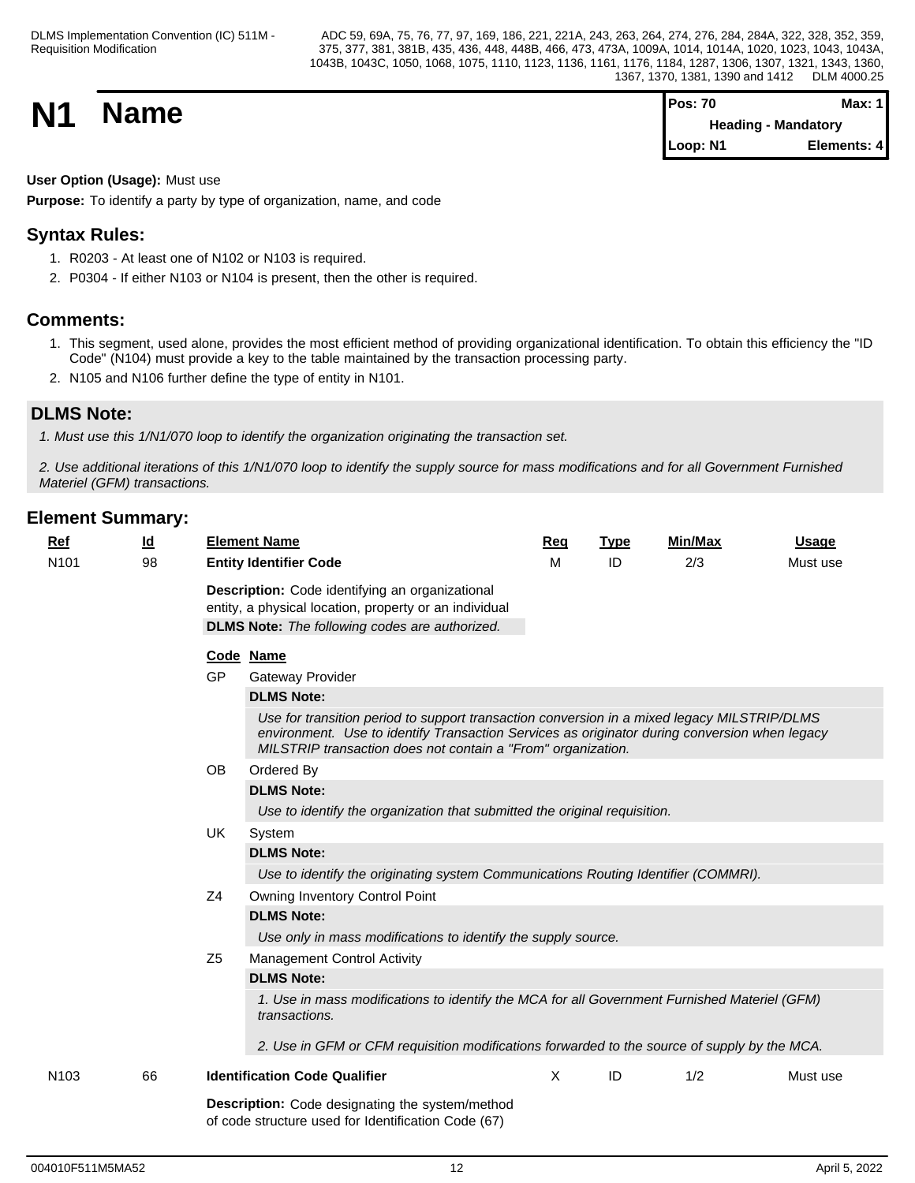# N1 Name

| Pos: 70 | Max: 1 |
| --- | --- |
| Heading - Mandatory | |
| Loop: N1 | Elements: 4 |

**User Option (Usage):** Must use

**Purpose:** To identify a party by type of organization, name, and code

## Syntax Rules:

1. R0203 - At least one of N102 or N103 is required.
2. P0304 - If either N103 or N104 is present, then the other is required.

## Comments:

1. This segment, used alone, provides the most efficient method of providing organizational identification. To obtain this efficiency the "ID Code" (N104) must provide a key to the table maintained by the transaction processing party.
2. N105 and N106 further define the type of entity in N101.

## DLMS Note:

*1. Must use this 1/N1/070 loop to identify the organization originating the transaction set.*

*2. Use additional iterations of this 1/N1/070 loop to identify the supply source for mass modifications and for all Government Furnished Materiel (GFM) transactions.*

## Element Summary:

| Ref | Id | Element Name | Req | Type | Min/Max | Usage |
| --- | --- | --- | --- | --- | --- | --- |
| N101 | 98 | **Entity Identifier Code** | M | ID | 2/3 | Must use |

**Description:** Code identifying an organizational entity, a physical location, property or an individual

**DLMS Note:** *The following codes are authorized.*

| Code | Name |
| --- | --- |
| GP | Gateway Provider |
| | **DLMS Note:** *Use for transition period to support transaction conversion in a mixed legacy MILSTRIP/DLMS environment. Use to identify Transaction Services as originator during conversion when legacy MILSTRIP transaction does not contain a "From" organization.* |
| OB | Ordered By |
| | **DLMS Note:** *Use to identify the organization that submitted the original requisition.* |
| UK | System |
| | **DLMS Note:** *Use to identify the originating system Communications Routing Identifier (COMMRI).* |
| Z4 | Owning Inventory Control Point |
| | **DLMS Note:** *Use only in mass modifications to identify the supply source.* |
| Z5 | Management Control Activity |
| | **DLMS Note:** *1. Use in mass modifications to identify the MCA for all Government Furnished Materiel (GFM) transactions.* *2. Use in GFM or CFM requisition modifications forwarded to the source of supply by the MCA.* |

| Ref | Id | Element Name | Req | Type | Min/Max | Usage |
| --- | --- | --- | --- | --- | --- | --- |
| N103 | 66 | **Identification Code Qualifier** | X | ID | 1/2 | Must use |

**Description:** Code designating the system/method of code structure used for Identification Code (67)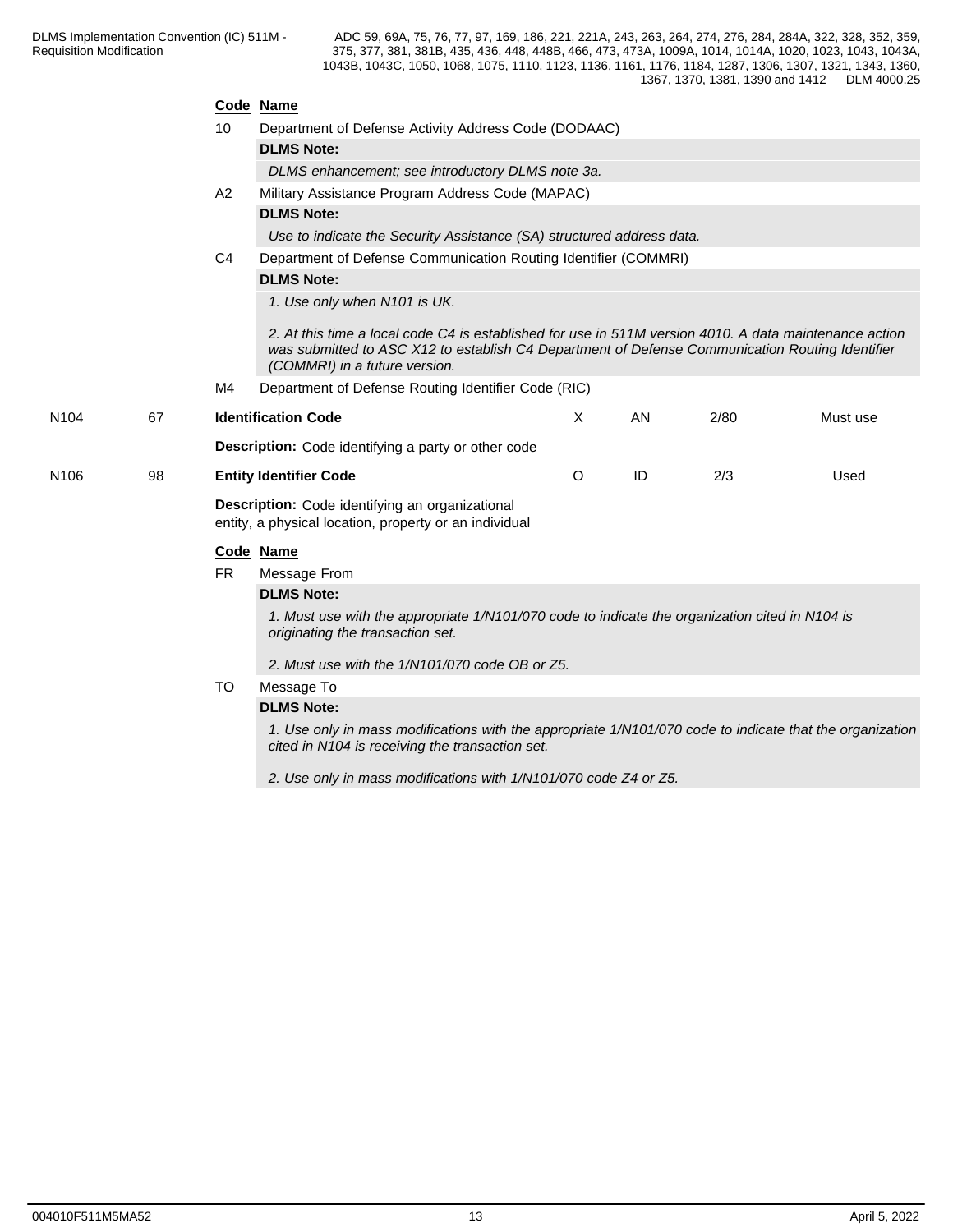**Code Name**

10 Department of Defense Activity Address Code (DODAAC)

**DLMS Note:**

*DLMS enhancement; see introductory DLMS note 3a.*

A2 Military Assistance Program Address Code (MAPAC)

**DLMS Note:**

*Use to indicate the Security Assistance (SA) structured address data.*

C4 Department of Defense Communication Routing Identifier (COMMRI)

**DLMS Note:**

*1. Use only when N101 is UK.*

*2. At this time a local code C4 is established for use in 511M version 4010. A data maintenance action was submitted to ASC X12 to establish C4 Department of Defense Communication Routing Identifier (COMMRI) in a future version.*

M4 Department of Defense Routing Identifier Code (RIC)

| N104 | 67 | **Identification Code** | X | AN | 2/80 | Must use |
|---|---|---|---|---|---|---|

**Description:** Code identifying a party or other code

| N106 | 98 | **Entity Identifier Code** | O | ID | 2/3 | Used |
|---|---|---|---|---|---|---|

**Description:** Code identifying an organizational entity, a physical location, property or an individual

**Code Name**

FR Message From

**DLMS Note:**

*1. Must use with the appropriate 1/N101/070 code to indicate the organization cited in N104 is originating the transaction set.*

*2. Must use with the 1/N101/070 code OB or Z5.*

TO Message To

**DLMS Note:**

*1. Use only in mass modifications with the appropriate 1/N101/070 code to indicate that the organization cited in N104 is receiving the transaction set.*

*2. Use only in mass modifications with 1/N101/070 code Z4 or Z5.*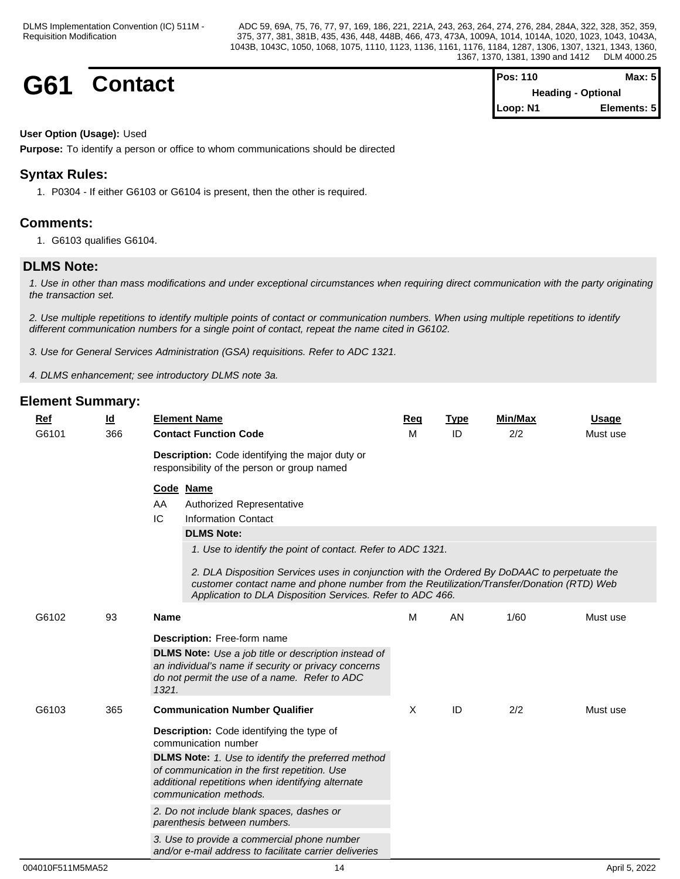# G61 Contact

| Pos: 110 | Max: 5 |
|---|---|
| Heading - Optional | |
| Loop: N1 | Elements: 5 |

**User Option (Usage):** Used

**Purpose:** To identify a person or office to whom communications should be directed

## Syntax Rules:

1. P0304 - If either G6103 or G6104 is present, then the other is required.

## Comments:

1. G6103 qualifies G6104.

## DLMS Note:

*1. Use in other than mass modifications and under exceptional circumstances when requiring direct communication with the party originating the transaction set.*

*2. Use multiple repetitions to identify multiple points of contact or communication numbers. When using multiple repetitions to identify different communication numbers for a single point of contact, repeat the name cited in G6102.*

*3. Use for General Services Administration (GSA) requisitions. Refer to ADC 1321.*

*4. DLMS enhancement; see introductory DLMS note 3a.*

## Element Summary:

| Ref | Id | Element Name | Req | Type | Min/Max | Usage |
|---|---|---|---|---|---|---|
| G6101 | 366 | **Contact Function Code** | M | ID | 2/2 | Must use |
| G6102 | 93 | **Name** | M | AN | 1/60 | Must use |
| G6103 | 365 | **Communication Number Qualifier** | X | ID | 2/2 | Must use |

**G6101 – Contact Function Code**

**Description:** Code identifying the major duty or responsibility of the person or group named

| Code | Name |
|---|---|
| AA | Authorized Representative |
| IC | Information Contact |

**DLMS Note:**

*1. Use to identify the point of contact. Refer to ADC 1321.*

*2. DLA Disposition Services uses in conjunction with the Ordered By DoDAAC to perpetuate the customer contact name and phone number from the Reutilization/Transfer/Donation (RTD) Web Application to DLA Disposition Services. Refer to ADC 466.*

**G6102 – Name**

**Description:** Free-form name

**DLMS Note:** *Use a job title or description instead of an individual's name if security or privacy concerns do not permit the use of a name. Refer to ADC 1321.*

**G6103 – Communication Number Qualifier**

**Description:** Code identifying the type of communication number

**DLMS Note:** *1. Use to identify the preferred method of communication in the first repetition. Use additional repetitions when identifying alternate communication methods.*

*2. Do not include blank spaces, dashes or parenthesis between numbers.*

*3. Use to provide a commercial phone number and/or e-mail address to facilitate carrier deliveries*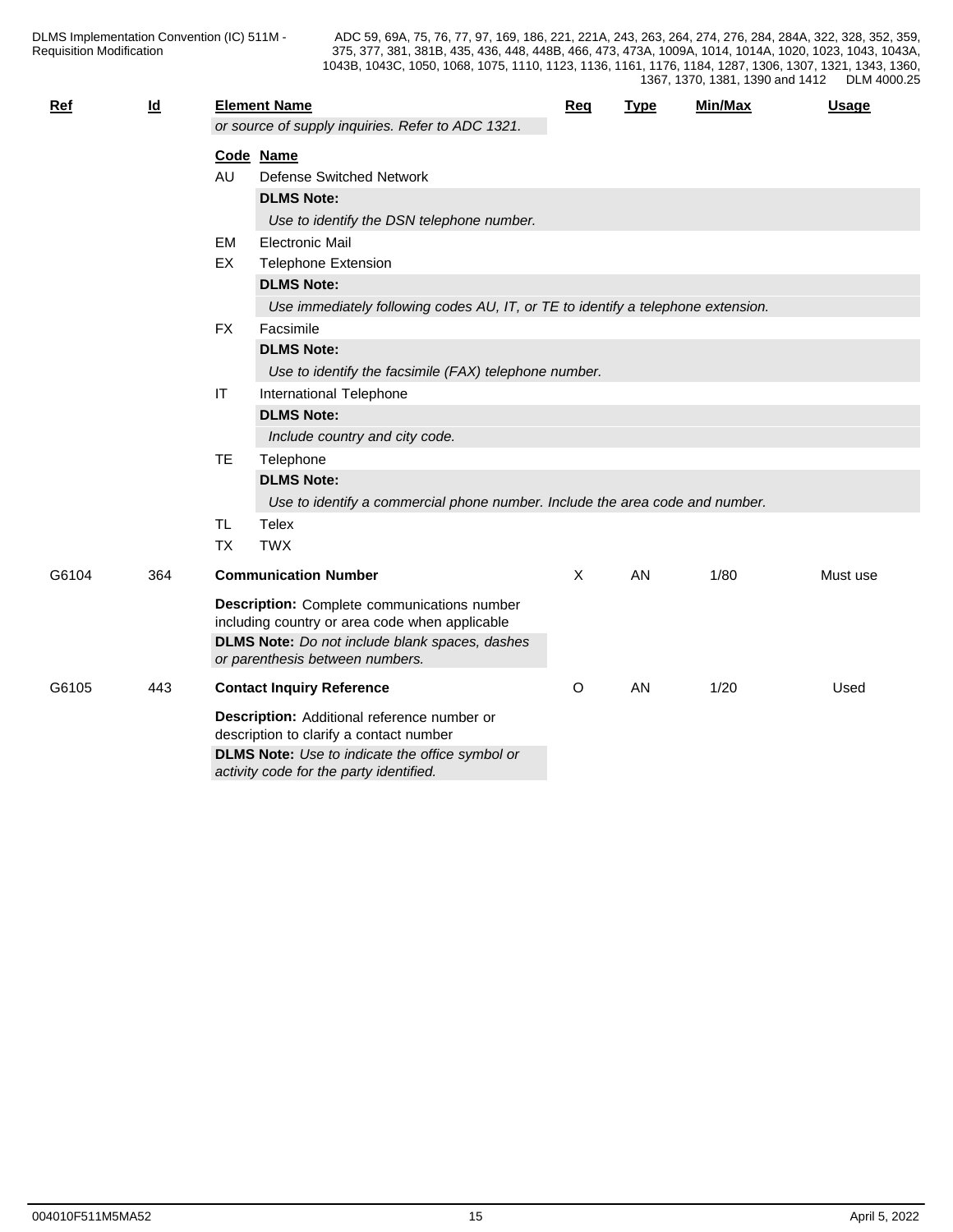| Ref | Id | Element Name | Req | Type | Min/Max | Usage |
|---|---|---|---|---|---|---|
| | | *or source of supply inquiries. Refer to ADC 1321.* | | | | |

**Code Name**

AU Defense Switched Network

**DLMS Note:**

*Use to identify the DSN telephone number.*

EM Electronic Mail

EX Telephone Extension

**DLMS Note:**

*Use immediately following codes AU, IT, or TE to identify a telephone extension.*

FX Facsimile

**DLMS Note:**

*Use to identify the facsimile (FAX) telephone number.*

IT International Telephone

**DLMS Note:**

*Include country and city code.*

TE Telephone

**DLMS Note:**

*Use to identify a commercial phone number. Include the area code and number.*

TL Telex

TX TWX

| Ref | Id | Element Name | Req | Type | Min/Max | Usage |
|---|---|---|---|---|---|---|
| G6104 | 364 | **Communication Number** | X | AN | 1/80 | Must use |

**Description:** Complete communications number including country or area code when applicable

**DLMS Note:** *Do not include blank spaces, dashes or parenthesis between numbers.*

| Ref | Id | Element Name | Req | Type | Min/Max | Usage |
|---|---|---|---|---|---|---|
| G6105 | 443 | **Contact Inquiry Reference** | O | AN | 1/20 | Used |

**Description:** Additional reference number or description to clarify a contact number

**DLMS Note:** *Use to indicate the office symbol or activity code for the party identified.*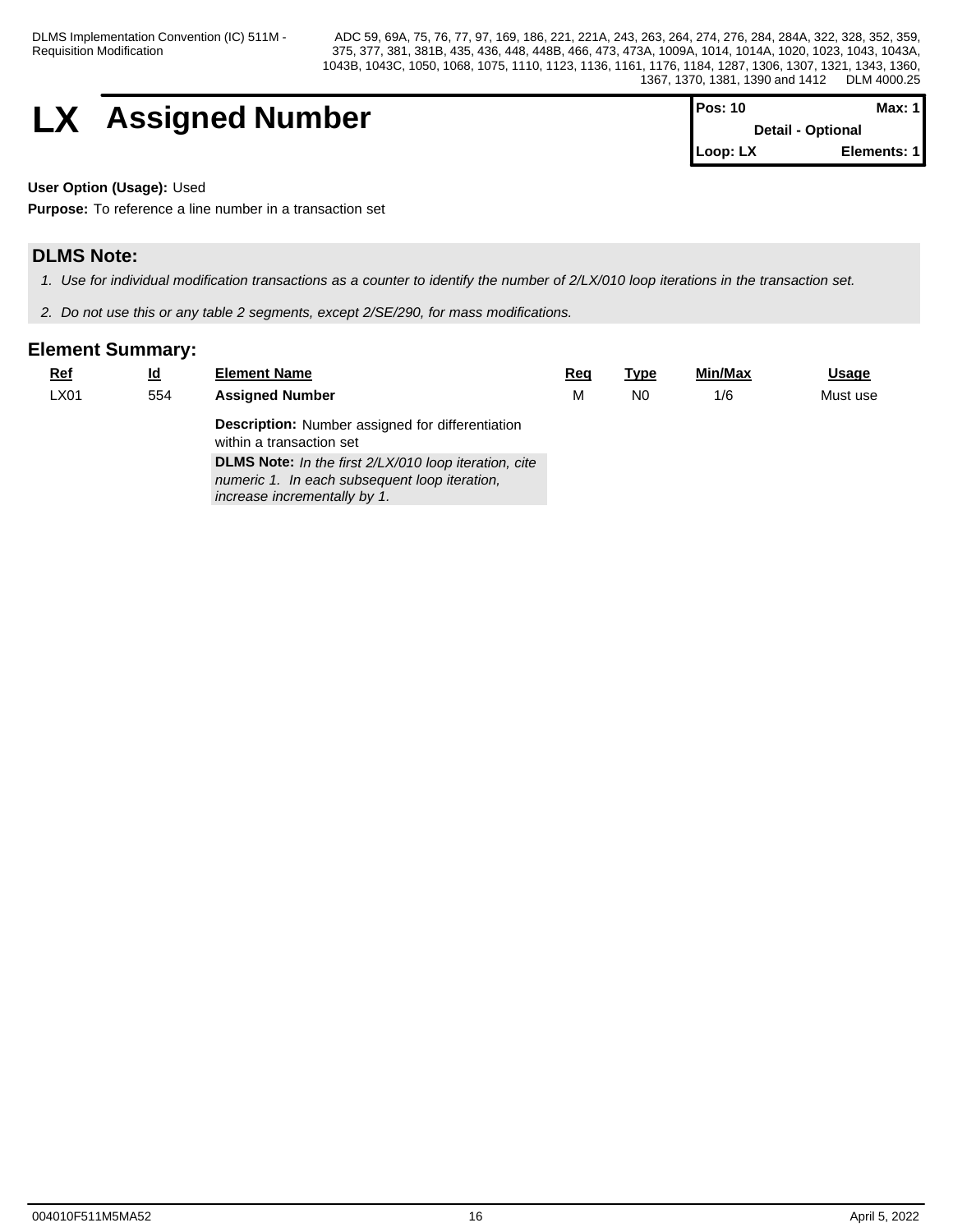# LX Assigned Number

| Pos: 10 | Max: 1 |
|---|---|
| Detail - Optional | |
| Loop: LX | Elements: 1 |

**User Option (Usage):** Used

**Purpose:** To reference a line number in a transaction set

## DLMS Note:

1. *Use for individual modification transactions as a counter to identify the number of 2/LX/010 loop iterations in the transaction set.*
2. *Do not use this or any table 2 segments, except 2/SE/290, for mass modifications.*

## Element Summary:

| Ref | Id | Element Name | Req | Type | Min/Max | Usage |
|---|---|---|---|---|---|---|
| LX01 | 554 | **Assigned Number**<br>**Description:** Number assigned for differentiation within a transaction set<br>**DLMS Note:** *In the first 2/LX/010 loop iteration, cite numeric 1. In each subsequent loop iteration, increase incrementally by 1.* | M | N0 | 1/6 | Must use |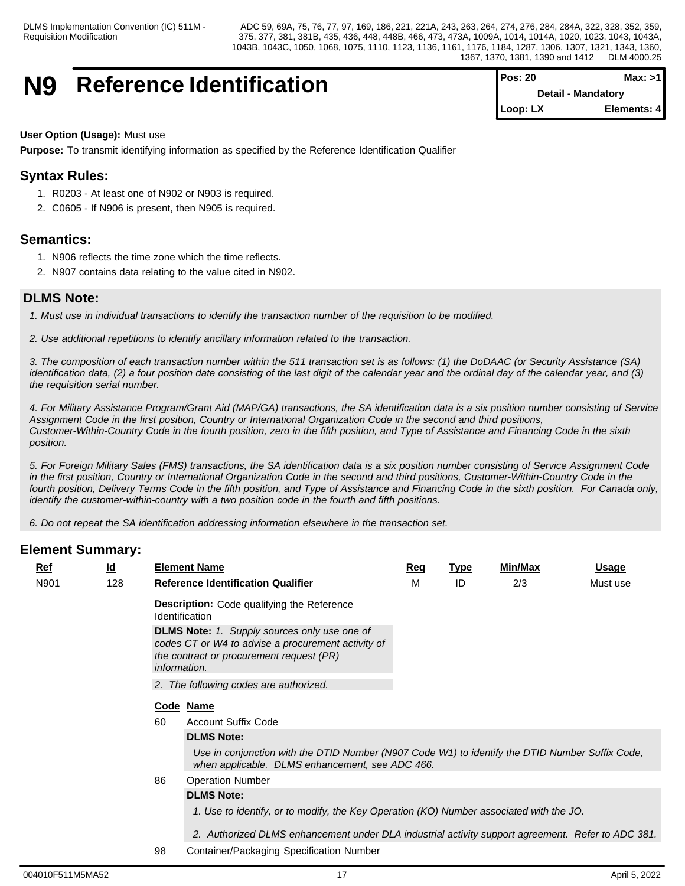# N9 Reference Identification

| Pos: 20 | Max: >1 |
|---|---|
| Detail - Mandatory | |
| Loop: LX | Elements: 4 |

**User Option (Usage):** Must use

**Purpose:** To transmit identifying information as specified by the Reference Identification Qualifier

## Syntax Rules:

1. R0203 - At least one of N902 or N903 is required.
2. C0605 - If N906 is present, then N905 is required.

## Semantics:

1. N906 reflects the time zone which the time reflects.
2. N907 contains data relating to the value cited in N902.

## DLMS Note:

*1. Must use in individual transactions to identify the transaction number of the requisition to be modified.*

*2. Use additional repetitions to identify ancillary information related to the transaction.*

*3. The composition of each transaction number within the 511 transaction set is as follows: (1) the DoDAAC (or Security Assistance (SA) identification data, (2) a four position date consisting of the last digit of the calendar year and the ordinal day of the calendar year, and (3) the requisition serial number.*

*4. For Military Assistance Program/Grant Aid (MAP/GA) transactions, the SA identification data is a six position number consisting of Service Assignment Code in the first position, Country or International Organization Code in the second and third positions, Customer-Within-Country Code in the fourth position, zero in the fifth position, and Type of Assistance and Financing Code in the sixth position.*

*5. For Foreign Military Sales (FMS) transactions, the SA identification data is a six position number consisting of Service Assignment Code in the first position, Country or International Organization Code in the second and third positions, Customer-Within-Country Code in the fourth position, Delivery Terms Code in the fifth position, and Type of Assistance and Financing Code in the sixth position. For Canada only, identify the customer-within-country with a two position code in the fourth and fifth positions.*

*6. Do not repeat the SA identification addressing information elsewhere in the transaction set.*

## Element Summary:

| Ref | Id | Element Name | Req | Type | Min/Max | Usage |
|---|---|---|---|---|---|---|
| N901 | 128 | **Reference Identification Qualifier** | M | ID | 2/3 | Must use |

**Description:** Code qualifying the Reference Identification

**DLMS Note:** *1. Supply sources only use one of codes CT or W4 to advise a procurement activity of the contract or procurement request (PR) information.*

*2. The following codes are authorized.*

| Code | Name |
|---|---|
| 60 | Account Suffix Code |
| 86 | Operation Number |
| 98 | Container/Packaging Specification Number |

**60 - DLMS Note:**

*Use in conjunction with the DTID Number (N907 Code W1) to identify the DTID Number Suffix Code, when applicable. DLMS enhancement, see ADC 466.*

**86 - DLMS Note:**

*1. Use to identify, or to modify, the Key Operation (KO) Number associated with the JO.*

*2. Authorized DLMS enhancement under DLA industrial activity support agreement. Refer to ADC 381.*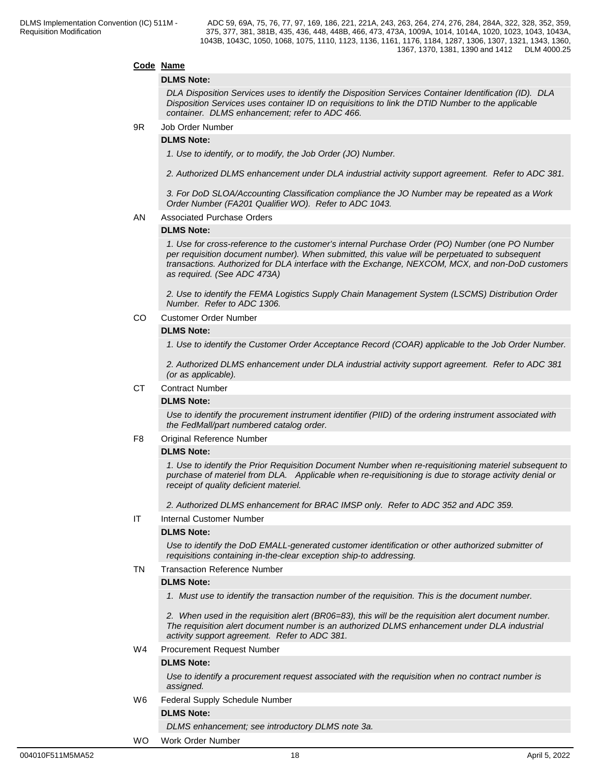**Code Name**

**DLMS Note:**

*DLA Disposition Services uses to identify the Disposition Services Container Identification (ID). DLA Disposition Services uses container ID on requisitions to link the DTID Number to the applicable container. DLMS enhancement; refer to ADC 466.*

9R Job Order Number

**DLMS Note:**

*1. Use to identify, or to modify, the Job Order (JO) Number.*

*2. Authorized DLMS enhancement under DLA industrial activity support agreement. Refer to ADC 381.*

*3. For DoD SLOA/Accounting Classification compliance the JO Number may be repeated as a Work Order Number (FA201 Qualifier WO). Refer to ADC 1043.*

AN Associated Purchase Orders

**DLMS Note:**

*1. Use for cross-reference to the customer's internal Purchase Order (PO) Number (one PO Number per requisition document number). When submitted, this value will be perpetuated to subsequent transactions. Authorized for DLA interface with the Exchange, NEXCOM, MCX, and non-DoD customers as required. (See ADC 473A)*

*2. Use to identify the FEMA Logistics Supply Chain Management System (LSCMS) Distribution Order Number. Refer to ADC 1306.*

CO Customer Order Number

**DLMS Note:**

*1. Use to identify the Customer Order Acceptance Record (COAR) applicable to the Job Order Number.*

*2. Authorized DLMS enhancement under DLA industrial activity support agreement. Refer to ADC 381 (or as applicable).*

CT Contract Number

**DLMS Note:**

*Use to identify the procurement instrument identifier (PIID) of the ordering instrument associated with the FedMall/part numbered catalog order.*

F8 Original Reference Number

**DLMS Note:**

*1. Use to identify the Prior Requisition Document Number when re-requisitioning materiel subsequent to purchase of materiel from DLA. Applicable when re-requisitioning is due to storage activity denial or receipt of quality deficient materiel.*

*2. Authorized DLMS enhancement for BRAC IMSP only. Refer to ADC 352 and ADC 359.*

IT Internal Customer Number

**DLMS Note:**

*Use to identify the DoD EMALL-generated customer identification or other authorized submitter of requisitions containing in-the-clear exception ship-to addressing.*

TN Transaction Reference Number

**DLMS Note:**

*1. Must use to identify the transaction number of the requisition. This is the document number.*

*2. When used in the requisition alert (BR06=83), this will be the requisition alert document number. The requisition alert document number is an authorized DLMS enhancement under DLA industrial activity support agreement. Refer to ADC 381.*

W4 Procurement Request Number

**DLMS Note:**

*Use to identify a procurement request associated with the requisition when no contract number is assigned.*

W6 Federal Supply Schedule Number

**DLMS Note:**

*DLMS enhancement; see introductory DLMS note 3a.*

WO Work Order Number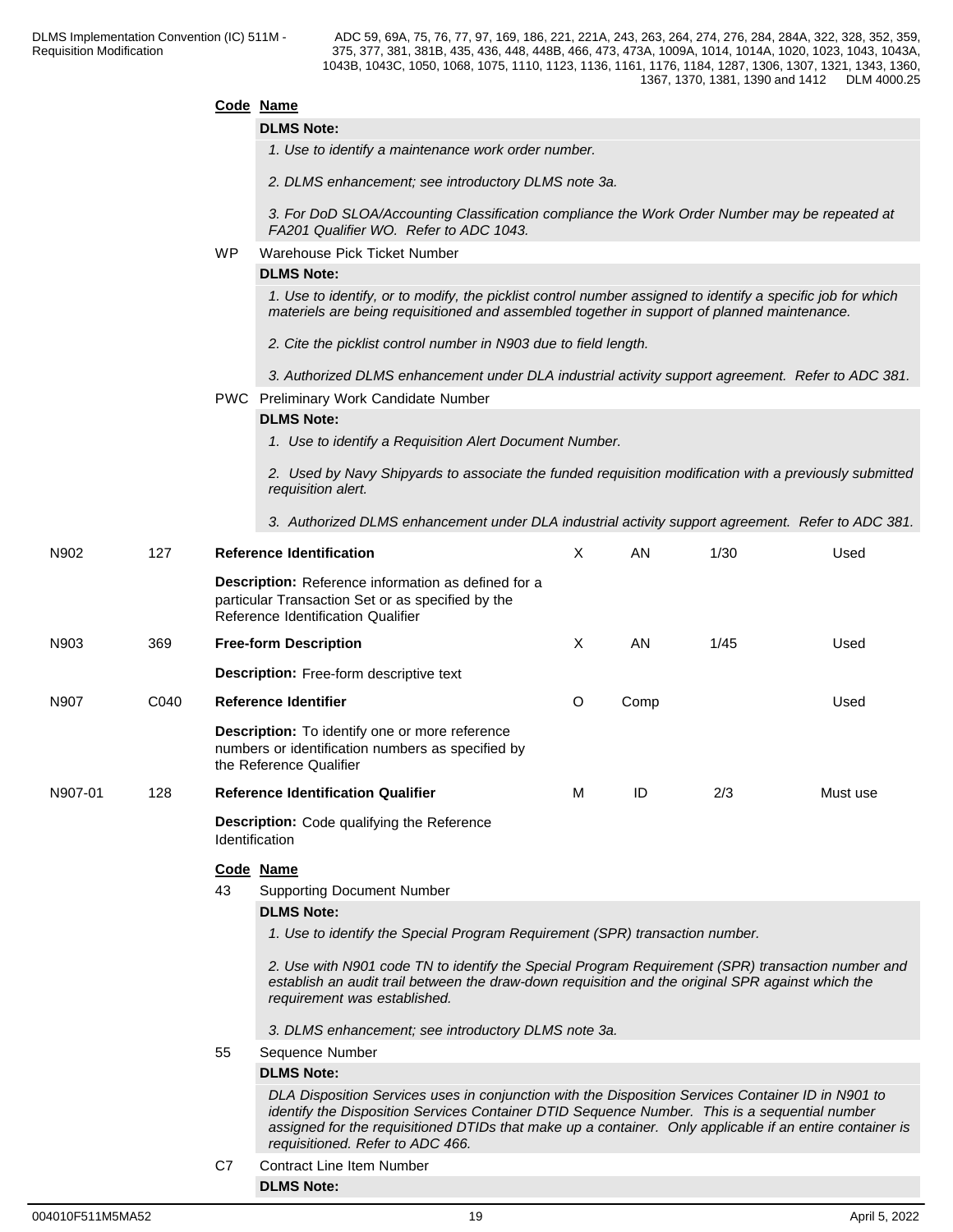**Code Name**

**DLMS Note:**

*1. Use to identify a maintenance work order number.*

*2. DLMS enhancement; see introductory DLMS note 3a.*

*3. For DoD SLOA/Accounting Classification compliance the Work Order Number may be repeated at FA201 Qualifier WO. Refer to ADC 1043.*

WP Warehouse Pick Ticket Number

**DLMS Note:**

*1. Use to identify, or to modify, the picklist control number assigned to identify a specific job for which materiels are being requisitioned and assembled together in support of planned maintenance.*

*2. Cite the picklist control number in N903 due to field length.*

*3. Authorized DLMS enhancement under DLA industrial activity support agreement. Refer to ADC 381.*

PWC Preliminary Work Candidate Number

**DLMS Note:**

*1. Use to identify a Requisition Alert Document Number.*

*2. Used by Navy Shipyards to associate the funded requisition modification with a previously submitted requisition alert.*

*3. Authorized DLMS enhancement under DLA industrial activity support agreement. Refer to ADC 381.*

| | | | | | | |
|---|---|---|---|---|---|---|
| N902 | 127 | **Reference Identification** | X | AN | 1/30 | Used |
| | | **Description:** Reference information as defined for a particular Transaction Set or as specified by the Reference Identification Qualifier | | | | |
| N903 | 369 | **Free-form Description** | X | AN | 1/45 | Used |
| | | **Description:** Free-form descriptive text | | | | |
| N907 | C040 | **Reference Identifier** | O | Comp | | Used |
| | | **Description:** To identify one or more reference numbers or identification numbers as specified by the Reference Qualifier | | | | |
| N907-01 | 128 | **Reference Identification Qualifier** | M | ID | 2/3 | Must use |
| | | **Description:** Code qualifying the Reference Identification | | | | |

**Code Name**

43 Supporting Document Number

**DLMS Note:**

*1. Use to identify the Special Program Requirement (SPR) transaction number.*

*2. Use with N901 code TN to identify the Special Program Requirement (SPR) transaction number and establish an audit trail between the draw-down requisition and the original SPR against which the requirement was established.*

*3. DLMS enhancement; see introductory DLMS note 3a.*

55 Sequence Number

**DLMS Note:**

*DLA Disposition Services uses in conjunction with the Disposition Services Container ID in N901 to identify the Disposition Services Container DTID Sequence Number. This is a sequential number assigned for the requisitioned DTIDs that make up a container. Only applicable if an entire container is requisitioned. Refer to ADC 466.*

C7 Contract Line Item Number

**DLMS Note:**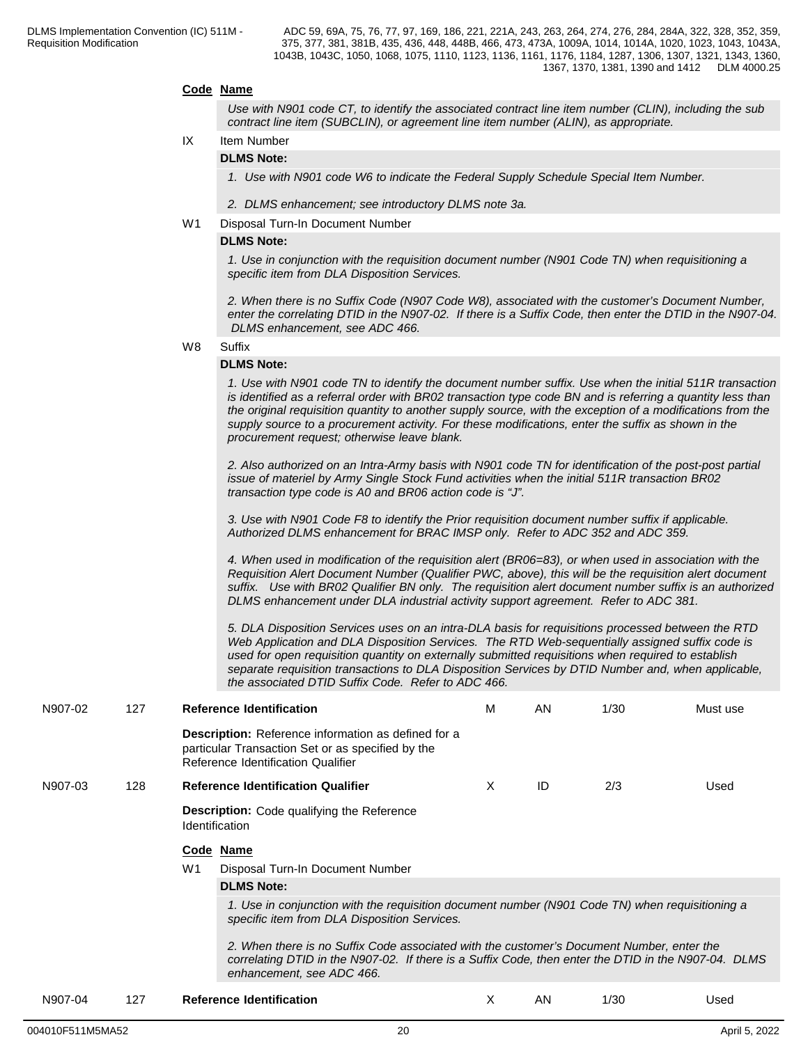**Code** **Name**

*Use with N901 code CT, to identify the associated contract line item number (CLIN), including the sub contract line item (SUBCLIN), or agreement line item number (ALIN), as appropriate.*

IX Item Number

**DLMS Note:**

*1. Use with N901 code W6 to indicate the Federal Supply Schedule Special Item Number.*

*2. DLMS enhancement; see introductory DLMS note 3a.*

W1 Disposal Turn-In Document Number

**DLMS Note:**

*1. Use in conjunction with the requisition document number (N901 Code TN) when requisitioning a specific item from DLA Disposition Services.*

*2. When there is no Suffix Code (N907 Code W8), associated with the customer's Document Number, enter the correlating DTID in the N907-02. If there is a Suffix Code, then enter the DTID in the N907-04. DLMS enhancement, see ADC 466.*

W8 Suffix

**DLMS Note:**

*1. Use with N901 code TN to identify the document number suffix. Use when the initial 511R transaction is identified as a referral order with BR02 transaction type code BN and is referring a quantity less than the original requisition quantity to another supply source, with the exception of a modifications from the supply source to a procurement activity. For these modifications, enter the suffix as shown in the procurement request; otherwise leave blank.*

*2. Also authorized on an Intra-Army basis with N901 code TN for identification of the post-post partial issue of materiel by Army Single Stock Fund activities when the initial 511R transaction BR02 transaction type code is A0 and BR06 action code is "J".*

*3. Use with N901 Code F8 to identify the Prior requisition document number suffix if applicable. Authorized DLMS enhancement for BRAC IMSP only. Refer to ADC 352 and ADC 359.*

*4. When used in modification of the requisition alert (BR06=83), or when used in association with the Requisition Alert Document Number (Qualifier PWC, above), this will be the requisition alert document suffix. Use with BR02 Qualifier BN only. The requisition alert document number suffix is an authorized DLMS enhancement under DLA industrial activity support agreement. Refer to ADC 381.*

*5. DLA Disposition Services uses on an intra-DLA basis for requisitions processed between the RTD Web Application and DLA Disposition Services. The RTD Web-sequentially assigned suffix code is used for open requisition quantity on externally submitted requisitions when required to establish separate requisition transactions to DLA Disposition Services by DTID Number and, when applicable, the associated DTID Suffix Code. Refer to ADC 466.*

| | | | | | | |
|---|---|---|---|---|---|---|
| N907-02 | 127 | **Reference Identification** | M | AN | 1/30 | Must use |

**Description:** Reference information as defined for a particular Transaction Set or as specified by the Reference Identification Qualifier

| | | | | | | |
|---|---|---|---|---|---|---|
| N907-03 | 128 | **Reference Identification Qualifier** | X | ID | 2/3 | Used |

**Description:** Code qualifying the Reference Identification

**Code** **Name**

W1 Disposal Turn-In Document Number

**DLMS Note:**

*1. Use in conjunction with the requisition document number (N901 Code TN) when requisitioning a specific item from DLA Disposition Services.*

*2. When there is no Suffix Code associated with the customer's Document Number, enter the correlating DTID in the N907-02. If there is a Suffix Code, then enter the DTID in the N907-04. DLMS enhancement, see ADC 466.*

| | | | | | | |
|---|---|---|---|---|---|---|
| N907-04 | 127 | **Reference Identification** | X | AN | 1/30 | Used |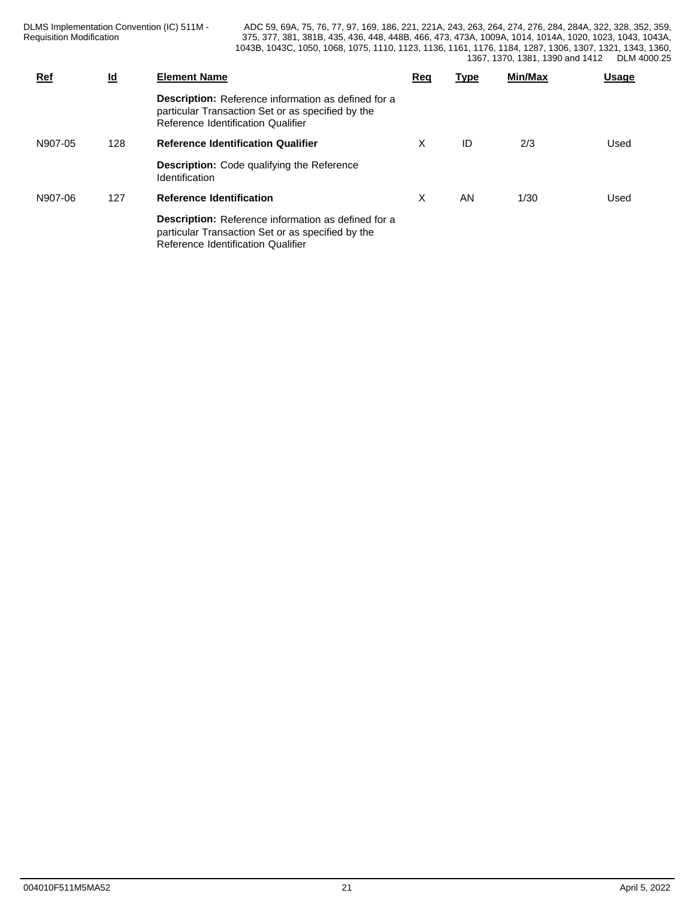| Ref | Id | Element Name | Req | Type | Min/Max | Usage |
|---|---|---|---|---|---|---|
| | | **Description:** Reference information as defined for a particular Transaction Set or as specified by the Reference Identification Qualifier | | | | |
| N907-05 | 128 | **Reference Identification Qualifier** | X | ID | 2/3 | Used |
| | | **Description:** Code qualifying the Reference Identification | | | | |
| N907-06 | 127 | **Reference Identification** | X | AN | 1/30 | Used |
| | | **Description:** Reference information as defined for a particular Transaction Set or as specified by the Reference Identification Qualifier | | | | |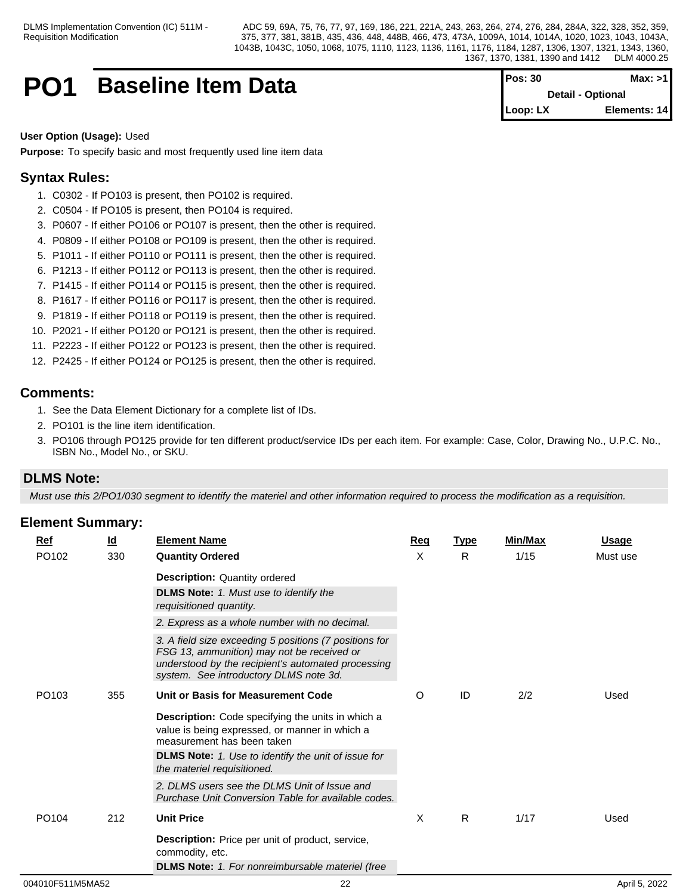# PO1 Baseline Item Data

Pos: 30 | Max: >1
Detail - Optional
Loop: LX | Elements: 14

**User Option (Usage):** Used

**Purpose:** To specify basic and most frequently used line item data

## Syntax Rules:

1. C0302 - If PO103 is present, then PO102 is required.
2. C0504 - If PO105 is present, then PO104 is required.
3. P0607 - If either PO106 or PO107 is present, then the other is required.
4. P0809 - If either PO108 or PO109 is present, then the other is required.
5. P1011 - If either PO110 or PO111 is present, then the other is required.
6. P1213 - If either PO112 or PO113 is present, then the other is required.
7. P1415 - If either PO114 or PO115 is present, then the other is required.
8. P1617 - If either PO116 or PO117 is present, then the other is required.
9. P1819 - If either PO118 or PO119 is present, then the other is required.
10. P2021 - If either PO120 or PO121 is present, then the other is required.
11. P2223 - If either PO122 or PO123 is present, then the other is required.
12. P2425 - If either PO124 or PO125 is present, then the other is required.

## Comments:

1. See the Data Element Dictionary for a complete list of IDs.
2. PO101 is the line item identification.
3. PO106 through PO125 provide for ten different product/service IDs per each item. For example: Case, Color, Drawing No., U.P.C. No., ISBN No., Model No., or SKU.

## DLMS Note:

*Must use this 2/PO1/030 segment to identify the materiel and other information required to process the modification as a requisition.*

## Element Summary:

| Ref | Id | Element Name | Req | Type | Min/Max | Usage |
|---|---|---|---|---|---|---|
| PO102 | 330 | **Quantity Ordered**<br>**Description:** Quantity ordered<br>**DLMS Note:** *1. Must use to identify the requisitioned quantity.*<br>*2. Express as a whole number with no decimal.*<br>*3. A field size exceeding 5 positions (7 positions for FSG 13, ammunition) may not be received or understood by the recipient's automated processing system. See introductory DLMS note 3d.* | X | R | 1/15 | Must use |
| PO103 | 355 | **Unit or Basis for Measurement Code**<br>**Description:** Code specifying the units in which a value is being expressed, or manner in which a measurement has been taken<br>**DLMS Note:** *1. Use to identify the unit of issue for the materiel requisitioned.*<br>*2. DLMS users see the DLMS Unit of Issue and Purchase Unit Conversion Table for available codes.* | O | ID | 2/2 | Used |
| PO104 | 212 | **Unit Price**<br>**Description:** Price per unit of product, service, commodity, etc.<br>**DLMS Note:** *1. For nonreimbursable materiel (free* | X | R | 1/17 | Used |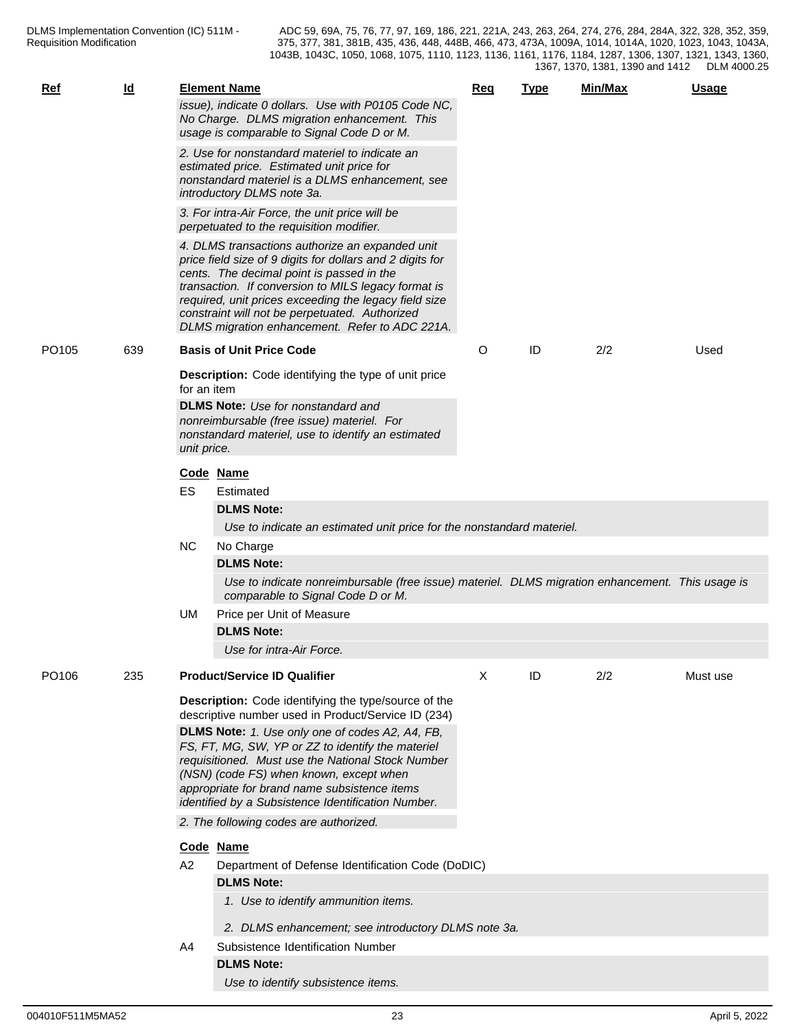| Ref | Id | Element Name | Req | Type | Min/Max | Usage |
|---|---|---|---|---|---|---|
| | | *issue), indicate 0 dollars. Use with P0105 Code NC, No Charge. DLMS migration enhancement. This usage is comparable to Signal Code D or M.* | | | | |
| | | *2. Use for nonstandard materiel to indicate an estimated price. Estimated unit price for nonstandard materiel is a DLMS enhancement, see introductory DLMS note 3a.* | | | | |
| | | *3. For intra-Air Force, the unit price will be perpetuated to the requisition modifier.* | | | | |
| | | *4. DLMS transactions authorize an expanded unit price field size of 9 digits for dollars and 2 digits for cents. The decimal point is passed in the transaction. If conversion to MILS legacy format is required, unit prices exceeding the legacy field size constraint will not be perpetuated. Authorized DLMS migration enhancement. Refer to ADC 221A.* | | | | |
| PO105 | 639 | **Basis of Unit Price Code** | O | ID | 2/2 | Used |

**Description:** Code identifying the type of unit price for an item

**DLMS Note:** *Use for nonstandard and nonreimbursable (free issue) materiel. For nonstandard materiel, use to identify an estimated unit price.*

| Code | Name |
|---|---|
| ES | Estimated<br>**DLMS Note:**<br>*Use to indicate an estimated unit price for the nonstandard materiel.* |
| NC | No Charge<br>**DLMS Note:**<br>*Use to indicate nonreimbursable (free issue) materiel. DLMS migration enhancement. This usage is comparable to Signal Code D or M.* |
| UM | Price per Unit of Measure<br>**DLMS Note:**<br>*Use for intra-Air Force.* |

| Ref | Id | Element Name | Req | Type | Min/Max | Usage |
|---|---|---|---|---|---|---|
| PO106 | 235 | **Product/Service ID Qualifier** | X | ID | 2/2 | Must use |

**Description:** Code identifying the type/source of the descriptive number used in Product/Service ID (234)

**DLMS Note:** *1. Use only one of codes A2, A4, FB, FS, FT, MG, SW, YP or ZZ to identify the materiel requisitioned. Must use the National Stock Number (NSN) (code FS) when known, except when appropriate for brand name subsistence items identified by a Subsistence Identification Number.*

*2. The following codes are authorized.*

| Code | Name |
|---|---|
| A2 | Department of Defense Identification Code (DoDIC)<br>**DLMS Note:**<br>*1. Use to identify ammunition items.*<br>*2. DLMS enhancement; see introductory DLMS note 3a.* |
| A4 | Subsistence Identification Number<br>**DLMS Note:**<br>*Use to identify subsistence items.* |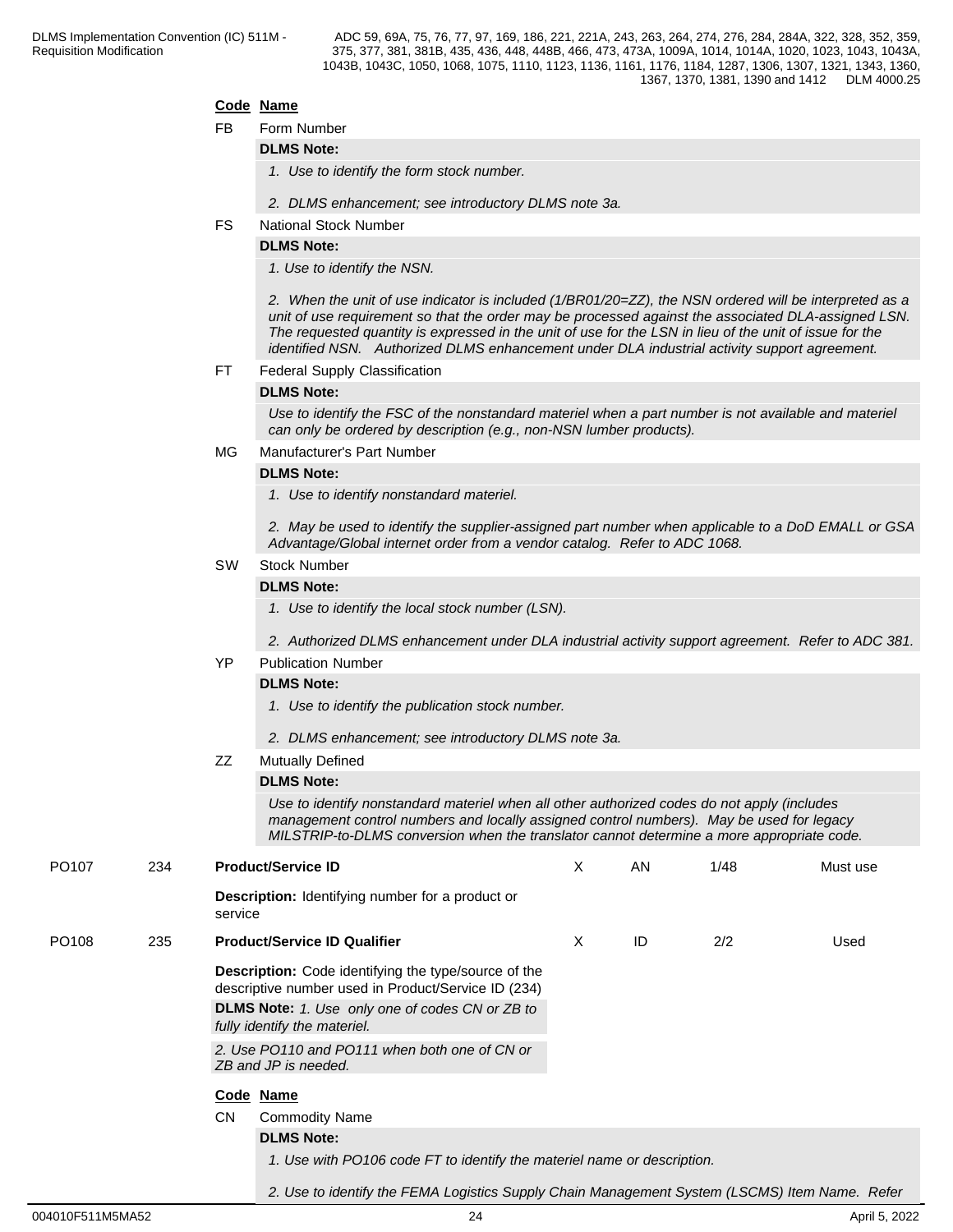**Code Name**

FB Form Number

**DLMS Note:**

*1. Use to identify the form stock number.*

*2. DLMS enhancement; see introductory DLMS note 3a.*

FS National Stock Number

**DLMS Note:**

*1. Use to identify the NSN.*

*2. When the unit of use indicator is included (1/BR01/20=ZZ), the NSN ordered will be interpreted as a unit of use requirement so that the order may be processed against the associated DLA-assigned LSN. The requested quantity is expressed in the unit of use for the LSN in lieu of the unit of issue for the identified NSN. Authorized DLMS enhancement under DLA industrial activity support agreement.*

FT Federal Supply Classification

**DLMS Note:**

*Use to identify the FSC of the nonstandard materiel when a part number is not available and materiel can only be ordered by description (e.g., non-NSN lumber products).*

MG Manufacturer's Part Number

**DLMS Note:**

*1. Use to identify nonstandard materiel.*

*2. May be used to identify the supplier-assigned part number when applicable to a DoD EMALL or GSA Advantage/Global internet order from a vendor catalog. Refer to ADC 1068.*

SW Stock Number

**DLMS Note:**

*1. Use to identify the local stock number (LSN).*

*2. Authorized DLMS enhancement under DLA industrial activity support agreement. Refer to ADC 381.*

YP Publication Number

**DLMS Note:**

*1. Use to identify the publication stock number.*

*2. DLMS enhancement; see introductory DLMS note 3a.*

ZZ Mutually Defined

**DLMS Note:**

*Use to identify nonstandard materiel when all other authorized codes do not apply (includes management control numbers and locally assigned control numbers). May be used for legacy MILSTRIP-to-DLMS conversion when the translator cannot determine a more appropriate code.*

| PO107 | 234 | **Product/Service ID** | X | AN | 1/48 | Must use |
|---|---|---|---|---|---|---|

**Description:** Identifying number for a product or service

| PO108 | 235 | **Product/Service ID Qualifier** | X | ID | 2/2 | Used |
|---|---|---|---|---|---|---|

**Description:** Code identifying the type/source of the descriptive number used in Product/Service ID (234)

**DLMS Note:** *1. Use only one of codes CN or ZB to fully identify the materiel.*

*2. Use PO110 and PO111 when both one of CN or ZB and JP is needed.*

**Code Name**

CN Commodity Name

**DLMS Note:**

*1. Use with PO106 code FT to identify the materiel name or description.*

*2. Use to identify the FEMA Logistics Supply Chain Management System (LSCMS) Item Name. Refer*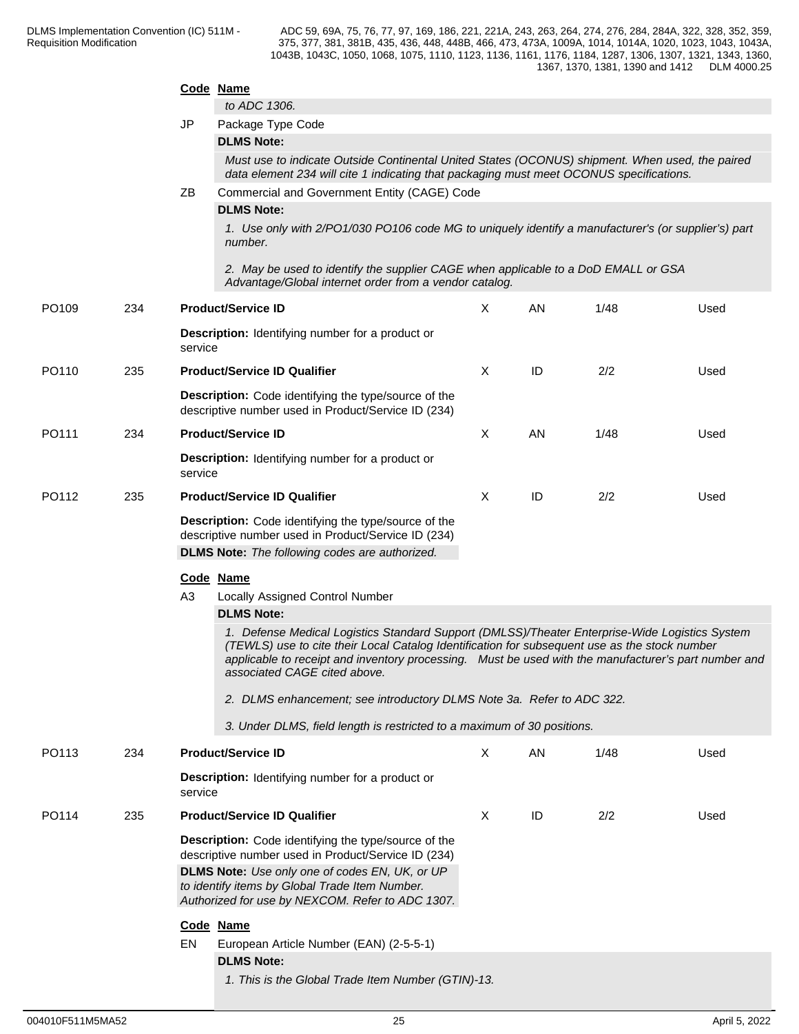**Code Name**

*to ADC 1306.*

JP Package Type Code

**DLMS Note:**

*Must use to indicate Outside Continental United States (OCONUS) shipment. When used, the paired data element 234 will cite 1 indicating that packaging must meet OCONUS specifications.*

ZB Commercial and Government Entity (CAGE) Code

**DLMS Note:**

*1. Use only with 2/PO1/030 PO106 code MG to uniquely identify a manufacturer's (or supplier's) part number.*

*2. May be used to identify the supplier CAGE when applicable to a DoD EMALL or GSA Advantage/Global internet order from a vendor catalog.*

| PO109 | 234 | **Product/Service ID** | X | AN | 1/48 | Used |
|---|---|---|---|---|---|---|

**Description:** Identifying number for a product or service

| PO110 | 235 | **Product/Service ID Qualifier** | X | ID | 2/2 | Used |
|---|---|---|---|---|---|---|

**Description:** Code identifying the type/source of the descriptive number used in Product/Service ID (234)

| PO111 | 234 | **Product/Service ID** | X | AN | 1/48 | Used |
|---|---|---|---|---|---|---|

**Description:** Identifying number for a product or service

| PO112 | 235 | **Product/Service ID Qualifier** | X | ID | 2/2 | Used |
|---|---|---|---|---|---|---|

**Description:** Code identifying the type/source of the descriptive number used in Product/Service ID (234)

**DLMS Note:** *The following codes are authorized.*

**Code Name**

A3 Locally Assigned Control Number

**DLMS Note:**

*1. Defense Medical Logistics Standard Support (DMLSS)/Theater Enterprise-Wide Logistics System (TEWLS) use to cite their Local Catalog Identification for subsequent use as the stock number applicable to receipt and inventory processing. Must be used with the manufacturer's part number and associated CAGE cited above.*

*2. DLMS enhancement; see introductory DLMS Note 3a. Refer to ADC 322.*

*3. Under DLMS, field length is restricted to a maximum of 30 positions.*

| PO113 | 234 | **Product/Service ID** | X | AN | 1/48 | Used |
|---|---|---|---|---|---|---|

**Description:** Identifying number for a product or service

| PO114 | 235 | **Product/Service ID Qualifier** | X | ID | 2/2 | Used |
|---|---|---|---|---|---|---|

**Description:** Code identifying the type/source of the descriptive number used in Product/Service ID (234)

**DLMS Note:** *Use only one of codes EN, UK, or UP to identify items by Global Trade Item Number. Authorized for use by NEXCOM. Refer to ADC 1307.*

**Code Name**

EN European Article Number (EAN) (2-5-5-1)

**DLMS Note:**

*1. This is the Global Trade Item Number (GTIN)-13.*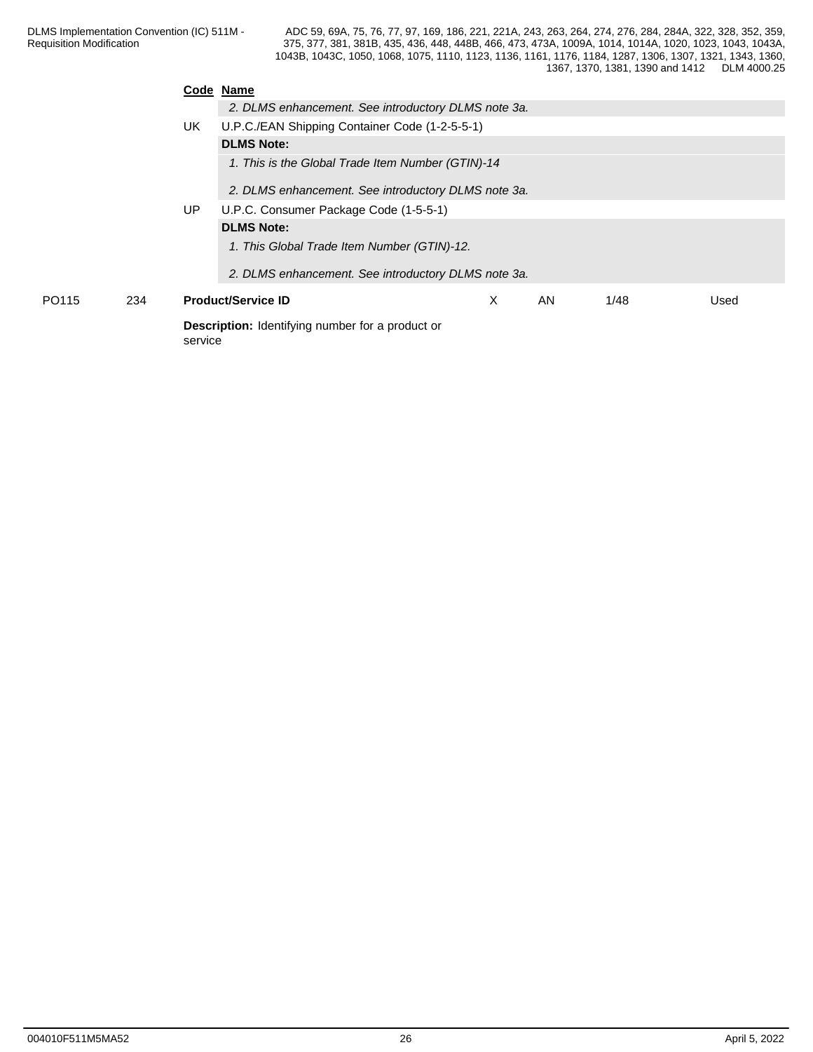**Code** **Name**

*2. DLMS enhancement. See introductory DLMS note 3a.*

UK U.P.C./EAN Shipping Container Code (1-2-5-5-1)

**DLMS Note:**

*1. This is the Global Trade Item Number (GTIN)-14*

*2. DLMS enhancement. See introductory DLMS note 3a.*

UP U.P.C. Consumer Package Code (1-5-5-1)

**DLMS Note:**

*1. This Global Trade Item Number (GTIN)-12.*

*2. DLMS enhancement. See introductory DLMS note 3a.*

| PO115 | 234 | **Product/Service ID** | X | AN | 1/48 | Used |
|---|---|---|---|---|---|---|

**Description:** Identifying number for a product or service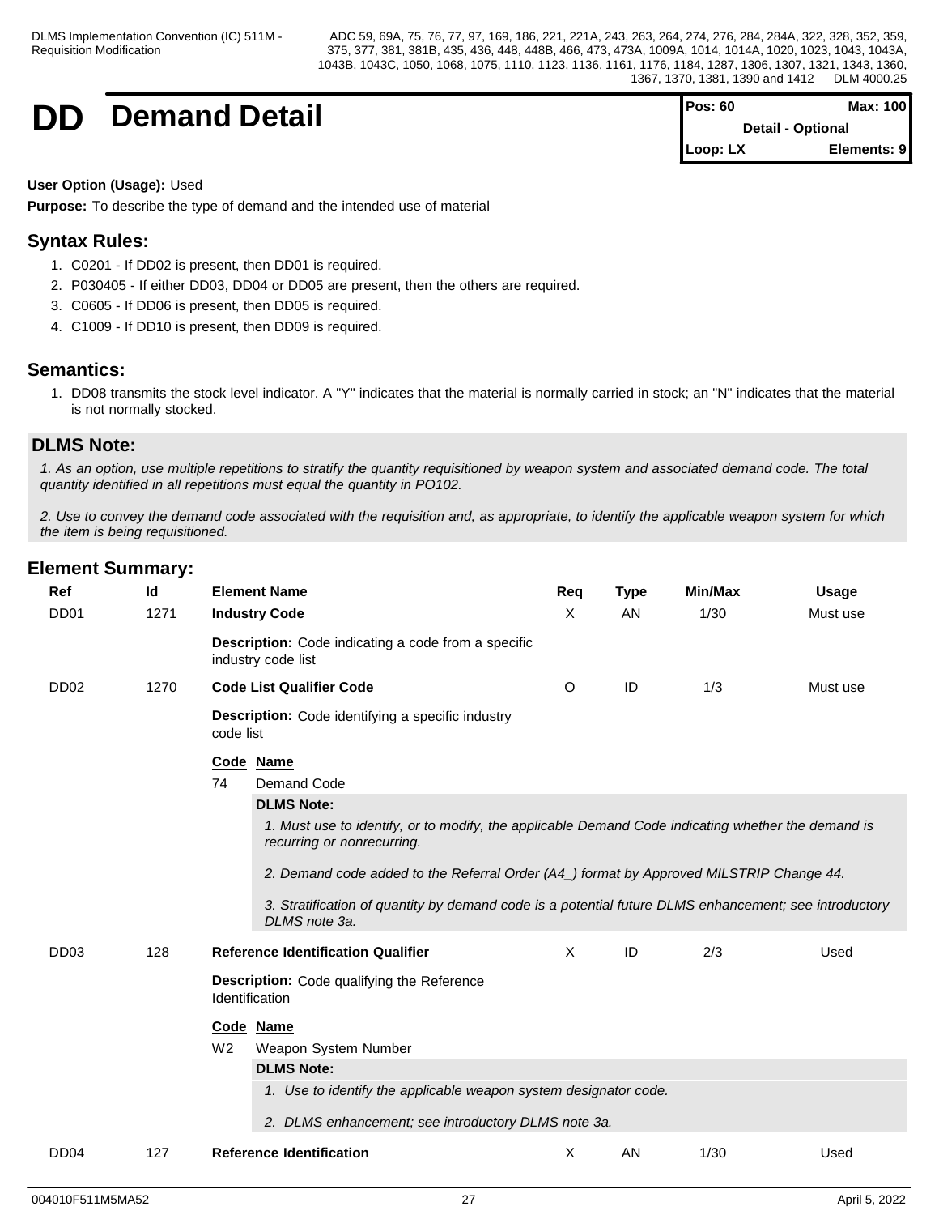# DD Demand Detail

| Pos: 60 | Max: 100 |
|---|---|
| Detail - Optional | |
| Loop: LX | Elements: 9 |

**User Option (Usage):** Used

**Purpose:** To describe the type of demand and the intended use of material

## Syntax Rules:

1. C0201 - If DD02 is present, then DD01 is required.
2. P030405 - If either DD03, DD04 or DD05 are present, then the others are required.
3. C0605 - If DD06 is present, then DD05 is required.
4. C1009 - If DD10 is present, then DD09 is required.

## Semantics:

1. DD08 transmits the stock level indicator. A "Y" indicates that the material is normally carried in stock; an "N" indicates that the material is not normally stocked.

## DLMS Note:

*1. As an option, use multiple repetitions to stratify the quantity requisitioned by weapon system and associated demand code. The total quantity identified in all repetitions must equal the quantity in PO102.*

*2. Use to convey the demand code associated with the requisition and, as appropriate, to identify the applicable weapon system for which the item is being requisitioned.*

## Element Summary:

| Ref | Id | Element Name | Req | Type | Min/Max | Usage |
|---|---|---|---|---|---|---|
| DD01 | 1271 | **Industry Code** | X | AN | 1/30 | Must use |
| | | **Description:** Code indicating a code from a specific industry code list | | | | |
| DD02 | 1270 | **Code List Qualifier Code** | O | ID | 1/3 | Must use |
| | | **Description:** Code identifying a specific industry code list | | | | |

**Code Name**

74 Demand Code

**DLMS Note:**

*1. Must use to identify, or to modify, the applicable Demand Code indicating whether the demand is recurring or nonrecurring.*

*2. Demand code added to the Referral Order (A4_) format by Approved MILSTRIP Change 44.*

*3. Stratification of quantity by demand code is a potential future DLMS enhancement; see introductory DLMS note 3a.*

| Ref | Id | Element Name | Req | Type | Min/Max | Usage |
|---|---|---|---|---|---|---|
| DD03 | 128 | **Reference Identification Qualifier** | X | ID | 2/3 | Used |
| | | **Description:** Code qualifying the Reference Identification | | | | |

**Code Name**

W2 Weapon System Number

**DLMS Note:**

*1. Use to identify the applicable weapon system designator code.*

*2. DLMS enhancement; see introductory DLMS note 3a.*

| Ref | Id | Element Name | Req | Type | Min/Max | Usage |
|---|---|---|---|---|---|---|
| DD04 | 127 | **Reference Identification** | X | AN | 1/30 | Used |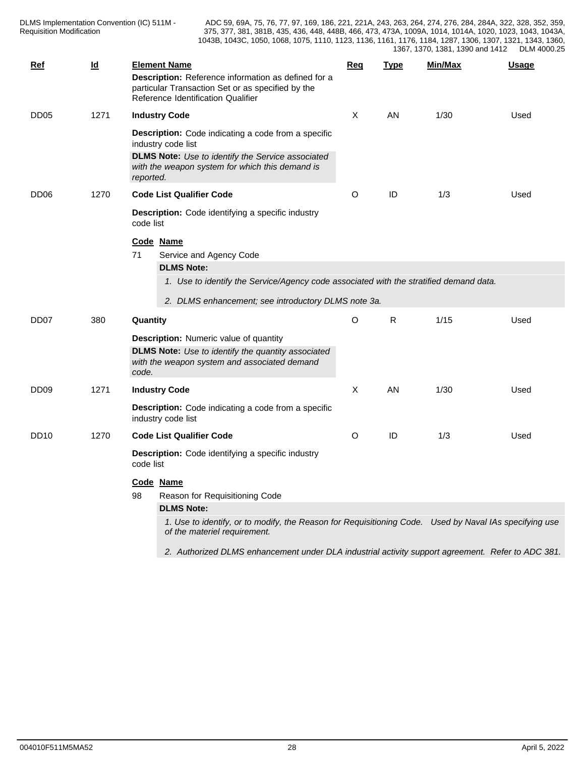| Ref | Id | Element Name | Req | Type | Min/Max | Usage |
|---|---|---|---|---|---|---|
| | | **Description:** Reference information as defined for a particular Transaction Set or as specified by the Reference Identification Qualifier | | | | |
| DD05 | 1271 | **Industry Code** | X | AN | 1/30 | Used |
| | | **Description:** Code indicating a code from a specific industry code list<br>**DLMS Note:** *Use to identify the Service associated with the weapon system for which this demand is reported.* | | | | |
| DD06 | 1270 | **Code List Qualifier Code** | O | ID | 1/3 | Used |
| | | **Description:** Code identifying a specific industry code list | | | | |

| Code | Name |
|---|---|
| 71 | Service and Agency Code |

**DLMS Note:**

1. *Use to identify the Service/Agency code associated with the stratified demand data.*
2. *DLMS enhancement; see introductory DLMS note 3a.*

| Ref | Id | Element Name | Req | Type | Min/Max | Usage |
|---|---|---|---|---|---|---|
| DD07 | 380 | **Quantity** | O | R | 1/15 | Used |
| | | **Description:** Numeric value of quantity<br>**DLMS Note:** *Use to identify the quantity associated with the weapon system and associated demand code.* | | | | |
| DD09 | 1271 | **Industry Code** | X | AN | 1/30 | Used |
| | | **Description:** Code indicating a code from a specific industry code list | | | | |
| DD10 | 1270 | **Code List Qualifier Code** | O | ID | 1/3 | Used |
| | | **Description:** Code identifying a specific industry code list | | | | |

| Code | Name |
|---|---|
| 98 | Reason for Requisitioning Code |

**DLMS Note:**

1. *Use to identify, or to modify, the Reason for Requisitioning Code. Used by Naval IAs specifying use of the materiel requirement.*
2. *Authorized DLMS enhancement under DLA industrial activity support agreement. Refer to ADC 381.*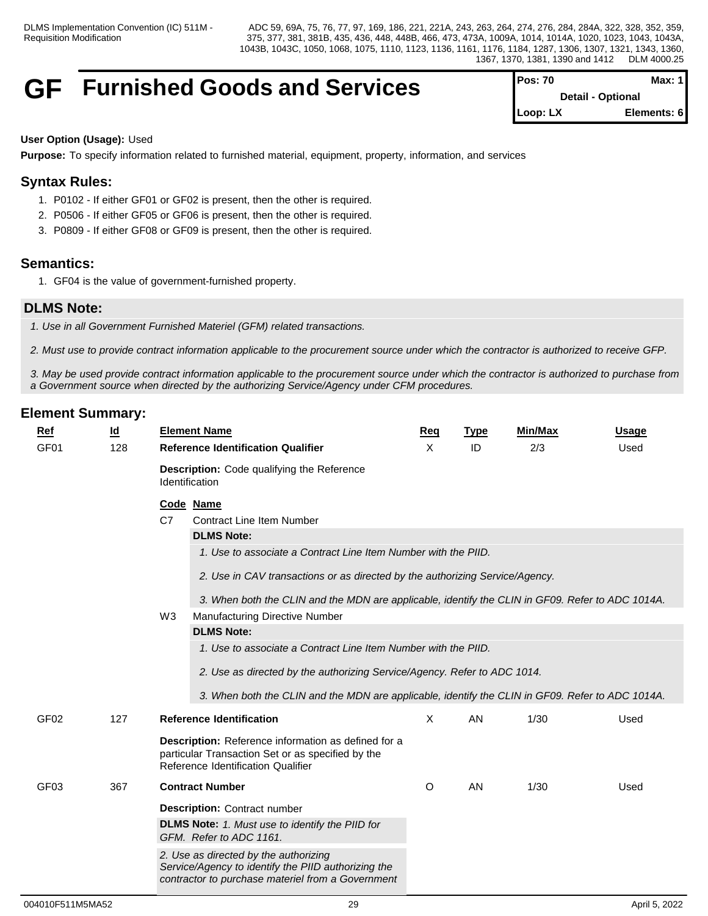# GF Furnished Goods and Services

| Pos: 70 | Max: 1 |
|---|---|
| Detail - Optional | |
| Loop: LX | Elements: 6 |

**User Option (Usage):** Used

**Purpose:** To specify information related to furnished material, equipment, property, information, and services

## Syntax Rules:

1. P0102 - If either GF01 or GF02 is present, then the other is required.
2. P0506 - If either GF05 or GF06 is present, then the other is required.
3. P0809 - If either GF08 or GF09 is present, then the other is required.

## Semantics:

1. GF04 is the value of government-furnished property.

## DLMS Note:

*1. Use in all Government Furnished Materiel (GFM) related transactions.*

*2. Must use to provide contract information applicable to the procurement source under which the contractor is authorized to receive GFP.*

*3. May be used provide contract information applicable to the procurement source under which the contractor is authorized to purchase from a Government source when directed by the authorizing Service/Agency under CFM procedures.*

## Element Summary:

| Ref | Id | Element Name | Req | Type | Min/Max | Usage |
|---|---|---|---|---|---|---|
| GF01 | 128 | **Reference Identification Qualifier** | X | ID | 2/3 | Used |

**Description:** Code qualifying the Reference Identification

**Code** **Name**

C7 Contract Line Item Number

**DLMS Note:**

*1. Use to associate a Contract Line Item Number with the PIID.*

*2. Use in CAV transactions or as directed by the authorizing Service/Agency.*

*3. When both the CLIN and the MDN are applicable, identify the CLIN in GF09. Refer to ADC 1014A.*

W3 Manufacturing Directive Number

**DLMS Note:**

*1. Use to associate a Contract Line Item Number with the PIID.*

*2. Use as directed by the authorizing Service/Agency. Refer to ADC 1014.*

*3. When both the CLIN and the MDN are applicable, identify the CLIN in GF09. Refer to ADC 1014A.*

| Ref | Id | Element Name | Req | Type | Min/Max | Usage |
|---|---|---|---|---|---|---|
| GF02 | 127 | **Reference Identification** | X | AN | 1/30 | Used |

**Description:** Reference information as defined for a particular Transaction Set or as specified by the Reference Identification Qualifier

| Ref | Id | Element Name | Req | Type | Min/Max | Usage |
|---|---|---|---|---|---|---|
| GF03 | 367 | **Contract Number** | O | AN | 1/30 | Used |

**Description:** Contract number

**DLMS Note:** *1. Must use to identify the PIID for GFM. Refer to ADC 1161.*

*2. Use as directed by the authorizing Service/Agency to identify the PIID authorizing the contractor to purchase materiel from a Government*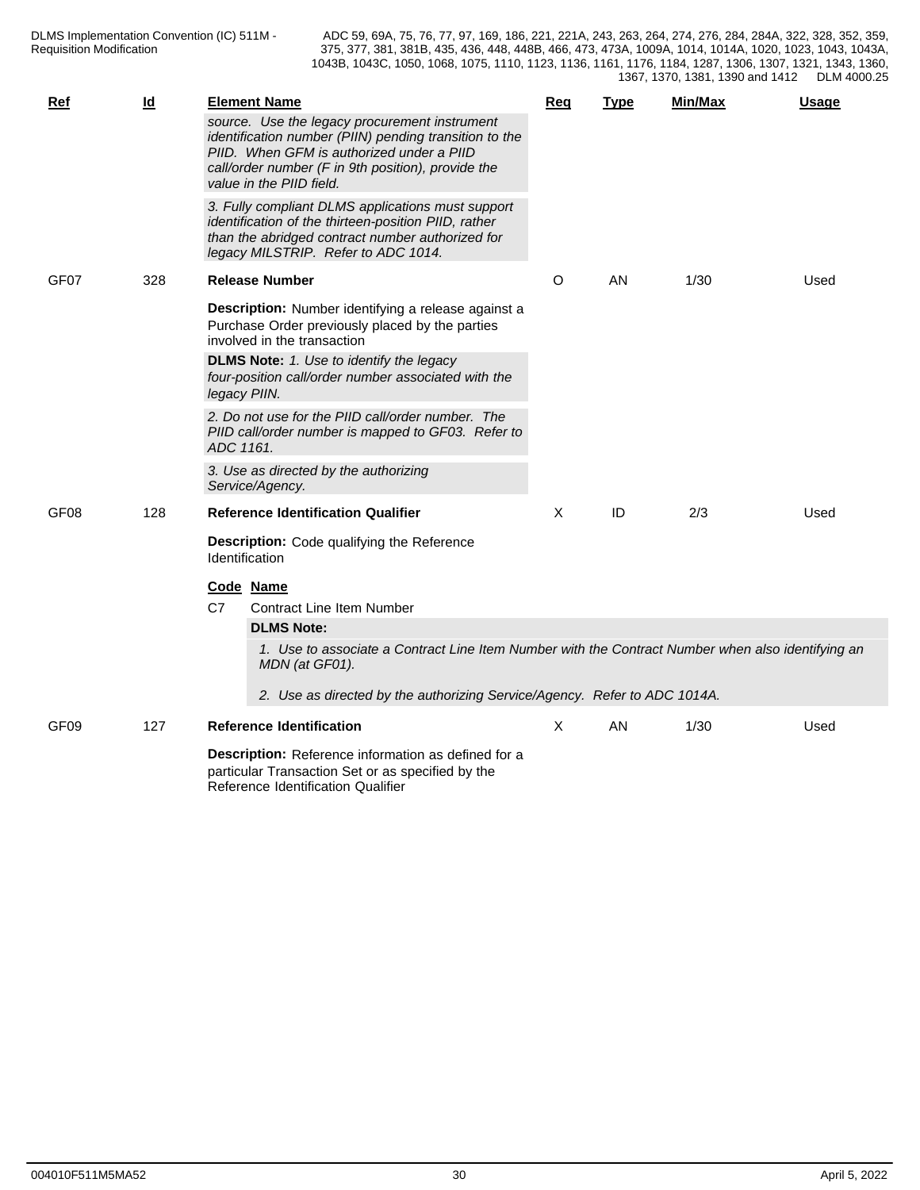| Ref | Id | Element Name | Req | Type | Min/Max | Usage |
|---|---|---|---|---|---|---|
| | | *source. Use the legacy procurement instrument identification number (PIIN) pending transition to the PIID. When GFM is authorized under a PIID call/order number (F in 9th position), provide the value in the PIID field.* | | | | |
| | | *3. Fully compliant DLMS applications must support identification of the thirteen-position PIID, rather than the abridged contract number authorized for legacy MILSTRIP. Refer to ADC 1014.* | | | | |
| GF07 | 328 | **Release Number** | O | AN | 1/30 | Used |

**Description:** Number identifying a release against a Purchase Order previously placed by the parties involved in the transaction

**DLMS Note:** *1. Use to identify the legacy four-position call/order number associated with the legacy PIIN.*

*2. Do not use for the PIID call/order number. The PIID call/order number is mapped to GF03. Refer to ADC 1161.*

*3. Use as directed by the authorizing Service/Agency.*

| Ref | Id | Element Name | Req | Type | Min/Max | Usage |
|---|---|---|---|---|---|---|
| GF08 | 128 | **Reference Identification Qualifier** | X | ID | 2/3 | Used |

**Description:** Code qualifying the Reference Identification

| Code | Name |
|---|---|
| C7 | Contract Line Item Number |

**DLMS Note:**

*1. Use to associate a Contract Line Item Number with the Contract Number when also identifying an MDN (at GF01).*

*2. Use as directed by the authorizing Service/Agency. Refer to ADC 1014A.*

| Ref | Id | Element Name | Req | Type | Min/Max | Usage |
|---|---|---|---|---|---|---|
| GF09 | 127 | **Reference Identification** | X | AN | 1/30 | Used |

**Description:** Reference information as defined for a particular Transaction Set or as specified by the Reference Identification Qualifier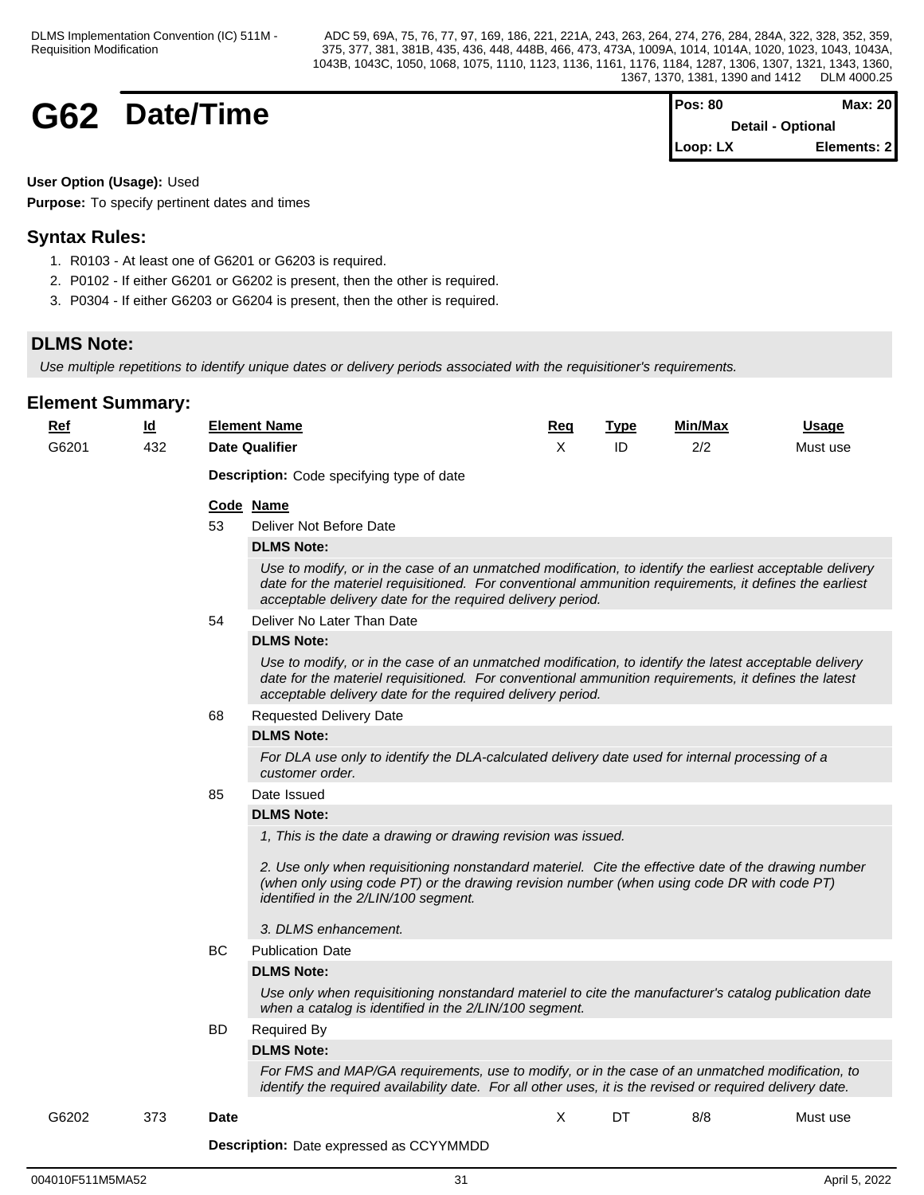# G62 Date/Time

**Pos: 80** | **Max: 20**
**Detail - Optional**
**Loop: LX** | **Elements: 2**

**User Option (Usage):** Used

**Purpose:** To specify pertinent dates and times

## Syntax Rules:

1. R0103 - At least one of G6201 or G6203 is required.
2. P0102 - If either G6201 or G6202 is present, then the other is required.
3. P0304 - If either G6203 or G6204 is present, then the other is required.

## DLMS Note:

*Use multiple repetitions to identify unique dates or delivery periods associated with the requisitioner's requirements.*

## Element Summary:

| Ref | Id | Element Name | Req | Type | Min/Max | Usage |
|---|---|---|---|---|---|---|
| G6201 | 432 | **Date Qualifier** | X | ID | 2/2 | Must use |

**Description:** Code specifying type of date

| Code | Name |
|---|---|
| 53 | Deliver Not Before Date |
| | **DLMS Note:** *Use to modify, or in the case of an unmatched modification, to identify the earliest acceptable delivery date for the materiel requisitioned. For conventional ammunition requirements, it defines the earliest acceptable delivery date for the required delivery period.* |
| 54 | Deliver No Later Than Date |
| | **DLMS Note:** *Use to modify, or in the case of an unmatched modification, to identify the latest acceptable delivery date for the materiel requisitioned. For conventional ammunition requirements, it defines the latest acceptable delivery date for the required delivery period.* |
| 68 | Requested Delivery Date |
| | **DLMS Note:** *For DLA use only to identify the DLA-calculated delivery date used for internal processing of a customer order.* |
| 85 | Date Issued |
| | **DLMS Note:** *1, This is the date a drawing or drawing revision was issued.* *2. Use only when requisitioning nonstandard materiel. Cite the effective date of the drawing number (when only using code PT) or the drawing revision number (when using code DR with code PT) identified in the 2/LIN/100 segment.* *3. DLMS enhancement.* |
| BC | Publication Date |
| | **DLMS Note:** *Use only when requisitioning nonstandard materiel to cite the manufacturer's catalog publication date when a catalog is identified in the 2/LIN/100 segment.* |
| BD | Required By |
| | **DLMS Note:** *For FMS and MAP/GA requirements, use to modify, or in the case of an unmatched modification, to identify the required availability date. For all other uses, it is the revised or required delivery date.* |

| Ref | Id | Element Name | Req | Type | Min/Max | Usage |
|---|---|---|---|---|---|---|
| G6202 | 373 | **Date** | X | DT | 8/8 | Must use |

**Description:** Date expressed as CCYYMMDD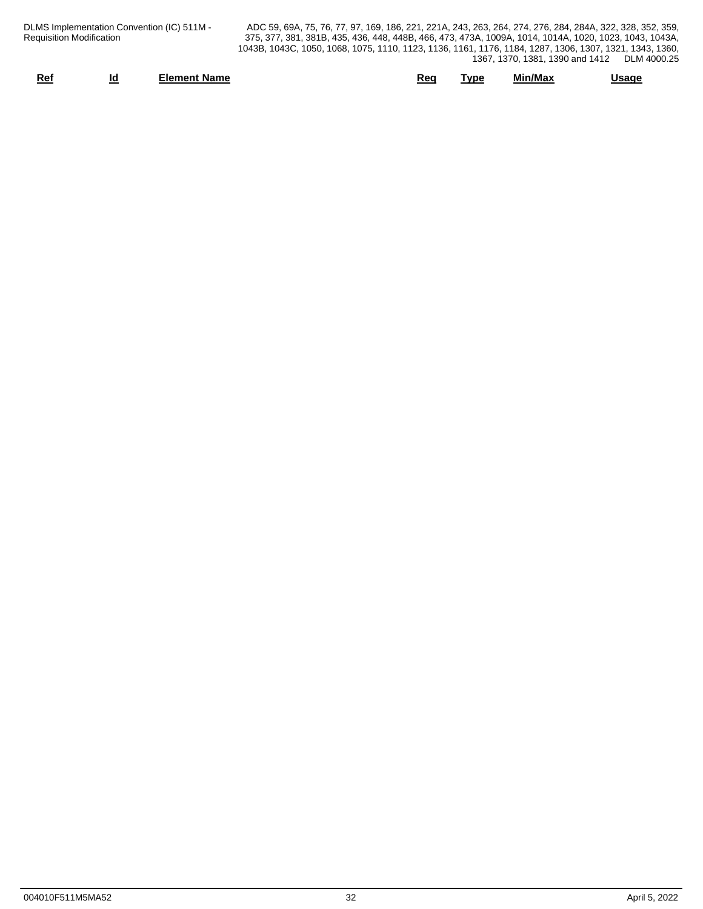| Ref | Id | Element Name | Req | Type | Min/Max | Usage |
| --- | --- | --- | --- | --- | --- | --- |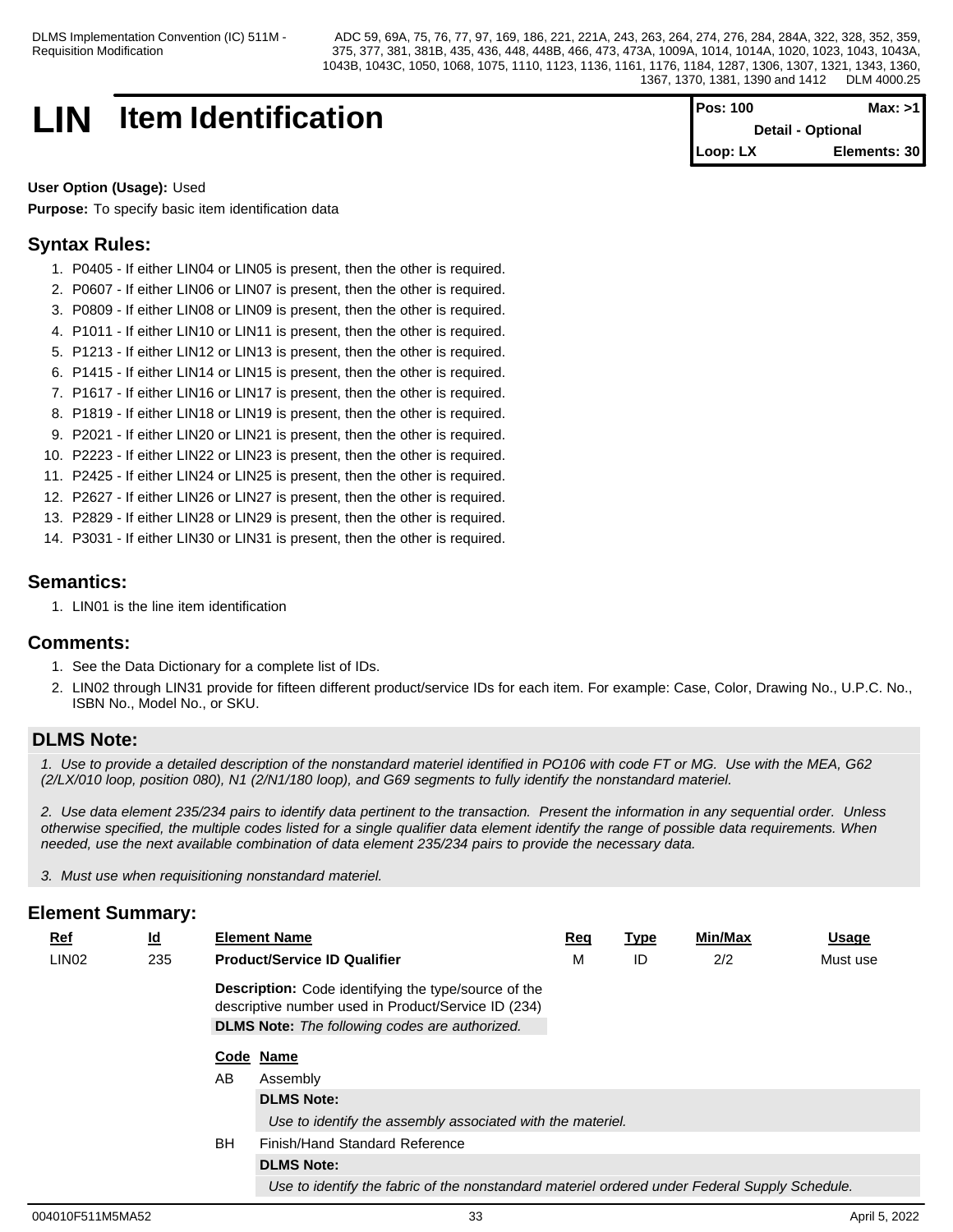# LIN Item Identification

| Pos: 100 | Max: >1 |
|---|---|
| Detail - Optional | |
| Loop: LX | Elements: 30 |

**User Option (Usage):** Used

**Purpose:** To specify basic item identification data

## Syntax Rules:

1. P0405 - If either LIN04 or LIN05 is present, then the other is required.
2. P0607 - If either LIN06 or LIN07 is present, then the other is required.
3. P0809 - If either LIN08 or LIN09 is present, then the other is required.
4. P1011 - If either LIN10 or LIN11 is present, then the other is required.
5. P1213 - If either LIN12 or LIN13 is present, then the other is required.
6. P1415 - If either LIN14 or LIN15 is present, then the other is required.
7. P1617 - If either LIN16 or LIN17 is present, then the other is required.
8. P1819 - If either LIN18 or LIN19 is present, then the other is required.
9. P2021 - If either LIN20 or LIN21 is present, then the other is required.
10. P2223 - If either LIN22 or LIN23 is present, then the other is required.
11. P2425 - If either LIN24 or LIN25 is present, then the other is required.
12. P2627 - If either LIN26 or LIN27 is present, then the other is required.
13. P2829 - If either LIN28 or LIN29 is present, then the other is required.
14. P3031 - If either LIN30 or LIN31 is present, then the other is required.

## Semantics:

1. LIN01 is the line item identification

## Comments:

1. See the Data Dictionary for a complete list of IDs.
2. LIN02 through LIN31 provide for fifteen different product/service IDs for each item. For example: Case, Color, Drawing No., U.P.C. No., ISBN No., Model No., or SKU.

## DLMS Note:

*1. Use to provide a detailed description of the nonstandard materiel identified in PO106 with code FT or MG. Use with the MEA, G62 (2/LX/010 loop, position 080), N1 (2/N1/180 loop), and G69 segments to fully identify the nonstandard materiel.*

*2. Use data element 235/234 pairs to identify data pertinent to the transaction. Present the information in any sequential order. Unless otherwise specified, the multiple codes listed for a single qualifier data element identify the range of possible data requirements. When needed, use the next available combination of data element 235/234 pairs to provide the necessary data.*

*3. Must use when requisitioning nonstandard materiel.*

## Element Summary:

| Ref | Id | Element Name | Req | Type | Min/Max | Usage |
|---|---|---|---|---|---|---|
| LIN02 | 235 | **Product/Service ID Qualifier** | M | ID | 2/2 | Must use |

**Description:** Code identifying the type/source of the descriptive number used in Product/Service ID (234)

**DLMS Note:** *The following codes are authorized.*

| Code | Name |
|---|---|
| AB | Assembly |
| | **DLMS Note:** *Use to identify the assembly associated with the materiel.* |
| BH | Finish/Hand Standard Reference |
| | **DLMS Note:** *Use to identify the fabric of the nonstandard materiel ordered under Federal Supply Schedule.* |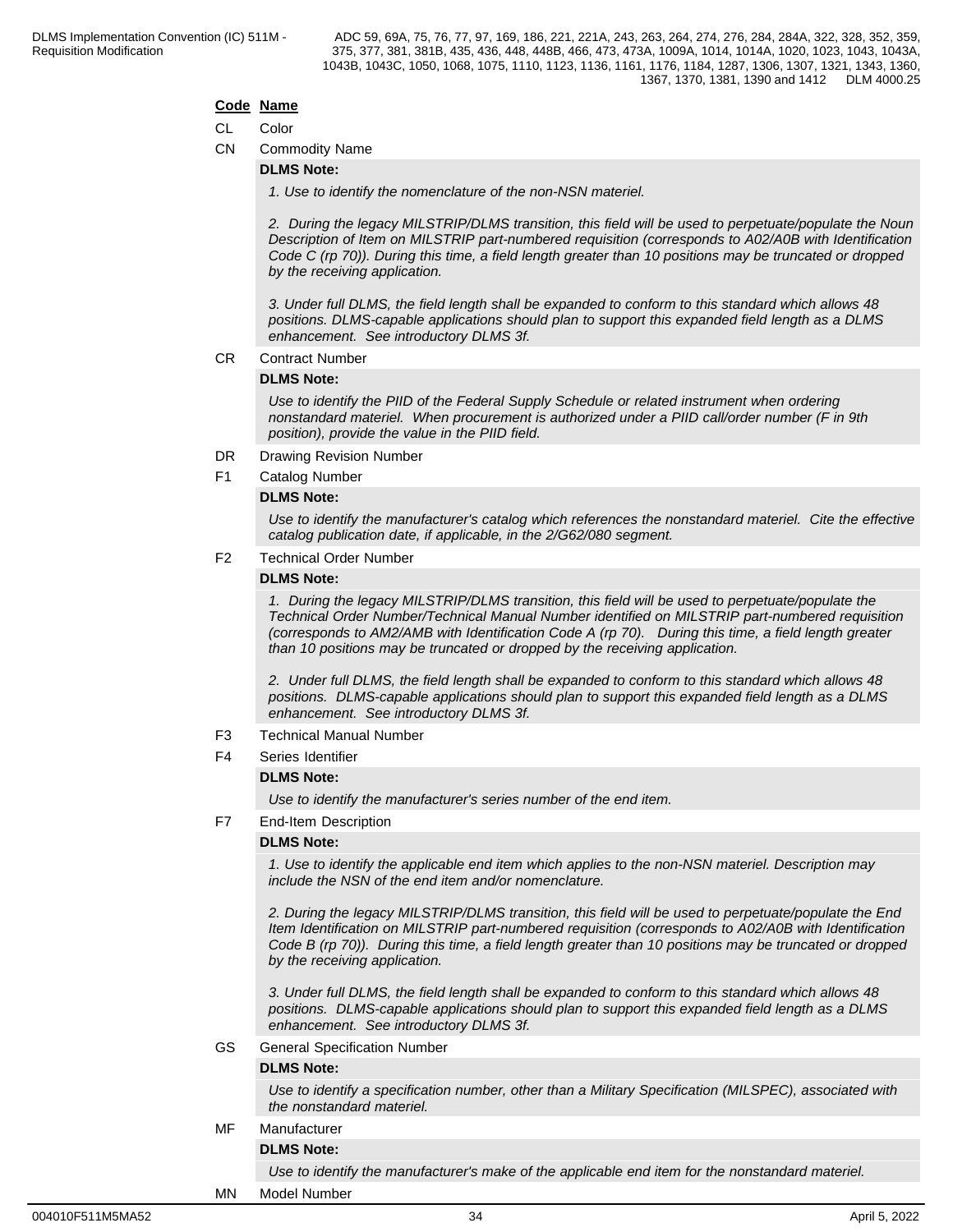**Code Name**

CL Color

CN Commodity Name

**DLMS Note:**

*1. Use to identify the nomenclature of the non-NSN materiel.*

*2. During the legacy MILSTRIP/DLMS transition, this field will be used to perpetuate/populate the Noun Description of Item on MILSTRIP part-numbered requisition (corresponds to A02/A0B with Identification Code C (rp 70)). During this time, a field length greater than 10 positions may be truncated or dropped by the receiving application.*

*3. Under full DLMS, the field length shall be expanded to conform to this standard which allows 48 positions. DLMS-capable applications should plan to support this expanded field length as a DLMS enhancement. See introductory DLMS 3f.*

CR Contract Number

**DLMS Note:**

*Use to identify the PIID of the Federal Supply Schedule or related instrument when ordering nonstandard materiel. When procurement is authorized under a PIID call/order number (F in 9th position), provide the value in the PIID field.*

DR Drawing Revision Number

F1 Catalog Number

**DLMS Note:**

*Use to identify the manufacturer's catalog which references the nonstandard materiel. Cite the effective catalog publication date, if applicable, in the 2/G62/080 segment.*

F2 Technical Order Number

**DLMS Note:**

*1. During the legacy MILSTRIP/DLMS transition, this field will be used to perpetuate/populate the Technical Order Number/Technical Manual Number identified on MILSTRIP part-numbered requisition (corresponds to AM2/AMB with Identification Code A (rp 70). During this time, a field length greater than 10 positions may be truncated or dropped by the receiving application.*

*2. Under full DLMS, the field length shall be expanded to conform to this standard which allows 48 positions. DLMS-capable applications should plan to support this expanded field length as a DLMS enhancement. See introductory DLMS 3f.*

F3 Technical Manual Number

F4 Series Identifier

**DLMS Note:**

*Use to identify the manufacturer's series number of the end item.*

F7 End-Item Description

**DLMS Note:**

*1. Use to identify the applicable end item which applies to the non-NSN materiel. Description may include the NSN of the end item and/or nomenclature.*

*2. During the legacy MILSTRIP/DLMS transition, this field will be used to perpetuate/populate the End Item Identification on MILSTRIP part-numbered requisition (corresponds to A02/A0B with Identification Code B (rp 70)). During this time, a field length greater than 10 positions may be truncated or dropped by the receiving application.*

*3. Under full DLMS, the field length shall be expanded to conform to this standard which allows 48 positions. DLMS-capable applications should plan to support this expanded field length as a DLMS enhancement. See introductory DLMS 3f.*

GS General Specification Number

**DLMS Note:**

*Use to identify a specification number, other than a Military Specification (MILSPEC), associated with the nonstandard materiel.*

MF Manufacturer

**DLMS Note:**

*Use to identify the manufacturer's make of the applicable end item for the nonstandard materiel.*

MN Model Number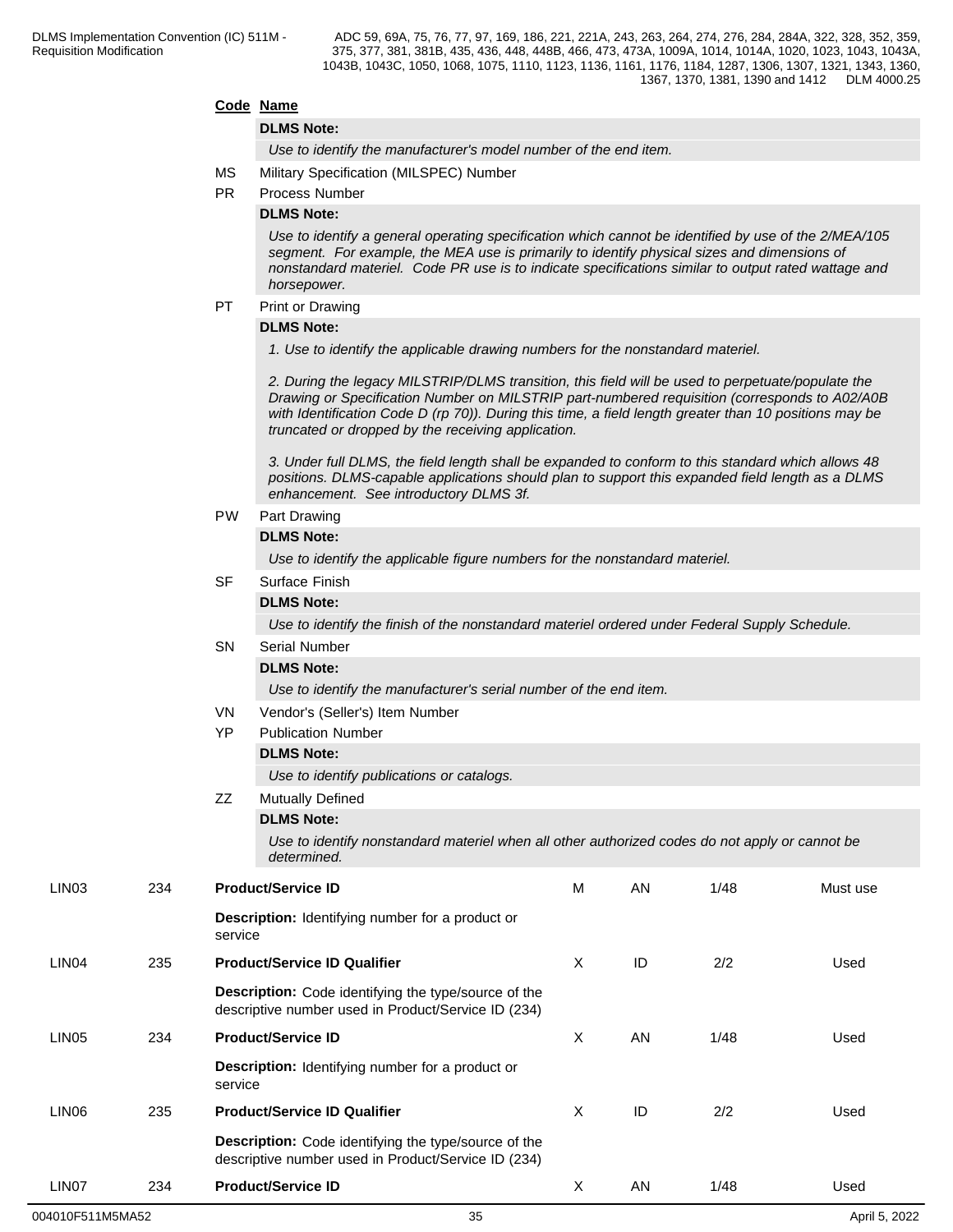**Code** **Name**

**DLMS Note:**

*Use to identify the manufacturer's model number of the end item.*

MS Military Specification (MILSPEC) Number

PR Process Number

**DLMS Note:**

*Use to identify a general operating specification which cannot be identified by use of the 2/MEA/105 segment. For example, the MEA use is primarily to identify physical sizes and dimensions of nonstandard materiel. Code PR use is to indicate specifications similar to output rated wattage and horsepower.*

PT Print or Drawing

**DLMS Note:**

*1. Use to identify the applicable drawing numbers for the nonstandard materiel.*

*2. During the legacy MILSTRIP/DLMS transition, this field will be used to perpetuate/populate the Drawing or Specification Number on MILSTRIP part-numbered requisition (corresponds to A02/A0B with Identification Code D (rp 70)). During this time, a field length greater than 10 positions may be truncated or dropped by the receiving application.*

*3. Under full DLMS, the field length shall be expanded to conform to this standard which allows 48 positions. DLMS-capable applications should plan to support this expanded field length as a DLMS enhancement. See introductory DLMS 3f.*

PW Part Drawing

**DLMS Note:**

*Use to identify the applicable figure numbers for the nonstandard materiel.*

SF Surface Finish

**DLMS Note:**

*Use to identify the finish of the nonstandard materiel ordered under Federal Supply Schedule.*

SN Serial Number

**DLMS Note:**

*Use to identify the manufacturer's serial number of the end item.*

VN Vendor's (Seller's) Item Number

YP Publication Number

**DLMS Note:**

*Use to identify publications or catalogs.*

ZZ Mutually Defined

**DLMS Note:**

*Use to identify nonstandard materiel when all other authorized codes do not apply or cannot be determined.*

| | | | | | | |
|---|---|---|---|---|---|---|
| LIN03 | 234 | **Product/Service ID**<br>**Description:** Identifying number for a product or service | M | AN | 1/48 | Must use |
| LIN04 | 235 | **Product/Service ID Qualifier**<br>**Description:** Code identifying the type/source of the descriptive number used in Product/Service ID (234) | X | ID | 2/2 | Used |
| LIN05 | 234 | **Product/Service ID**<br>**Description:** Identifying number for a product or service | X | AN | 1/48 | Used |
| LIN06 | 235 | **Product/Service ID Qualifier**<br>**Description:** Code identifying the type/source of the descriptive number used in Product/Service ID (234) | X | ID | 2/2 | Used |
| LIN07 | 234 | **Product/Service ID** | X | AN | 1/48 | Used |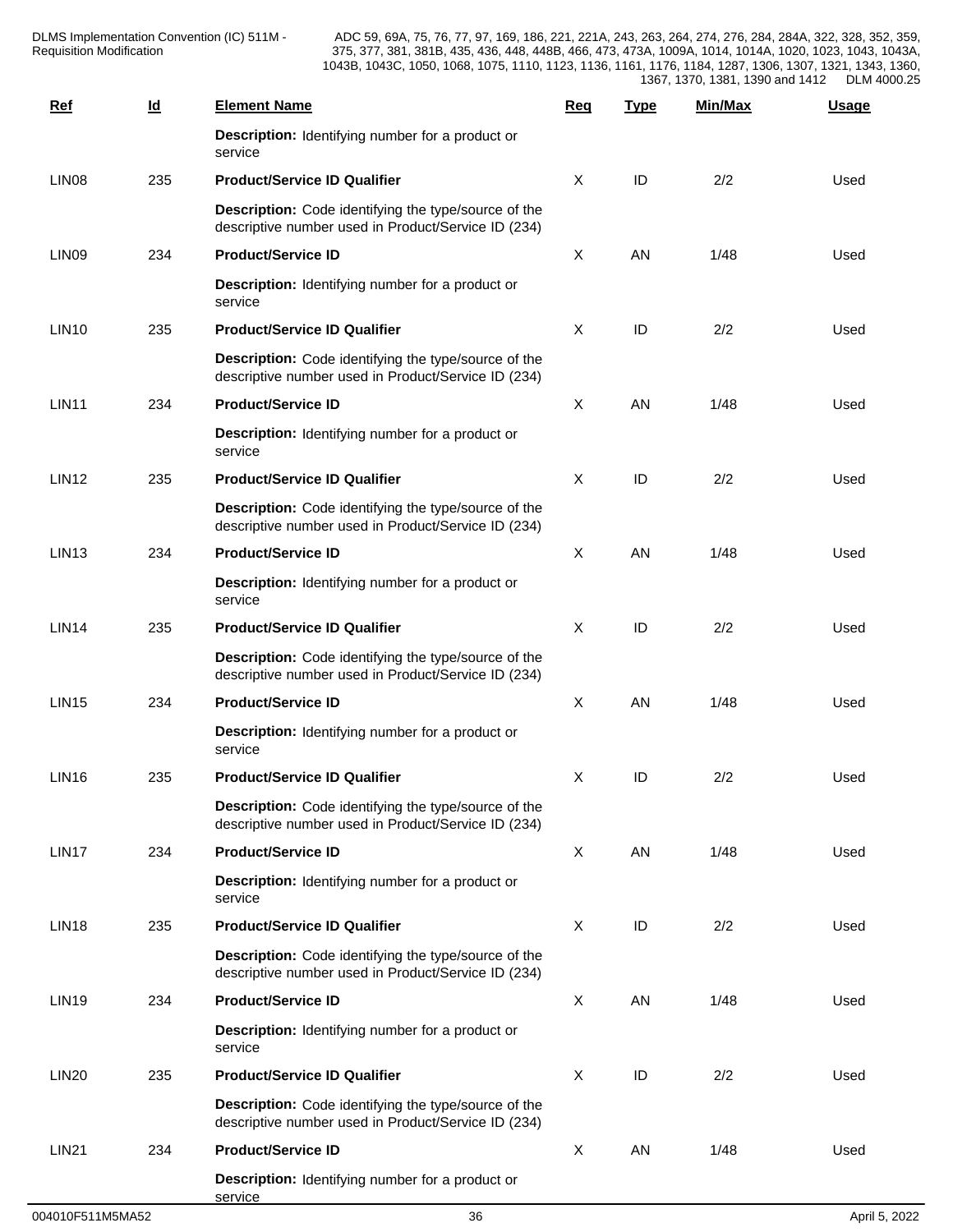| Ref | Id | Element Name | Req | Type | Min/Max | Usage |
|---|---|---|---|---|---|---|
| | | **Description:** Identifying number for a product or service | | | | |
| LIN08 | 235 | **Product/Service ID Qualifier** | X | ID | 2/2 | Used |
| | | **Description:** Code identifying the type/source of the descriptive number used in Product/Service ID (234) | | | | |
| LIN09 | 234 | **Product/Service ID** | X | AN | 1/48 | Used |
| | | **Description:** Identifying number for a product or service | | | | |
| LIN10 | 235 | **Product/Service ID Qualifier** | X | ID | 2/2 | Used |
| | | **Description:** Code identifying the type/source of the descriptive number used in Product/Service ID (234) | | | | |
| LIN11 | 234 | **Product/Service ID** | X | AN | 1/48 | Used |
| | | **Description:** Identifying number for a product or service | | | | |
| LIN12 | 235 | **Product/Service ID Qualifier** | X | ID | 2/2 | Used |
| | | **Description:** Code identifying the type/source of the descriptive number used in Product/Service ID (234) | | | | |
| LIN13 | 234 | **Product/Service ID** | X | AN | 1/48 | Used |
| | | **Description:** Identifying number for a product or service | | | | |
| LIN14 | 235 | **Product/Service ID Qualifier** | X | ID | 2/2 | Used |
| | | **Description:** Code identifying the type/source of the descriptive number used in Product/Service ID (234) | | | | |
| LIN15 | 234 | **Product/Service ID** | X | AN | 1/48 | Used |
| | | **Description:** Identifying number for a product or service | | | | |
| LIN16 | 235 | **Product/Service ID Qualifier** | X | ID | 2/2 | Used |
| | | **Description:** Code identifying the type/source of the descriptive number used in Product/Service ID (234) | | | | |
| LIN17 | 234 | **Product/Service ID** | X | AN | 1/48 | Used |
| | | **Description:** Identifying number for a product or service | | | | |
| LIN18 | 235 | **Product/Service ID Qualifier** | X | ID | 2/2 | Used |
| | | **Description:** Code identifying the type/source of the descriptive number used in Product/Service ID (234) | | | | |
| LIN19 | 234 | **Product/Service ID** | X | AN | 1/48 | Used |
| | | **Description:** Identifying number for a product or service | | | | |
| LIN20 | 235 | **Product/Service ID Qualifier** | X | ID | 2/2 | Used |
| | | **Description:** Code identifying the type/source of the descriptive number used in Product/Service ID (234) | | | | |
| LIN21 | 234 | **Product/Service ID** | X | AN | 1/48 | Used |
| | | **Description:** Identifying number for a product or service | | | | |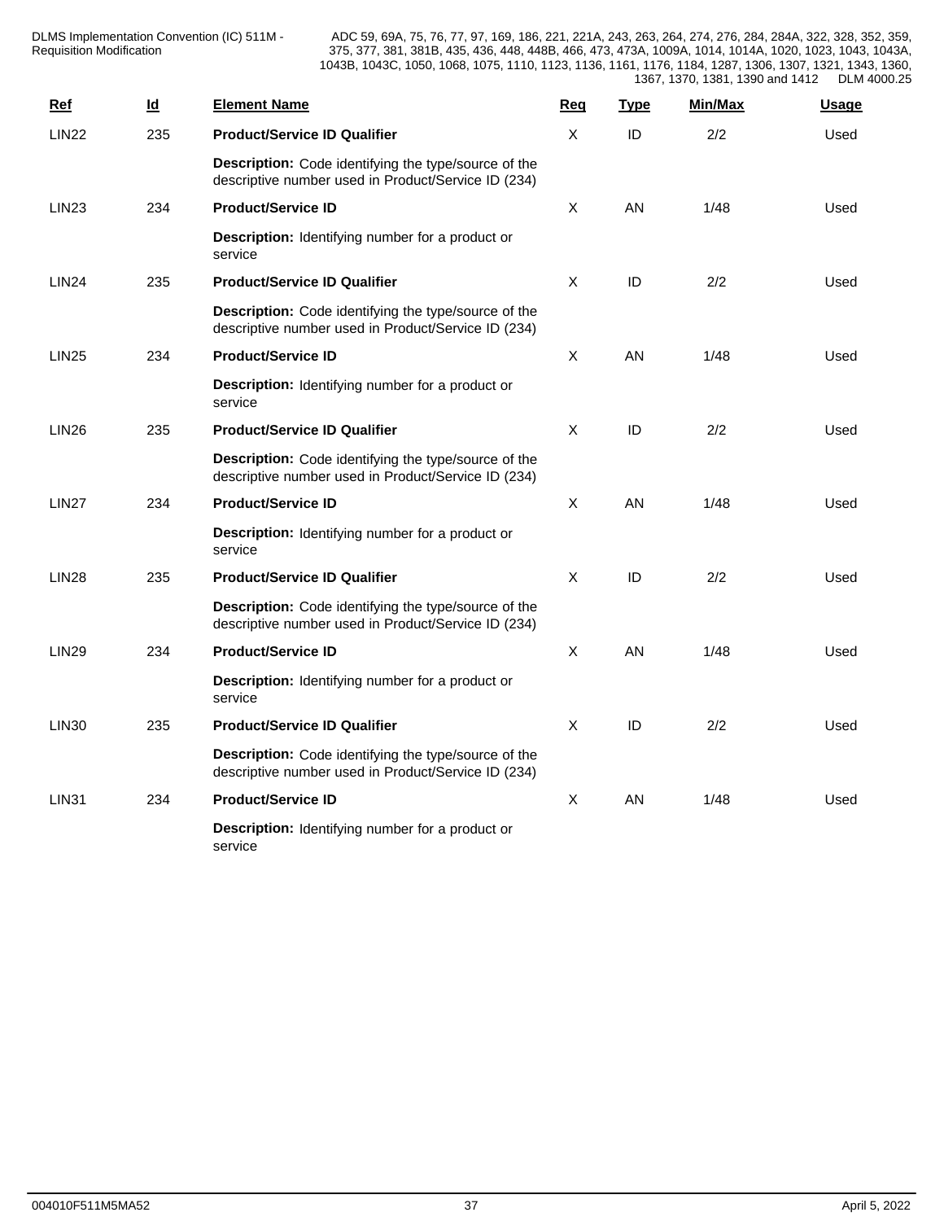| Ref | Id | Element Name | Req | Type | Min/Max | Usage |
|---|---|---|---|---|---|---|
| LIN22 | 235 | **Product/Service ID Qualifier** | X | ID | 2/2 | Used |
| | | **Description:** Code identifying the type/source of the descriptive number used in Product/Service ID (234) | | | | |
| LIN23 | 234 | **Product/Service ID** | X | AN | 1/48 | Used |
| | | **Description:** Identifying number for a product or service | | | | |
| LIN24 | 235 | **Product/Service ID Qualifier** | X | ID | 2/2 | Used |
| | | **Description:** Code identifying the type/source of the descriptive number used in Product/Service ID (234) | | | | |
| LIN25 | 234 | **Product/Service ID** | X | AN | 1/48 | Used |
| | | **Description:** Identifying number for a product or service | | | | |
| LIN26 | 235 | **Product/Service ID Qualifier** | X | ID | 2/2 | Used |
| | | **Description:** Code identifying the type/source of the descriptive number used in Product/Service ID (234) | | | | |
| LIN27 | 234 | **Product/Service ID** | X | AN | 1/48 | Used |
| | | **Description:** Identifying number for a product or service | | | | |
| LIN28 | 235 | **Product/Service ID Qualifier** | X | ID | 2/2 | Used |
| | | **Description:** Code identifying the type/source of the descriptive number used in Product/Service ID (234) | | | | |
| LIN29 | 234 | **Product/Service ID** | X | AN | 1/48 | Used |
| | | **Description:** Identifying number for a product or service | | | | |
| LIN30 | 235 | **Product/Service ID Qualifier** | X | ID | 2/2 | Used |
| | | **Description:** Code identifying the type/source of the descriptive number used in Product/Service ID (234) | | | | |
| LIN31 | 234 | **Product/Service ID** | X | AN | 1/48 | Used |
| | | **Description:** Identifying number for a product or service | | | | |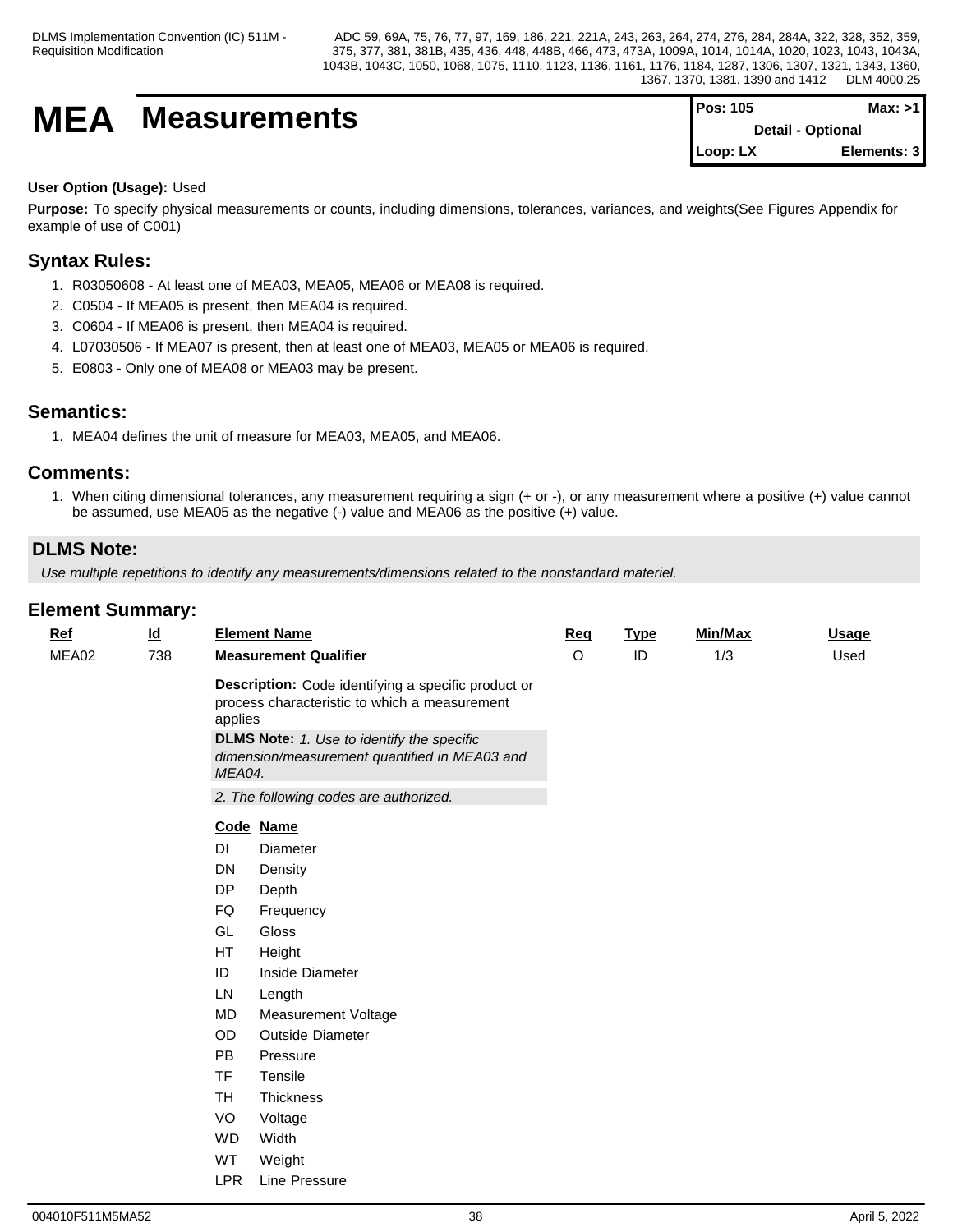# MEA Measurements

| Pos: 105 | Max: >1 |
|---|---|
| Detail - Optional | |
| Loop: LX | Elements: 3 |

**User Option (Usage):** Used

**Purpose:** To specify physical measurements or counts, including dimensions, tolerances, variances, and weights(See Figures Appendix for example of use of C001)

## Syntax Rules:

1. R03050608 - At least one of MEA03, MEA05, MEA06 or MEA08 is required.
2. C0504 - If MEA05 is present, then MEA04 is required.
3. C0604 - If MEA06 is present, then MEA04 is required.
4. L07030506 - If MEA07 is present, then at least one of MEA03, MEA05 or MEA06 is required.
5. E0803 - Only one of MEA08 or MEA03 may be present.

## Semantics:

1. MEA04 defines the unit of measure for MEA03, MEA05, and MEA06.

## Comments:

1. When citing dimensional tolerances, any measurement requiring a sign (+ or -), or any measurement where a positive (+) value cannot be assumed, use MEA05 as the negative (-) value and MEA06 as the positive (+) value.

## DLMS Note:

*Use multiple repetitions to identify any measurements/dimensions related to the nonstandard materiel.*

## Element Summary:

| Ref | Id | Element Name | Req | Type | Min/Max | Usage |
|---|---|---|---|---|---|---|
| MEA02 | 738 | **Measurement Qualifier** | O | ID | 1/3 | Used |

**Description:** Code identifying a specific product or process characteristic to which a measurement applies

**DLMS Note:** *1. Use to identify the specific dimension/measurement quantified in MEA03 and MEA04.*

*2. The following codes are authorized.*

| Code | Name |
|---|---|
| DI | Diameter |
| DN | Density |
| DP | Depth |
| FQ | Frequency |
| GL | Gloss |
| HT | Height |
| ID | Inside Diameter |
| LN | Length |
| MD | Measurement Voltage |
| OD | Outside Diameter |
| PB | Pressure |
| TF | Tensile |
| TH | Thickness |
| VO | Voltage |
| WD | Width |
| WT | Weight |
| LPR | Line Pressure |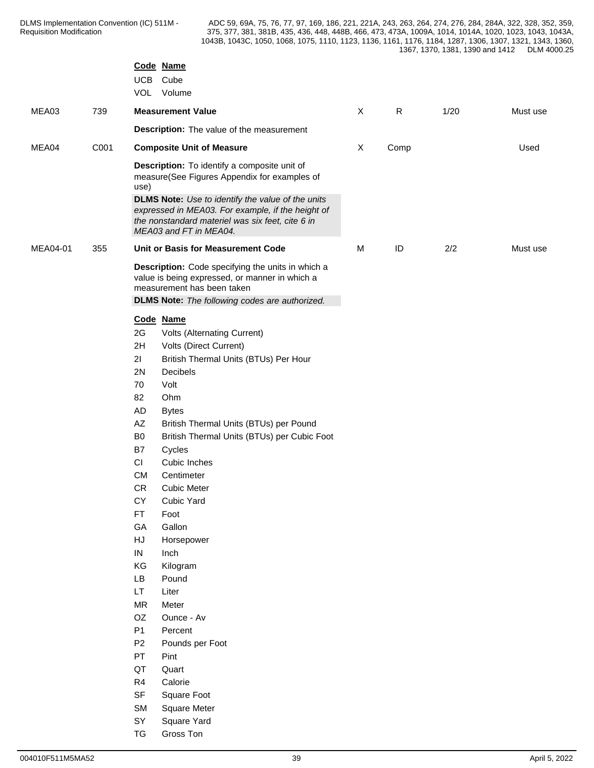| Code | Name |
|---|---|
| UCB | Cube |
| VOL | Volume |

| | | | | | | |
|---|---|---|---|---|---|---|
| MEA03 | 739 | **Measurement Value** | X | R | 1/20 | Must use |

**Description:** The value of the measurement

| | | | | | | |
|---|---|---|---|---|---|---|
| MEA04 | C001 | **Composite Unit of Measure** | X | Comp | | Used |

**Description:** To identify a composite unit of measure(See Figures Appendix for examples of use)

**DLMS Note:** *Use to identify the value of the units expressed in MEA03. For example, if the height of the nonstandard materiel was six feet, cite 6 in MEA03 and FT in MEA04.*

| | | | | | | |
|---|---|---|---|---|---|---|
| MEA04-01 | 355 | **Unit or Basis for Measurement Code** | M | ID | 2/2 | Must use |

**Description:** Code specifying the units in which a value is being expressed, or manner in which a measurement has been taken

**DLMS Note:** *The following codes are authorized.*

| Code | Name |
|---|---|
| 2G | Volts (Alternating Current) |
| 2H | Volts (Direct Current) |
| 2I | British Thermal Units (BTUs) Per Hour |
| 2N | Decibels |
| 70 | Volt |
| 82 | Ohm |
| AD | Bytes |
| AZ | British Thermal Units (BTUs) per Pound |
| B0 | British Thermal Units (BTUs) per Cubic Foot |
| B7 | Cycles |
| CI | Cubic Inches |
| CM | Centimeter |
| CR | Cubic Meter |
| CY | Cubic Yard |
| FT | Foot |
| GA | Gallon |
| HJ | Horsepower |
| IN | Inch |
| KG | Kilogram |
| LB | Pound |
| LT | Liter |
| MR | Meter |
| OZ | Ounce - Av |
| P1 | Percent |
| P2 | Pounds per Foot |
| PT | Pint |
| QT | Quart |
| R4 | Calorie |
| SF | Square Foot |
| SM | Square Meter |
| SY | Square Yard |
| TG | Gross Ton |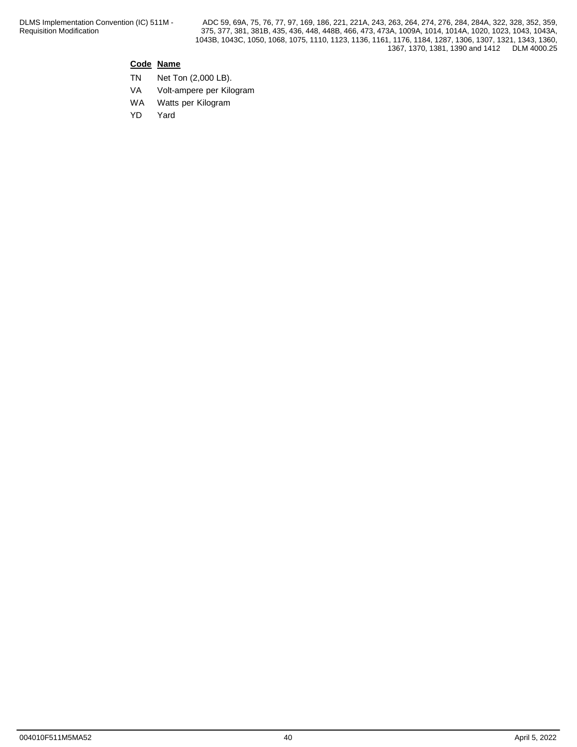| Code | Name |
|---|---|
| TN | Net Ton (2,000 LB). |
| VA | Volt-ampere per Kilogram |
| WA | Watts per Kilogram |
| YD | Yard |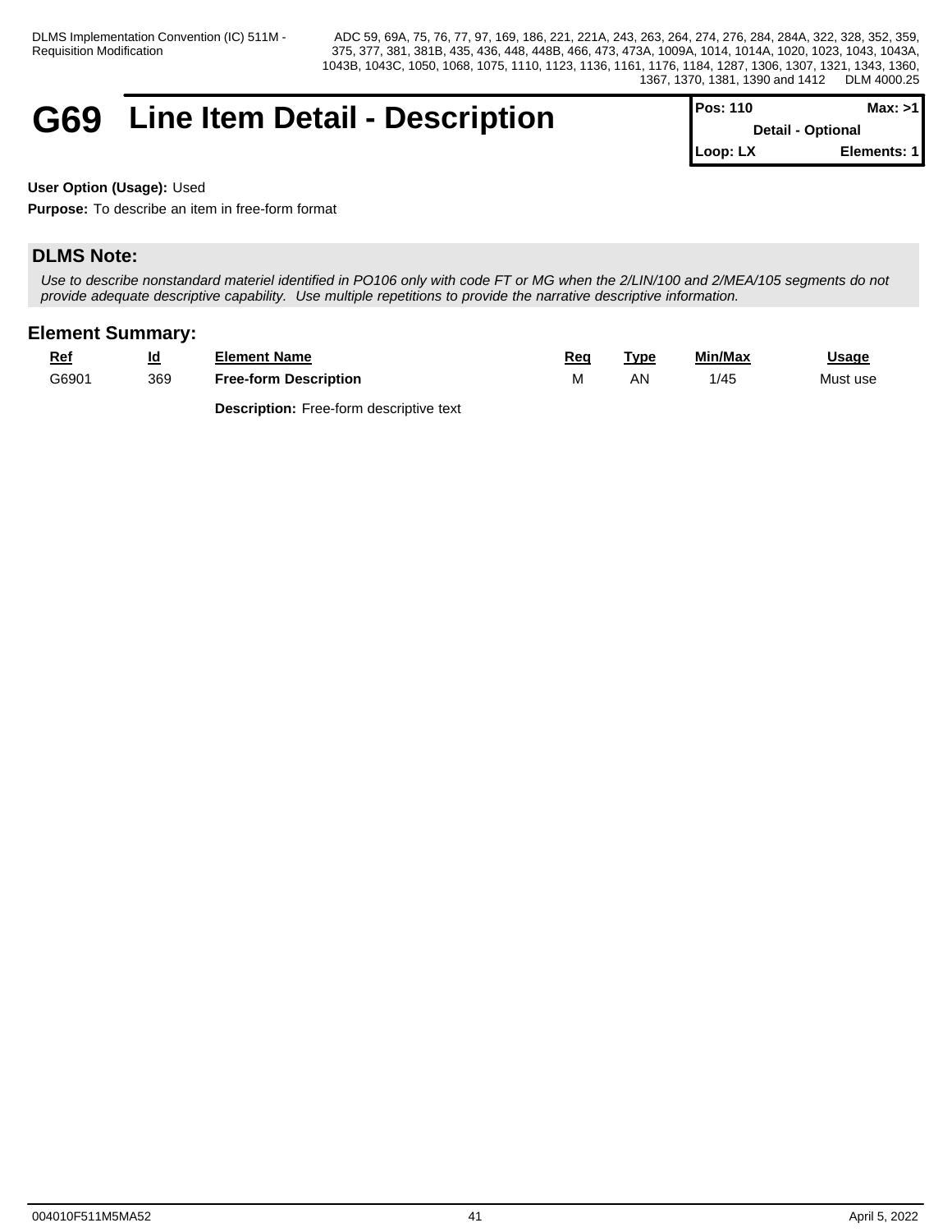# G69 Line Item Detail - Description

| Pos: 110 | Max: >1 |
|---|---|
| Detail - Optional | |
| Loop: LX | Elements: 1 |

**User Option (Usage):** Used

**Purpose:** To describe an item in free-form format

## DLMS Note:

*Use to describe nonstandard materiel identified in PO106 only with code FT or MG when the 2/LIN/100 and 2/MEA/105 segments do not provide adequate descriptive capability. Use multiple repetitions to provide the narrative descriptive information.*

## Element Summary:

| Ref | Id | Element Name | Req | Type | Min/Max | Usage |
|---|---|---|---|---|---|---|
| G6901 | 369 | **Free-form Description** | M | AN | 1/45 | Must use |
| | | **Description:** Free-form descriptive text | | | | |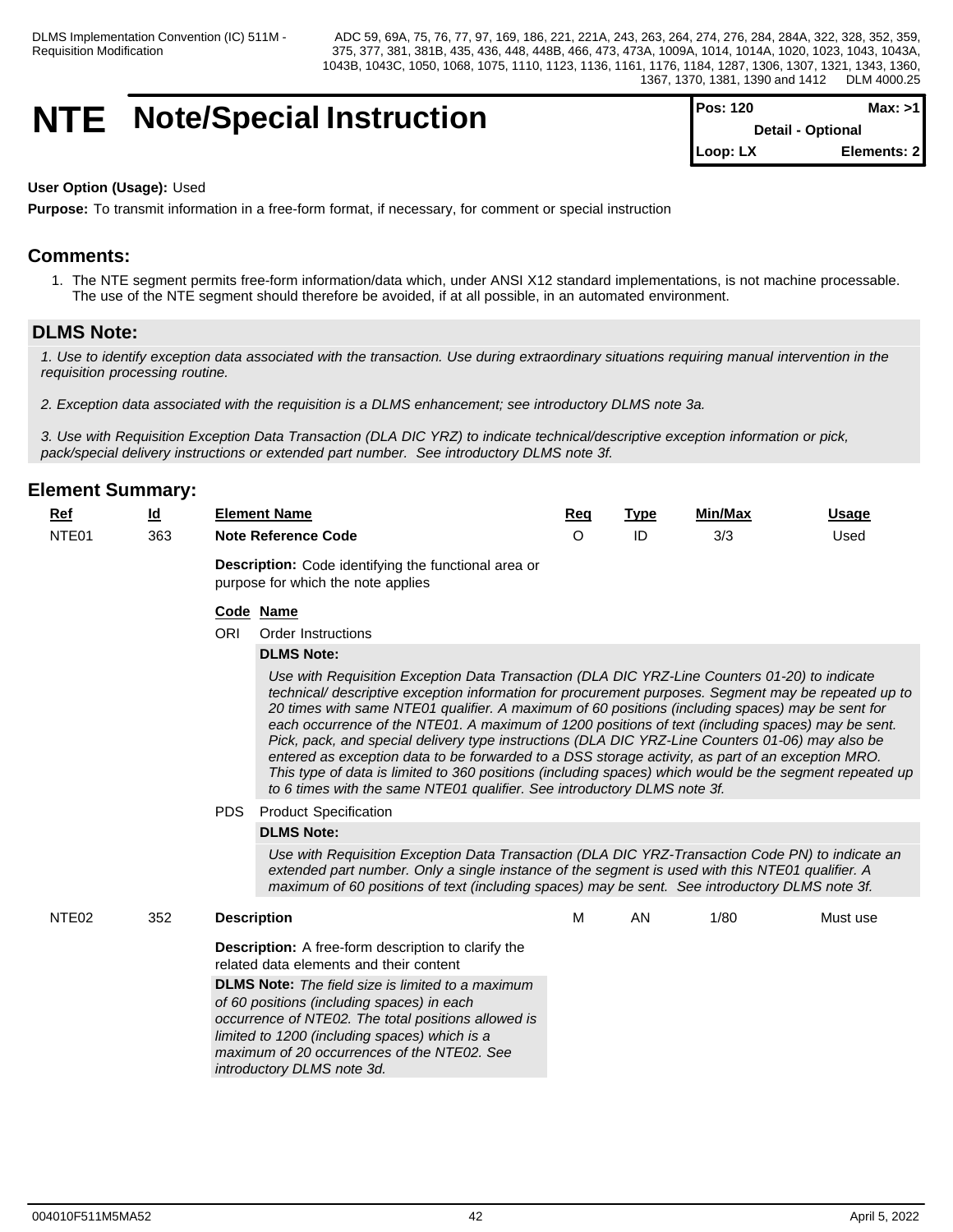# NTE Note/Special Instruction

| Pos: 120 | Max: >1 |
|---|---|
| Detail - Optional | |
| Loop: LX | Elements: 2 |

**User Option (Usage):** Used

**Purpose:** To transmit information in a free-form format, if necessary, for comment or special instruction

## Comments:

1. The NTE segment permits free-form information/data which, under ANSI X12 standard implementations, is not machine processable. The use of the NTE segment should therefore be avoided, if at all possible, in an automated environment.

## DLMS Note:

*1. Use to identify exception data associated with the transaction. Use during extraordinary situations requiring manual intervention in the requisition processing routine.*

*2. Exception data associated with the requisition is a DLMS enhancement; see introductory DLMS note 3a.*

*3. Use with Requisition Exception Data Transaction (DLA DIC YRZ) to indicate technical/descriptive exception information or pick, pack/special delivery instructions or extended part number. See introductory DLMS note 3f.*

## Element Summary:

| Ref | Id | Element Name | Req | Type | Min/Max | Usage |
|---|---|---|---|---|---|---|
| NTE01 | 363 | **Note Reference Code** | O | ID | 3/3 | Used |

**Description:** Code identifying the functional area or purpose for which the note applies

| Code | Name |
|---|---|
| ORI | Order Instructions |

**DLMS Note:**

*Use with Requisition Exception Data Transaction (DLA DIC YRZ-Line Counters 01-20) to indicate technical/ descriptive exception information for procurement purposes. Segment may be repeated up to 20 times with same NTE01 qualifier. A maximum of 60 positions (including spaces) may be sent for each occurrence of the NTE01. A maximum of 1200 positions of text (including spaces) may be sent. Pick, pack, and special delivery type instructions (DLA DIC YRZ-Line Counters 01-06) may also be entered as exception data to be forwarded to a DSS storage activity, as part of an exception MRO. This type of data is limited to 360 positions (including spaces) which would be the segment repeated up to 6 times with the same NTE01 qualifier. See introductory DLMS note 3f.*

| Code | Name |
|---|---|
| PDS | Product Specification |

**DLMS Note:**

*Use with Requisition Exception Data Transaction (DLA DIC YRZ-Transaction Code PN) to indicate an extended part number. Only a single instance of the segment is used with this NTE01 qualifier. A maximum of 60 positions of text (including spaces) may be sent. See introductory DLMS note 3f.*

| Ref | Id | Element Name | Req | Type | Min/Max | Usage |
|---|---|---|---|---|---|---|
| NTE02 | 352 | **Description** | M | AN | 1/80 | Must use |

**Description:** A free-form description to clarify the related data elements and their content

**DLMS Note:** *The field size is limited to a maximum of 60 positions (including spaces) in each occurrence of NTE02. The total positions allowed is limited to 1200 (including spaces) which is a maximum of 20 occurrences of the NTE02. See introductory DLMS note 3d.*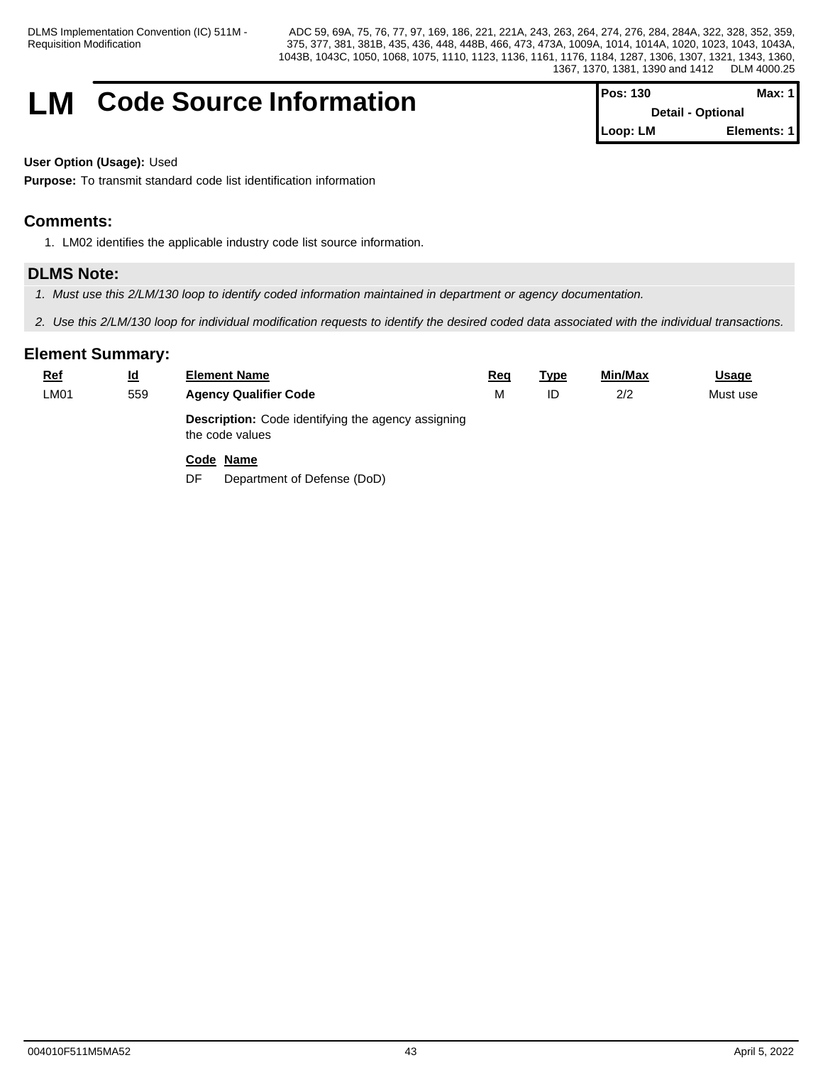# LM Code Source Information

| Pos: 130 | Max: 1 |
|---|---|
| Detail - Optional | |
| Loop: LM | Elements: 1 |

**User Option (Usage):** Used

**Purpose:** To transmit standard code list identification information

## Comments:

1. LM02 identifies the applicable industry code list source information.

## DLMS Note:

1. *Must use this 2/LM/130 loop to identify coded information maintained in department or agency documentation.*
2. *Use this 2/LM/130 loop for individual modification requests to identify the desired coded data associated with the individual transactions.*

## Element Summary:

| Ref | Id | Element Name | Req | Type | Min/Max | Usage |
|---|---|---|---|---|---|---|
| LM01 | 559 | **Agency Qualifier Code** | M | ID | 2/2 | Must use |
| | | **Description:** Code identifying the agency assigning the code values | | | | |
| | | **Code** **Name** | | | | |
| | | DF Department of Defense (DoD) | | | | |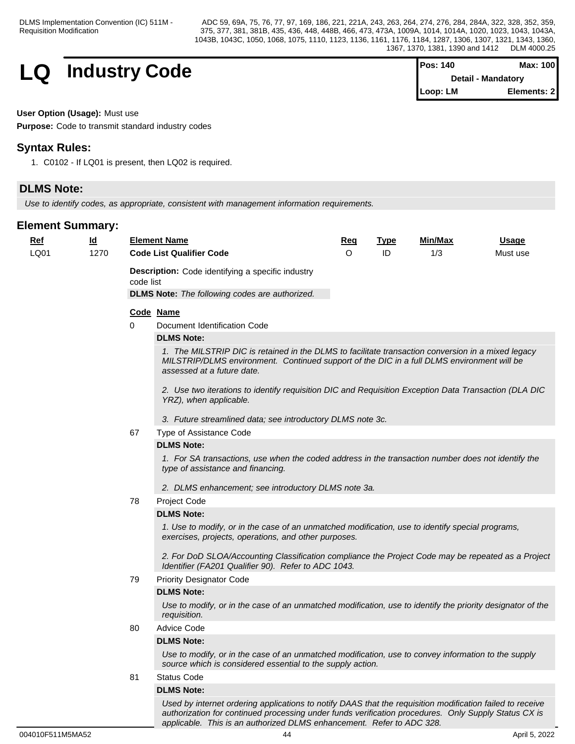# LQ Industry Code

| Pos: 140 | Max: 100 |
|---|---|
| Detail - Mandatory | |
| Loop: LM | Elements: 2 |

**User Option (Usage):** Must use

**Purpose:** Code to transmit standard industry codes

## Syntax Rules:

1. C0102 - If LQ01 is present, then LQ02 is required.

## DLMS Note:

*Use to identify codes, as appropriate, consistent with management information requirements.*

## Element Summary:

| Ref | Id | Element Name | Req | Type | Min/Max | Usage |
|---|---|---|---|---|---|---|
| LQ01 | 1270 | **Code List Qualifier Code** | O | ID | 1/3 | Must use |

**Description:** Code identifying a specific industry code list

**DLMS Note:** *The following codes are authorized.*

| Code | Name |
|---|---|
| 0 | Document Identification Code |
| 67 | Type of Assistance Code |
| 78 | Project Code |
| 79 | Priority Designator Code |
| 80 | Advice Code |
| 81 | Status Code |

**0 Document Identification Code**

**DLMS Note:**

*1. The MILSTRIP DIC is retained in the DLMS to facilitate transaction conversion in a mixed legacy MILSTRIP/DLMS environment. Continued support of the DIC in a full DLMS environment will be assessed at a future date.*

*2. Use two iterations to identify requisition DIC and Requisition Exception Data Transaction (DLA DIC YRZ), when applicable.*

*3. Future streamlined data; see introductory DLMS note 3c.*

**67 Type of Assistance Code**

**DLMS Note:**

*1. For SA transactions, use when the coded address in the transaction number does not identify the type of assistance and financing.*

*2. DLMS enhancement; see introductory DLMS note 3a.*

**78 Project Code**

**DLMS Note:**

*1. Use to modify, or in the case of an unmatched modification, use to identify special programs, exercises, projects, operations, and other purposes.*

*2. For DoD SLOA/Accounting Classification compliance the Project Code may be repeated as a Project Identifier (FA201 Qualifier 90). Refer to ADC 1043.*

**79 Priority Designator Code**

**DLMS Note:**

*Use to modify, or in the case of an unmatched modification, use to identify the priority designator of the requisition.*

**80 Advice Code**

**DLMS Note:**

*Use to modify, or in the case of an unmatched modification, use to convey information to the supply source which is considered essential to the supply action.*

**81 Status Code**

**DLMS Note:**

*Used by internet ordering applications to notify DAAS that the requisition modification failed to receive authorization for continued processing under funds verification procedures. Only Supply Status CX is applicable. This is an authorized DLMS enhancement. Refer to ADC 328.*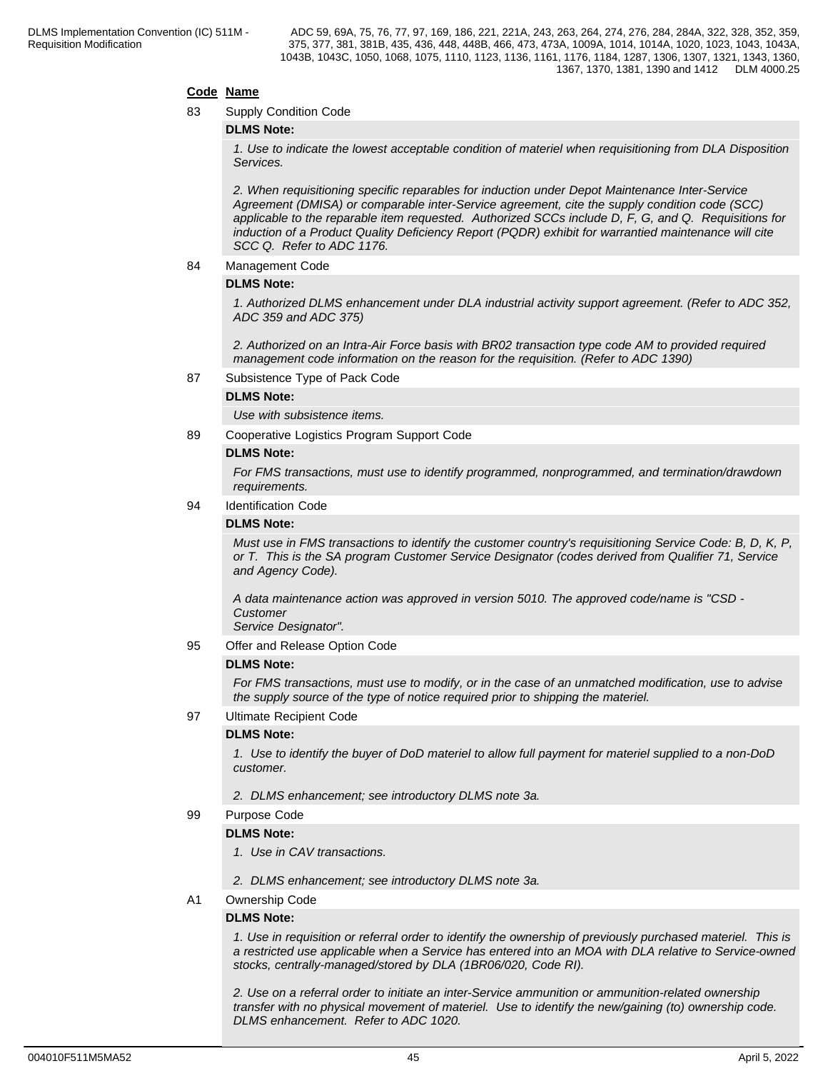| Code | Name |
|---|---|
| 83 | Supply Condition Code |

**DLMS Note:**

*1. Use to indicate the lowest acceptable condition of materiel when requisitioning from DLA Disposition Services.*

*2. When requisitioning specific reparables for induction under Depot Maintenance Inter-Service Agreement (DMISA) or comparable inter-Service agreement, cite the supply condition code (SCC) applicable to the reparable item requested. Authorized SCCs include D, F, G, and Q. Requisitions for induction of a Product Quality Deficiency Report (PQDR) exhibit for warrantied maintenance will cite SCC Q. Refer to ADC 1176.*

84 Management Code

**DLMS Note:**

*1. Authorized DLMS enhancement under DLA industrial activity support agreement. (Refer to ADC 352, ADC 359 and ADC 375)*

*2. Authorized on an Intra-Air Force basis with BR02 transaction type code AM to provided required management code information on the reason for the requisition. (Refer to ADC 1390)*

87 Subsistence Type of Pack Code

**DLMS Note:**

*Use with subsistence items.*

89 Cooperative Logistics Program Support Code

**DLMS Note:**

*For FMS transactions, must use to identify programmed, nonprogrammed, and termination/drawdown requirements.*

94 Identification Code

**DLMS Note:**

*Must use in FMS transactions to identify the customer country's requisitioning Service Code: B, D, K, P, or T. This is the SA program Customer Service Designator (codes derived from Qualifier 71, Service and Agency Code).*

*A data maintenance action was approved in version 5010. The approved code/name is "CSD - Customer Service Designator".*

95 Offer and Release Option Code

**DLMS Note:**

*For FMS transactions, must use to modify, or in the case of an unmatched modification, use to advise the supply source of the type of notice required prior to shipping the materiel.*

97 Ultimate Recipient Code

**DLMS Note:**

*1. Use to identify the buyer of DoD materiel to allow full payment for materiel supplied to a non-DoD customer.*

*2. DLMS enhancement; see introductory DLMS note 3a.*

99 Purpose Code

**DLMS Note:**

*1. Use in CAV transactions.*

*2. DLMS enhancement; see introductory DLMS note 3a.*

A1 Ownership Code

**DLMS Note:**

*1. Use in requisition or referral order to identify the ownership of previously purchased materiel. This is a restricted use applicable when a Service has entered into an MOA with DLA relative to Service-owned stocks, centrally-managed/stored by DLA (1BR06/020, Code RI).*

*2. Use on a referral order to initiate an inter-Service ammunition or ammunition-related ownership transfer with no physical movement of materiel. Use to identify the new/gaining (to) ownership code. DLMS enhancement. Refer to ADC 1020.*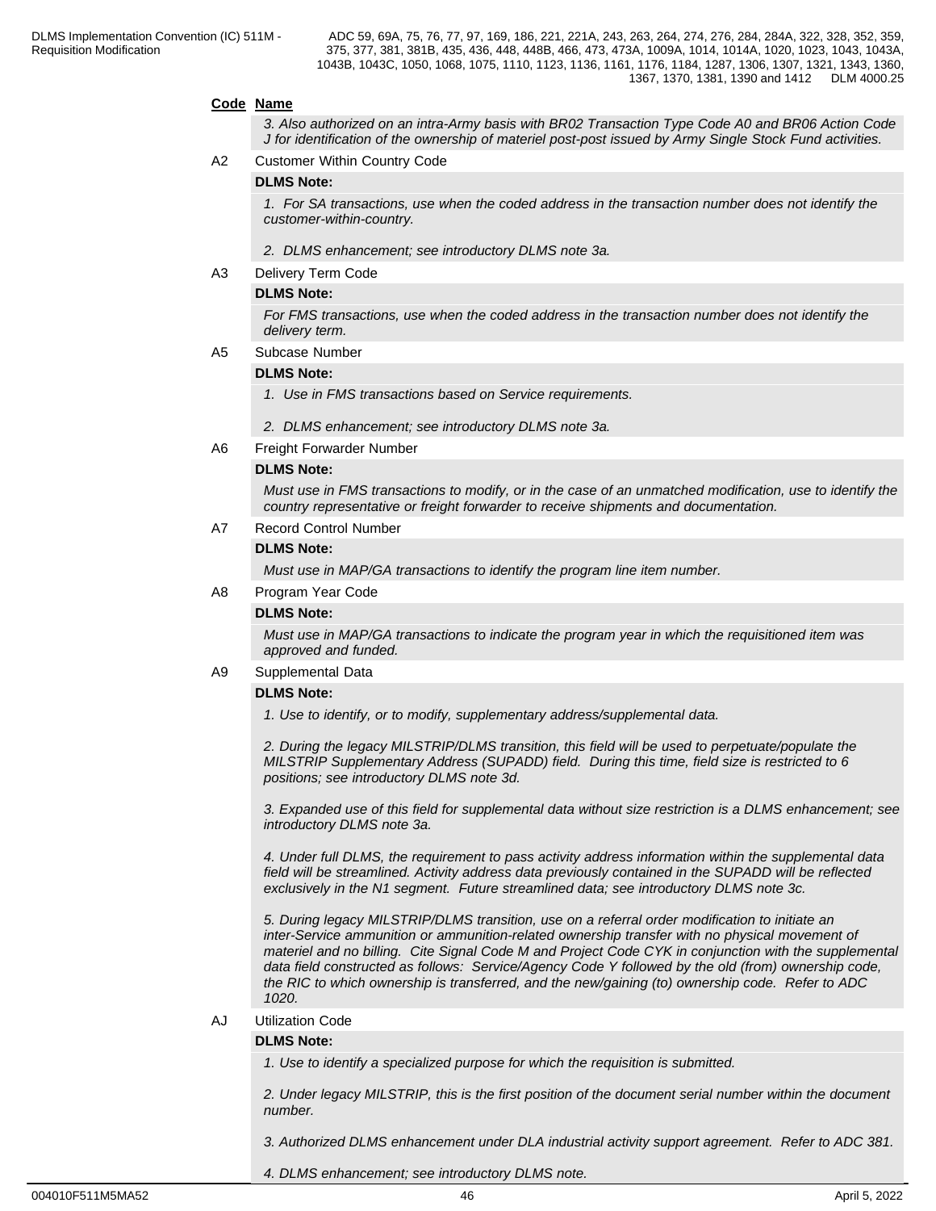**Code** **Name**

*3. Also authorized on an intra-Army basis with BR02 Transaction Type Code A0 and BR06 Action Code J for identification of the ownership of materiel post-post issued by Army Single Stock Fund activities.*

A2 Customer Within Country Code

**DLMS Note:**

*1. For SA transactions, use when the coded address in the transaction number does not identify the customer-within-country.*

*2. DLMS enhancement; see introductory DLMS note 3a.*

A3 Delivery Term Code

**DLMS Note:**

*For FMS transactions, use when the coded address in the transaction number does not identify the delivery term.*

A5 Subcase Number

**DLMS Note:**

*1. Use in FMS transactions based on Service requirements.*

*2. DLMS enhancement; see introductory DLMS note 3a.*

A6 Freight Forwarder Number

**DLMS Note:**

*Must use in FMS transactions to modify, or in the case of an unmatched modification, use to identify the country representative or freight forwarder to receive shipments and documentation.*

A7 Record Control Number

**DLMS Note:**

*Must use in MAP/GA transactions to identify the program line item number.*

A8 Program Year Code

**DLMS Note:**

*Must use in MAP/GA transactions to indicate the program year in which the requisitioned item was approved and funded.*

A9 Supplemental Data

**DLMS Note:**

*1. Use to identify, or to modify, supplementary address/supplemental data.*

*2. During the legacy MILSTRIP/DLMS transition, this field will be used to perpetuate/populate the MILSTRIP Supplementary Address (SUPADD) field. During this time, field size is restricted to 6 positions; see introductory DLMS note 3d.*

*3. Expanded use of this field for supplemental data without size restriction is a DLMS enhancement; see introductory DLMS note 3a.*

*4. Under full DLMS, the requirement to pass activity address information within the supplemental data field will be streamlined. Activity address data previously contained in the SUPADD will be reflected exclusively in the N1 segment. Future streamlined data; see introductory DLMS note 3c.*

*5. During legacy MILSTRIP/DLMS transition, use on a referral order modification to initiate an inter-Service ammunition or ammunition-related ownership transfer with no physical movement of materiel and no billing. Cite Signal Code M and Project Code CYK in conjunction with the supplemental data field constructed as follows: Service/Agency Code Y followed by the old (from) ownership code, the RIC to which ownership is transferred, and the new/gaining (to) ownership code. Refer to ADC 1020.*

AJ Utilization Code

**DLMS Note:**

*1. Use to identify a specialized purpose for which the requisition is submitted.*

*2. Under legacy MILSTRIP, this is the first position of the document serial number within the document number.*

*3. Authorized DLMS enhancement under DLA industrial activity support agreement. Refer to ADC 381.*

*4. DLMS enhancement; see introductory DLMS note.*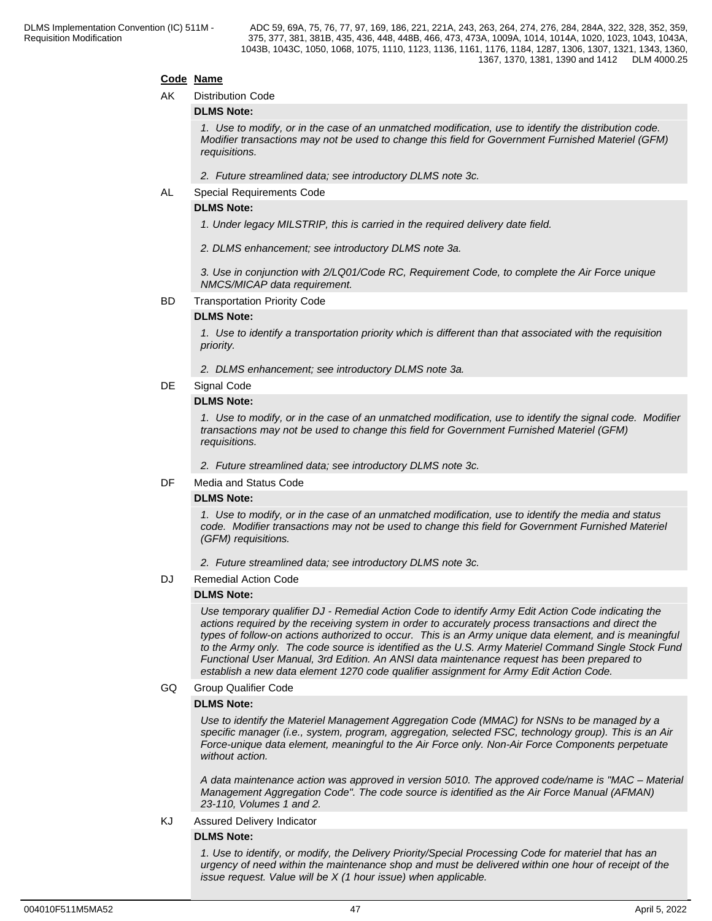**Code** **Name**

AK Distribution Code

**DLMS Note:**

*1. Use to modify, or in the case of an unmatched modification, use to identify the distribution code. Modifier transactions may not be used to change this field for Government Furnished Materiel (GFM) requisitions.*

*2. Future streamlined data; see introductory DLMS note 3c.*

AL Special Requirements Code

**DLMS Note:**

*1. Under legacy MILSTRIP, this is carried in the required delivery date field.*

*2. DLMS enhancement; see introductory DLMS note 3a.*

*3. Use in conjunction with 2/LQ01/Code RC, Requirement Code, to complete the Air Force unique NMCS/MICAP data requirement.*

BD Transportation Priority Code

**DLMS Note:**

*1. Use to identify a transportation priority which is different than that associated with the requisition priority.*

*2. DLMS enhancement; see introductory DLMS note 3a.*

DE Signal Code

**DLMS Note:**

*1. Use to modify, or in the case of an unmatched modification, use to identify the signal code. Modifier transactions may not be used to change this field for Government Furnished Materiel (GFM) requisitions.*

*2. Future streamlined data; see introductory DLMS note 3c.*

DF Media and Status Code

**DLMS Note:**

*1. Use to modify, or in the case of an unmatched modification, use to identify the media and status code. Modifier transactions may not be used to change this field for Government Furnished Materiel (GFM) requisitions.*

*2. Future streamlined data; see introductory DLMS note 3c.*

DJ Remedial Action Code

**DLMS Note:**

*Use temporary qualifier DJ - Remedial Action Code to identify Army Edit Action Code indicating the actions required by the receiving system in order to accurately process transactions and direct the types of follow-on actions authorized to occur. This is an Army unique data element, and is meaningful to the Army only. The code source is identified as the U.S. Army Materiel Command Single Stock Fund Functional User Manual, 3rd Edition. An ANSI data maintenance request has been prepared to establish a new data element 1270 code qualifier assignment for Army Edit Action Code.*

GQ Group Qualifier Code

**DLMS Note:**

*Use to identify the Materiel Management Aggregation Code (MMAC) for NSNs to be managed by a specific manager (i.e., system, program, aggregation, selected FSC, technology group). This is an Air Force-unique data element, meaningful to the Air Force only. Non-Air Force Components perpetuate without action.*

*A data maintenance action was approved in version 5010. The approved code/name is "MAC – Material Management Aggregation Code". The code source is identified as the Air Force Manual (AFMAN) 23-110, Volumes 1 and 2.*

KJ Assured Delivery Indicator

**DLMS Note:**

*1. Use to identify, or modify, the Delivery Priority/Special Processing Code for materiel that has an urgency of need within the maintenance shop and must be delivered within one hour of receipt of the issue request. Value will be X (1 hour issue) when applicable.*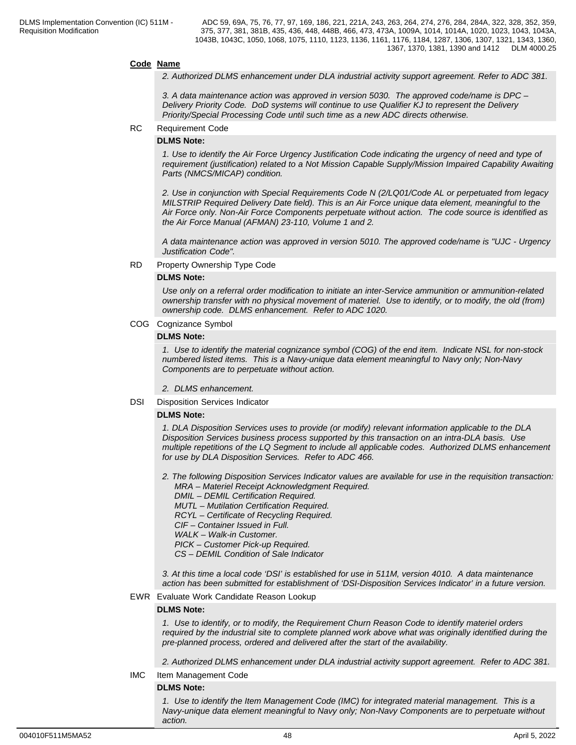**Code Name**

*2. Authorized DLMS enhancement under DLA industrial activity support agreement. Refer to ADC 381.*

*3. A data maintenance action was approved in version 5030. The approved code/name is DPC – Delivery Priority Code. DoD systems will continue to use Qualifier KJ to represent the Delivery Priority/Special Processing Code until such time as a new ADC directs otherwise.*

RC Requirement Code

**DLMS Note:**

*1. Use to identify the Air Force Urgency Justification Code indicating the urgency of need and type of requirement (justification) related to a Not Mission Capable Supply/Mission Impaired Capability Awaiting Parts (NMCS/MICAP) condition.*

*2. Use in conjunction with Special Requirements Code N (2/LQ01/Code AL or perpetuated from legacy MILSTRIP Required Delivery Date field). This is an Air Force unique data element, meaningful to the Air Force only. Non-Air Force Components perpetuate without action. The code source is identified as the Air Force Manual (AFMAN) 23-110, Volume 1 and 2.*

*A data maintenance action was approved in version 5010. The approved code/name is "UJC - Urgency Justification Code".*

RD Property Ownership Type Code

**DLMS Note:**

*Use only on a referral order modification to initiate an inter-Service ammunition or ammunition-related ownership transfer with no physical movement of materiel. Use to identify, or to modify, the old (from) ownership code. DLMS enhancement. Refer to ADC 1020.*

COG Cognizance Symbol

**DLMS Note:**

*1. Use to identify the material cognizance symbol (COG) of the end item. Indicate NSL for non-stock numbered listed items. This is a Navy-unique data element meaningful to Navy only; Non-Navy Components are to perpetuate without action.*

*2. DLMS enhancement.*

DSI Disposition Services Indicator

**DLMS Note:**

*1. DLA Disposition Services uses to provide (or modify) relevant information applicable to the DLA Disposition Services business process supported by this transaction on an intra-DLA basis. Use multiple repetitions of the LQ Segment to include all applicable codes. Authorized DLMS enhancement for use by DLA Disposition Services. Refer to ADC 466.*

*2. The following Disposition Services Indicator values are available for use in the requisition transaction:*
*MRA – Materiel Receipt Acknowledgment Required.*
*DMIL – DEMIL Certification Required.*
*MUTL – Mutilation Certification Required.*
*RCYL – Certificate of Recycling Required.*
*CIF – Container Issued in Full.*
*WALK – Walk-in Customer.*
*PICK – Customer Pick-up Required.*
*CS – DEMIL Condition of Sale Indicator*

*3. At this time a local code 'DSI' is established for use in 511M, version 4010. A data maintenance action has been submitted for establishment of 'DSI-Disposition Services Indicator' in a future version.*

EWR Evaluate Work Candidate Reason Lookup

**DLMS Note:**

*1. Use to identify, or to modify, the Requirement Churn Reason Code to identify materiel orders required by the industrial site to complete planned work above what was originally identified during the pre-planned process, ordered and delivered after the start of the availability.*

*2. Authorized DLMS enhancement under DLA industrial activity support agreement. Refer to ADC 381.*

IMC Item Management Code

**DLMS Note:**

*1. Use to identify the Item Management Code (IMC) for integrated material management. This is a Navy-unique data element meaningful to Navy only; Non-Navy Components are to perpetuate without action.*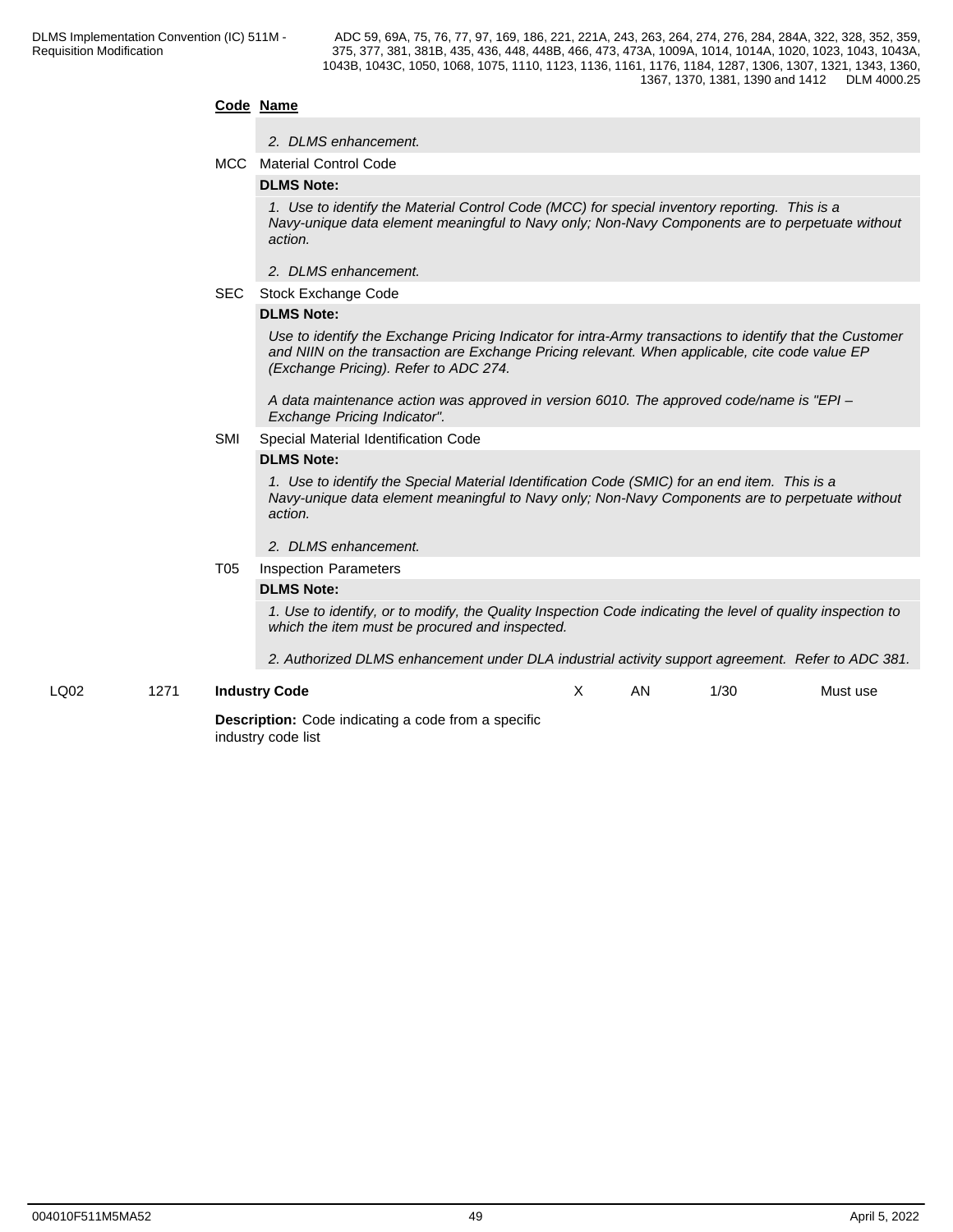**Code Name**

*2. DLMS enhancement.*

MCC Material Control Code

**DLMS Note:**

*1. Use to identify the Material Control Code (MCC) for special inventory reporting. This is a Navy-unique data element meaningful to Navy only; Non-Navy Components are to perpetuate without action.*

*2. DLMS enhancement.*

SEC Stock Exchange Code

**DLMS Note:**

*Use to identify the Exchange Pricing Indicator for intra-Army transactions to identify that the Customer and NIIN on the transaction are Exchange Pricing relevant. When applicable, cite code value EP (Exchange Pricing). Refer to ADC 274.*

*A data maintenance action was approved in version 6010. The approved code/name is "EPI – Exchange Pricing Indicator".*

SMI Special Material Identification Code

**DLMS Note:**

*1. Use to identify the Special Material Identification Code (SMIC) for an end item. This is a Navy-unique data element meaningful to Navy only; Non-Navy Components are to perpetuate without action.*

*2. DLMS enhancement.*

T05 Inspection Parameters

**DLMS Note:**

*1. Use to identify, or to modify, the Quality Inspection Code indicating the level of quality inspection to which the item must be procured and inspected.*

*2. Authorized DLMS enhancement under DLA industrial activity support agreement. Refer to ADC 381.*

| | | | | | | |
|---|---|---|---|---|---|---|
| LQ02 | 1271 | **Industry Code** | X | AN | 1/30 | Must use |

**Description:** Code indicating a code from a specific industry code list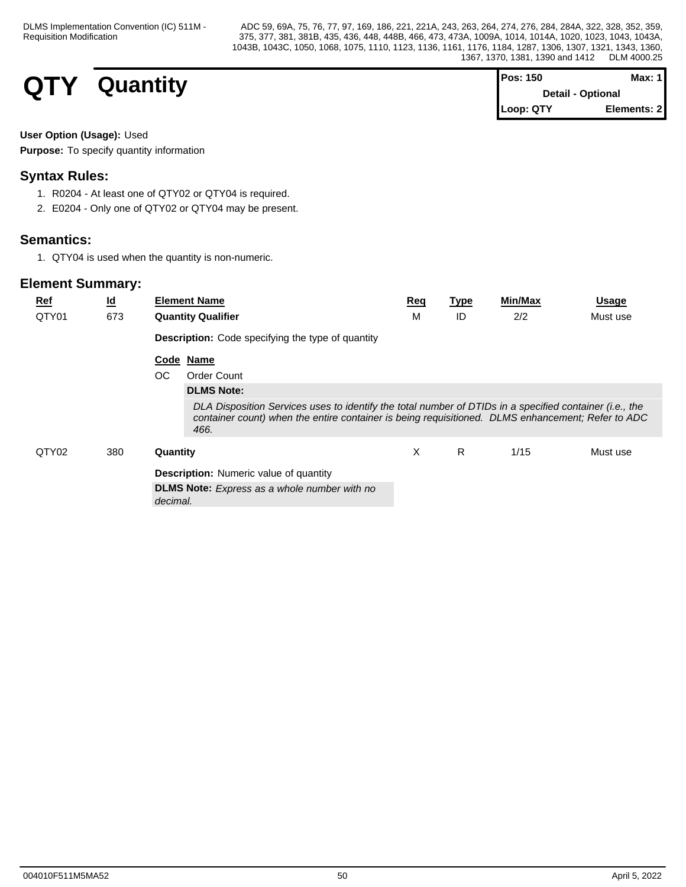# QTY Quantity

| Pos: 150 | Max: 1 |
|---|---|
| Detail - Optional | |
| Loop: QTY | Elements: 2 |

**User Option (Usage):** Used

**Purpose:** To specify quantity information

## Syntax Rules:

1. R0204 - At least one of QTY02 or QTY04 is required.
2. E0204 - Only one of QTY02 or QTY04 may be present.

## Semantics:

1. QTY04 is used when the quantity is non-numeric.

## Element Summary:

| Ref | Id | Element Name | Req | Type | Min/Max | Usage |
|---|---|---|---|---|---|---|
| QTY01 | 673 | **Quantity Qualifier** | M | ID | 2/2 | Must use |
| QTY02 | 380 | **Quantity** | X | R | 1/15 | Must use |

**QTY01 — Quantity Qualifier**

**Description:** Code specifying the type of quantity

| Code | Name |
|---|---|
| OC | Order Count |

**DLMS Note:**

*DLA Disposition Services uses to identify the total number of DTIDs in a specified container (i.e., the container count) when the entire container is being requisitioned. DLMS enhancement; Refer to ADC 466.*

**QTY02 — Quantity**

**Description:** Numeric value of quantity

**DLMS Note:** *Express as a whole number with no decimal.*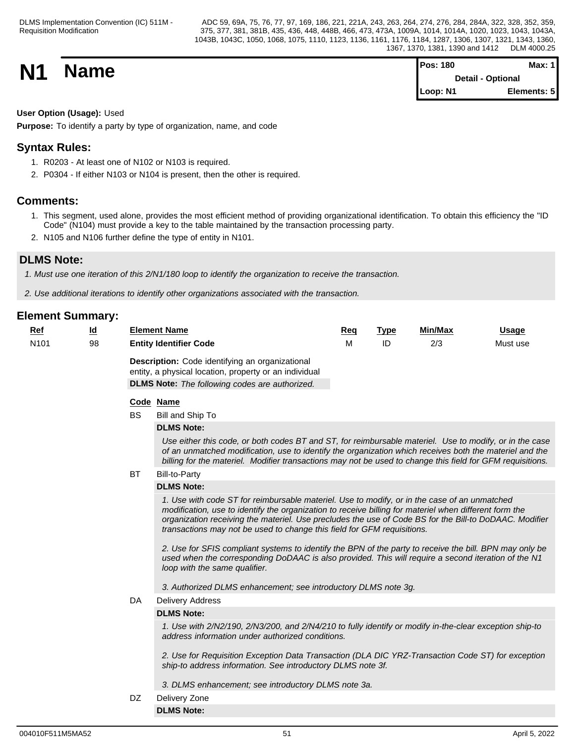# N1 Name

**Pos: 180** | **Max: 1** | **Detail - Optional** | **Loop: N1** | **Elements: 5**

**User Option (Usage):** Used

**Purpose:** To identify a party by type of organization, name, and code

## Syntax Rules:

1. R0203 - At least one of N102 or N103 is required.
2. P0304 - If either N103 or N104 is present, then the other is required.

## Comments:

1. This segment, used alone, provides the most efficient method of providing organizational identification. To obtain this efficiency the "ID Code" (N104) must provide a key to the table maintained by the transaction processing party.
2. N105 and N106 further define the type of entity in N101.

## DLMS Note:

*1. Must use one iteration of this 2/N1/180 loop to identify the organization to receive the transaction.*

*2. Use additional iterations to identify other organizations associated with the transaction.*

## Element Summary:

| Ref | Id | Element Name | Req | Type | Min/Max | Usage |
|---|---|---|---|---|---|---|
| N101 | 98 | **Entity Identifier Code** | M | ID | 2/3 | Must use |

**Description:** Code identifying an organizational entity, a physical location, property or an individual

**DLMS Note:** *The following codes are authorized.*

| Code | Name |
|---|---|
| BS | Bill and Ship To |

**DLMS Note:**

*Use either this code, or both codes BT and ST, for reimbursable materiel. Use to modify, or in the case of an unmatched modification, use to identify the organization which receives both the materiel and the billing for the materiel. Modifier transactions may not be used to change this field for GFM requisitions.*

| Code | Name |
|---|---|
| BT | Bill-to-Party |

**DLMS Note:**

*1. Use with code ST for reimbursable materiel. Use to modify, or in the case of an unmatched modification, use to identify the organization to receive billing for materiel when different form the organization receiving the materiel. Use precludes the use of Code BS for the Bill-to DoDAAC. Modifier transactions may not be used to change this field for GFM requisitions.*

*2. Use for SFIS compliant systems to identify the BPN of the party to receive the bill. BPN may only be used when the corresponding DoDAAC is also provided. This will require a second iteration of the N1 loop with the same qualifier.*

*3. Authorized DLMS enhancement; see introductory DLMS note 3g.*

| Code | Name |
|---|---|
| DA | Delivery Address |

**DLMS Note:**

*1. Use with 2/N2/190, 2/N3/200, and 2/N4/210 to fully identify or modify in-the-clear exception ship-to address information under authorized conditions.*

*2. Use for Requisition Exception Data Transaction (DLA DIC YRZ-Transaction Code ST) for exception ship-to address information. See introductory DLMS note 3f.*

*3. DLMS enhancement; see introductory DLMS note 3a.*

| Code | Name |
|---|---|
| DZ | Delivery Zone |

**DLMS Note:**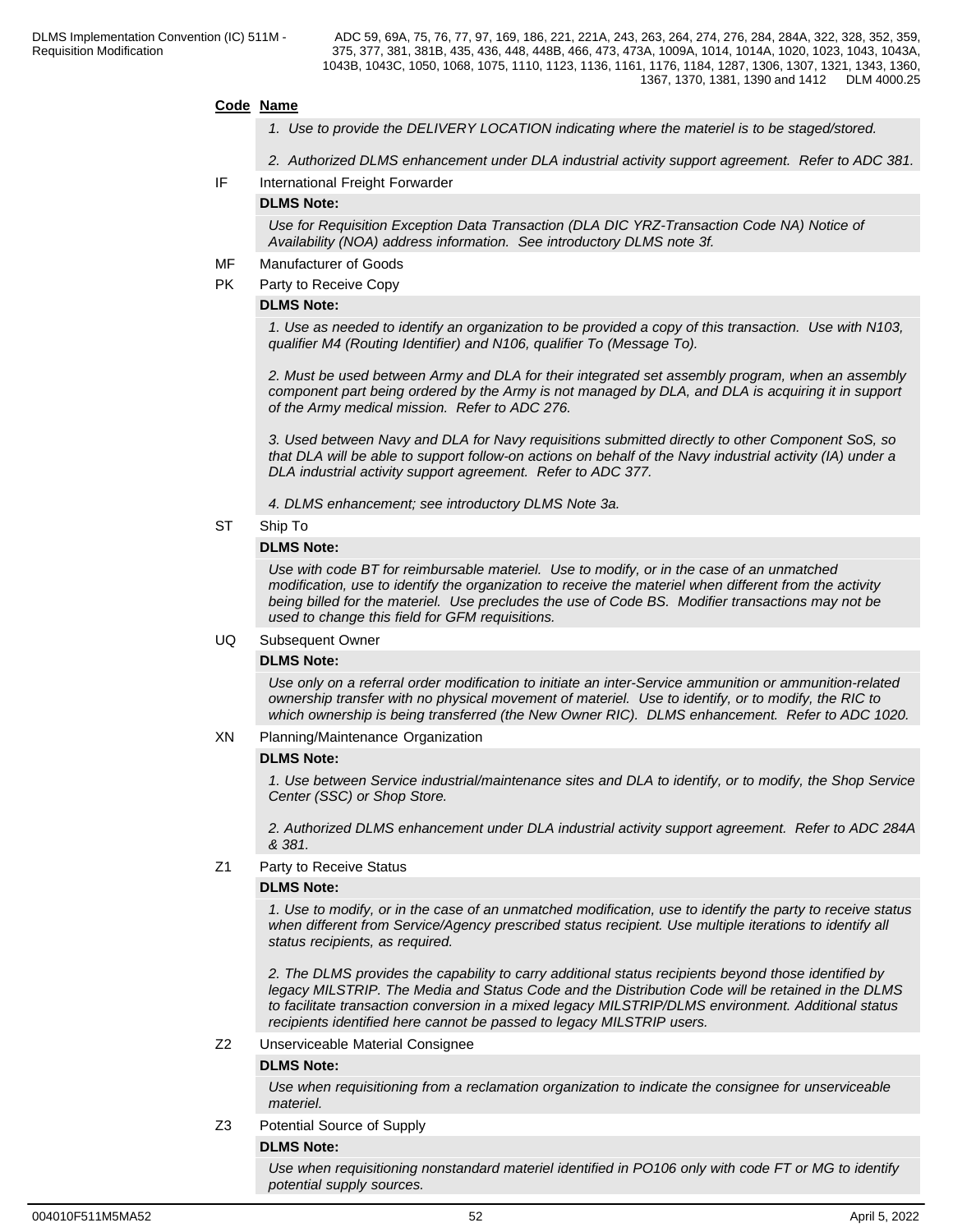**Code** **Name**

*1. Use to provide the DELIVERY LOCATION indicating where the materiel is to be staged/stored.*

*2. Authorized DLMS enhancement under DLA industrial activity support agreement. Refer to ADC 381.*

IF International Freight Forwarder

**DLMS Note:**

*Use for Requisition Exception Data Transaction (DLA DIC YRZ-Transaction Code NA) Notice of Availability (NOA) address information. See introductory DLMS note 3f.*

MF Manufacturer of Goods

PK Party to Receive Copy

**DLMS Note:**

*1. Use as needed to identify an organization to be provided a copy of this transaction. Use with N103, qualifier M4 (Routing Identifier) and N106, qualifier To (Message To).*

*2. Must be used between Army and DLA for their integrated set assembly program, when an assembly component part being ordered by the Army is not managed by DLA, and DLA is acquiring it in support of the Army medical mission. Refer to ADC 276.*

*3. Used between Navy and DLA for Navy requisitions submitted directly to other Component SoS, so that DLA will be able to support follow-on actions on behalf of the Navy industrial activity (IA) under a DLA industrial activity support agreement. Refer to ADC 377.*

*4. DLMS enhancement; see introductory DLMS Note 3a.*

ST Ship To

**DLMS Note:**

*Use with code BT for reimbursable materiel. Use to modify, or in the case of an unmatched modification, use to identify the organization to receive the materiel when different from the activity being billed for the materiel. Use precludes the use of Code BS. Modifier transactions may not be used to change this field for GFM requisitions.*

UQ Subsequent Owner

**DLMS Note:**

*Use only on a referral order modification to initiate an inter-Service ammunition or ammunition-related ownership transfer with no physical movement of materiel. Use to identify, or to modify, the RIC to which ownership is being transferred (the New Owner RIC). DLMS enhancement. Refer to ADC 1020.*

XN Planning/Maintenance Organization

**DLMS Note:**

*1. Use between Service industrial/maintenance sites and DLA to identify, or to modify, the Shop Service Center (SSC) or Shop Store.*

*2. Authorized DLMS enhancement under DLA industrial activity support agreement. Refer to ADC 284A & 381.*

Z1 Party to Receive Status

**DLMS Note:**

*1. Use to modify, or in the case of an unmatched modification, use to identify the party to receive status when different from Service/Agency prescribed status recipient. Use multiple iterations to identify all status recipients, as required.*

*2. The DLMS provides the capability to carry additional status recipients beyond those identified by legacy MILSTRIP. The Media and Status Code and the Distribution Code will be retained in the DLMS to facilitate transaction conversion in a mixed legacy MILSTRIP/DLMS environment. Additional status recipients identified here cannot be passed to legacy MILSTRIP users.*

Z2 Unserviceable Material Consignee

**DLMS Note:**

*Use when requisitioning from a reclamation organization to indicate the consignee for unserviceable materiel.*

Z3 Potential Source of Supply

**DLMS Note:**

*Use when requisitioning nonstandard materiel identified in PO106 only with code FT or MG to identify potential supply sources.*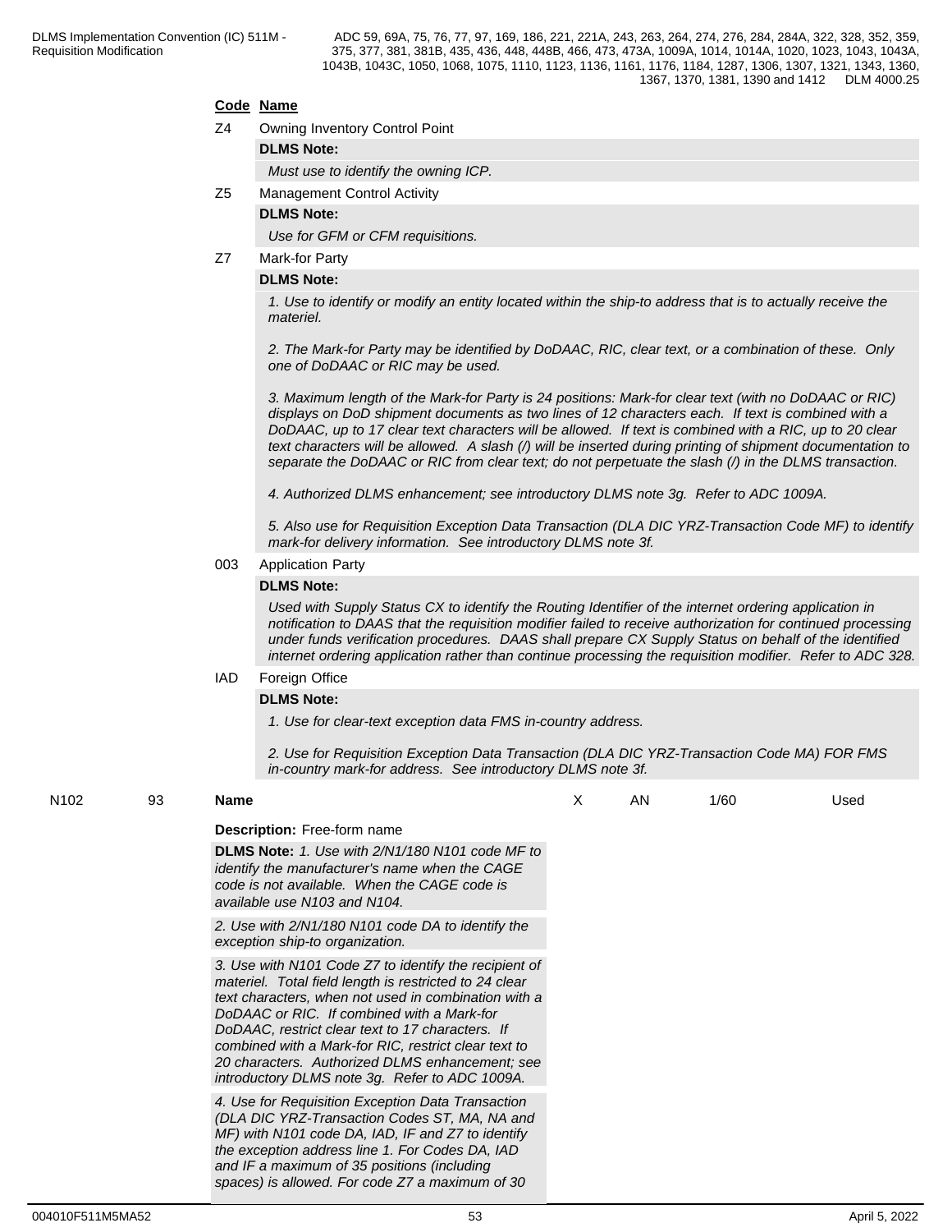**Code Name**

Z4 Owning Inventory Control Point

**DLMS Note:**

*Must use to identify the owning ICP.*

Z5 Management Control Activity

**DLMS Note:**

*Use for GFM or CFM requisitions.*

Z7 Mark-for Party

**DLMS Note:**

*1. Use to identify or modify an entity located within the ship-to address that is to actually receive the materiel.*

*2. The Mark-for Party may be identified by DoDAAC, RIC, clear text, or a combination of these. Only one of DoDAAC or RIC may be used.*

*3. Maximum length of the Mark-for Party is 24 positions: Mark-for clear text (with no DoDAAC or RIC) displays on DoD shipment documents as two lines of 12 characters each. If text is combined with a DoDAAC, up to 17 clear text characters will be allowed. If text is combined with a RIC, up to 20 clear text characters will be allowed. A slash (/) will be inserted during printing of shipment documentation to separate the DoDAAC or RIC from clear text; do not perpetuate the slash (/) in the DLMS transaction.*

*4. Authorized DLMS enhancement; see introductory DLMS note 3g. Refer to ADC 1009A.*

*5. Also use for Requisition Exception Data Transaction (DLA DIC YRZ-Transaction Code MF) to identify mark-for delivery information. See introductory DLMS note 3f.*

003 Application Party

**DLMS Note:**

*Used with Supply Status CX to identify the Routing Identifier of the internet ordering application in notification to DAAS that the requisition modifier failed to receive authorization for continued processing under funds verification procedures. DAAS shall prepare CX Supply Status on behalf of the identified internet ordering application rather than continue processing the requisition modifier. Refer to ADC 328.*

IAD Foreign Office

**DLMS Note:**

*1. Use for clear-text exception data FMS in-country address.*

*2. Use for Requisition Exception Data Transaction (DLA DIC YRZ-Transaction Code MA) FOR FMS in-country mark-for address. See introductory DLMS note 3f.*

| N102 | 93 | **Name** | X | AN | 1/60 | Used |
|---|---|---|---|---|---|---|

**Description:** Free-form name

**DLMS Note:** *1. Use with 2/N1/180 N101 code MF to identify the manufacturer's name when the CAGE code is not available. When the CAGE code is available use N103 and N104.*

*2. Use with 2/N1/180 N101 code DA to identify the exception ship-to organization.*

*3. Use with N101 Code Z7 to identify the recipient of materiel. Total field length is restricted to 24 clear text characters, when not used in combination with a DoDAAC or RIC. If combined with a Mark-for DoDAAC, restrict clear text to 17 characters. If combined with a Mark-for RIC, restrict clear text to 20 characters. Authorized DLMS enhancement; see introductory DLMS note 3g. Refer to ADC 1009A.*

*4. Use for Requisition Exception Data Transaction (DLA DIC YRZ-Transaction Codes ST, MA, NA and MF) with N101 code DA, IAD, IF and Z7 to identify the exception address line 1. For Codes DA, IAD and IF a maximum of 35 positions (including spaces) is allowed. For code Z7 a maximum of 30*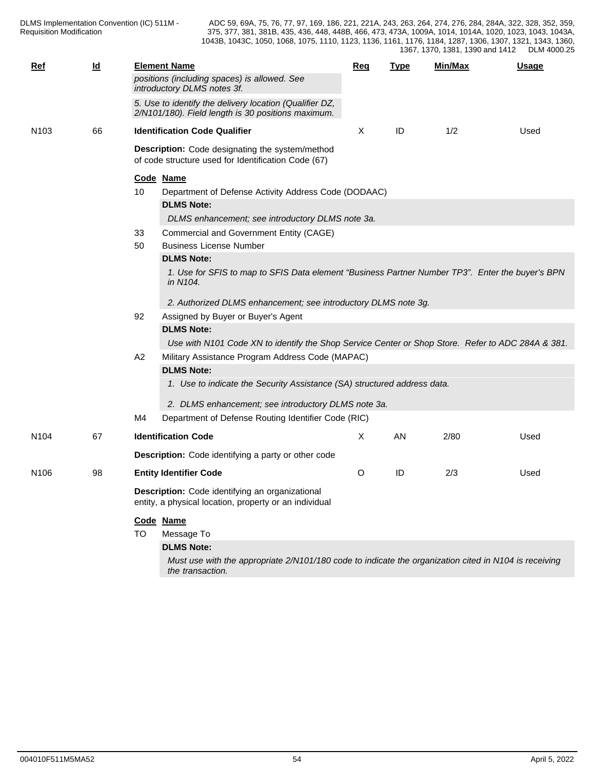| Ref | Id | Element Name | Req | Type | Min/Max | Usage |
|---|---|---|---|---|---|---|
| | | *positions (including spaces) is allowed. See introductory DLMS notes 3f.* | | | | |
| | | *5. Use to identify the delivery location (Qualifier DZ, 2/N101/180). Field length is 30 positions maximum.* | | | | |
| N103 | 66 | **Identification Code Qualifier** | X | ID | 1/2 | Used |

**Description:** Code designating the system/method of code structure used for Identification Code (67)

**Code Name**

10 Department of Defense Activity Address Code (DODAAC)

**DLMS Note:**

*DLMS enhancement; see introductory DLMS note 3a.*

33 Commercial and Government Entity (CAGE)

50 Business License Number

**DLMS Note:**

*1. Use for SFIS to map to SFIS Data element "Business Partner Number TP3". Enter the buyer's BPN in N104.*

*2. Authorized DLMS enhancement; see introductory DLMS note 3g.*

92 Assigned by Buyer or Buyer's Agent

**DLMS Note:**

*Use with N101 Code XN to identify the Shop Service Center or Shop Store. Refer to ADC 284A & 381.*

A2 Military Assistance Program Address Code (MAPAC)

**DLMS Note:**

*1. Use to indicate the Security Assistance (SA) structured address data.*

*2. DLMS enhancement; see introductory DLMS note 3a.*

M4 Department of Defense Routing Identifier Code (RIC)

| Ref | Id | Element Name | Req | Type | Min/Max | Usage |
|---|---|---|---|---|---|---|
| N104 | 67 | **Identification Code** | X | AN | 2/80 | Used |

**Description:** Code identifying a party or other code

| Ref | Id | Element Name | Req | Type | Min/Max | Usage |
|---|---|---|---|---|---|---|
| N106 | 98 | **Entity Identifier Code** | O | ID | 2/3 | Used |

**Description:** Code identifying an organizational entity, a physical location, property or an individual

**Code Name**

TO Message To

**DLMS Note:**

*Must use with the appropriate 2/N101/180 code to indicate the organization cited in N104 is receiving the transaction.*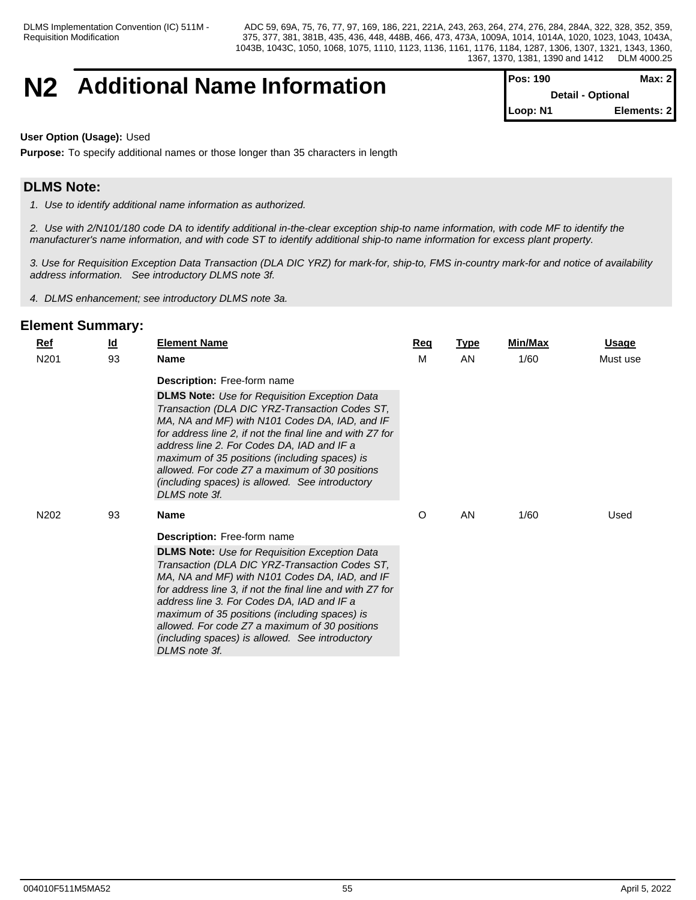# N2 Additional Name Information

| Pos: 190 | Max: 2 |
|---|---|
| Detail - Optional | |
| Loop: N1 | Elements: 2 |

**User Option (Usage):** Used

**Purpose:** To specify additional names or those longer than 35 characters in length

## DLMS Note:

*1. Use to identify additional name information as authorized.*

*2. Use with 2/N101/180 code DA to identify additional in-the-clear exception ship-to name information, with code MF to identify the manufacturer's name information, and with code ST to identify additional ship-to name information for excess plant property.*

*3. Use for Requisition Exception Data Transaction (DLA DIC YRZ) for mark-for, ship-to, FMS in-country mark-for and notice of availability address information. See introductory DLMS note 3f.*

*4. DLMS enhancement; see introductory DLMS note 3a.*

## Element Summary:

| Ref | Id | Element Name | Req | Type | Min/Max | Usage |
|---|---|---|---|---|---|---|
| N201 | 93 | **Name**<br>**Description:** Free-form name<br>**DLMS Note:** *Use for Requisition Exception Data Transaction (DLA DIC YRZ-Transaction Codes ST, MA, NA and MF) with N101 Codes DA, IAD, and IF for address line 2, if not the final line and with Z7 for address line 2. For Codes DA, IAD and IF a maximum of 35 positions (including spaces) is allowed. For code Z7 a maximum of 30 positions (including spaces) is allowed. See introductory DLMS note 3f.* | M | AN | 1/60 | Must use |
| N202 | 93 | **Name**<br>**Description:** Free-form name<br>**DLMS Note:** *Use for Requisition Exception Data Transaction (DLA DIC YRZ-Transaction Codes ST, MA, NA and MF) with N101 Codes DA, IAD, and IF for address line 3, if not the final line and with Z7 for address line 3. For Codes DA, IAD and IF a maximum of 35 positions (including spaces) is allowed. For code Z7 a maximum of 30 positions (including spaces) is allowed. See introductory DLMS note 3f.* | O | AN | 1/60 | Used |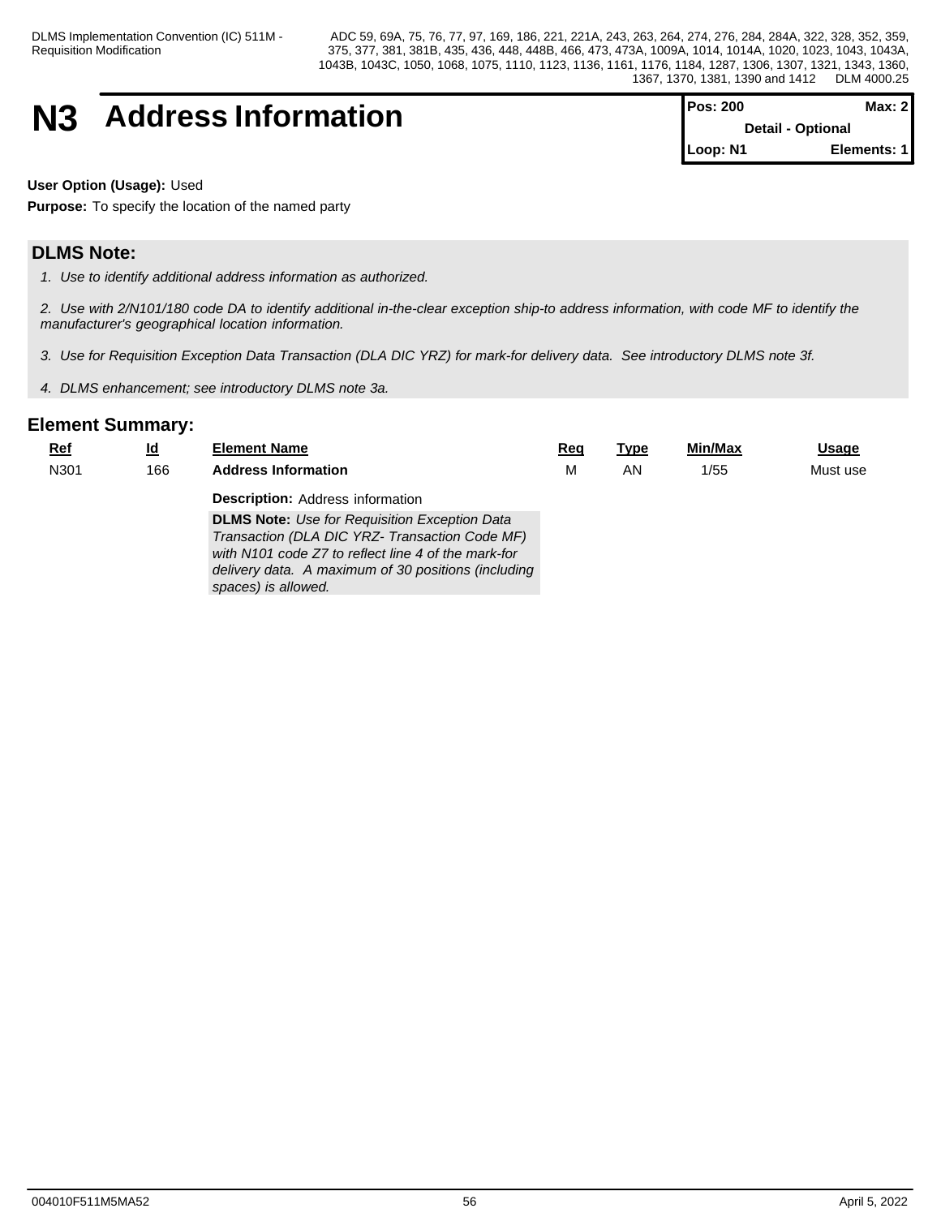# N3 Address Information

| Pos: 200 | Max: 2 |
|---|---|
| Detail - Optional | |
| Loop: N1 | Elements: 1 |

**User Option (Usage):** Used

**Purpose:** To specify the location of the named party

## DLMS Note:

*1. Use to identify additional address information as authorized.*

*2. Use with 2/N101/180 code DA to identify additional in-the-clear exception ship-to address information, with code MF to identify the manufacturer's geographical location information.*

*3. Use for Requisition Exception Data Transaction (DLA DIC YRZ) for mark-for delivery data. See introductory DLMS note 3f.*

*4. DLMS enhancement; see introductory DLMS note 3a.*

## Element Summary:

| Ref | Id | Element Name | Req | Type | Min/Max | Usage |
|---|---|---|---|---|---|---|
| N301 | 166 | **Address Information** | M | AN | 1/55 | Must use |

**Description:** Address information

**DLMS Note:** *Use for Requisition Exception Data Transaction (DLA DIC YRZ- Transaction Code MF) with N101 code Z7 to reflect line 4 of the mark-for delivery data. A maximum of 30 positions (including spaces) is allowed.*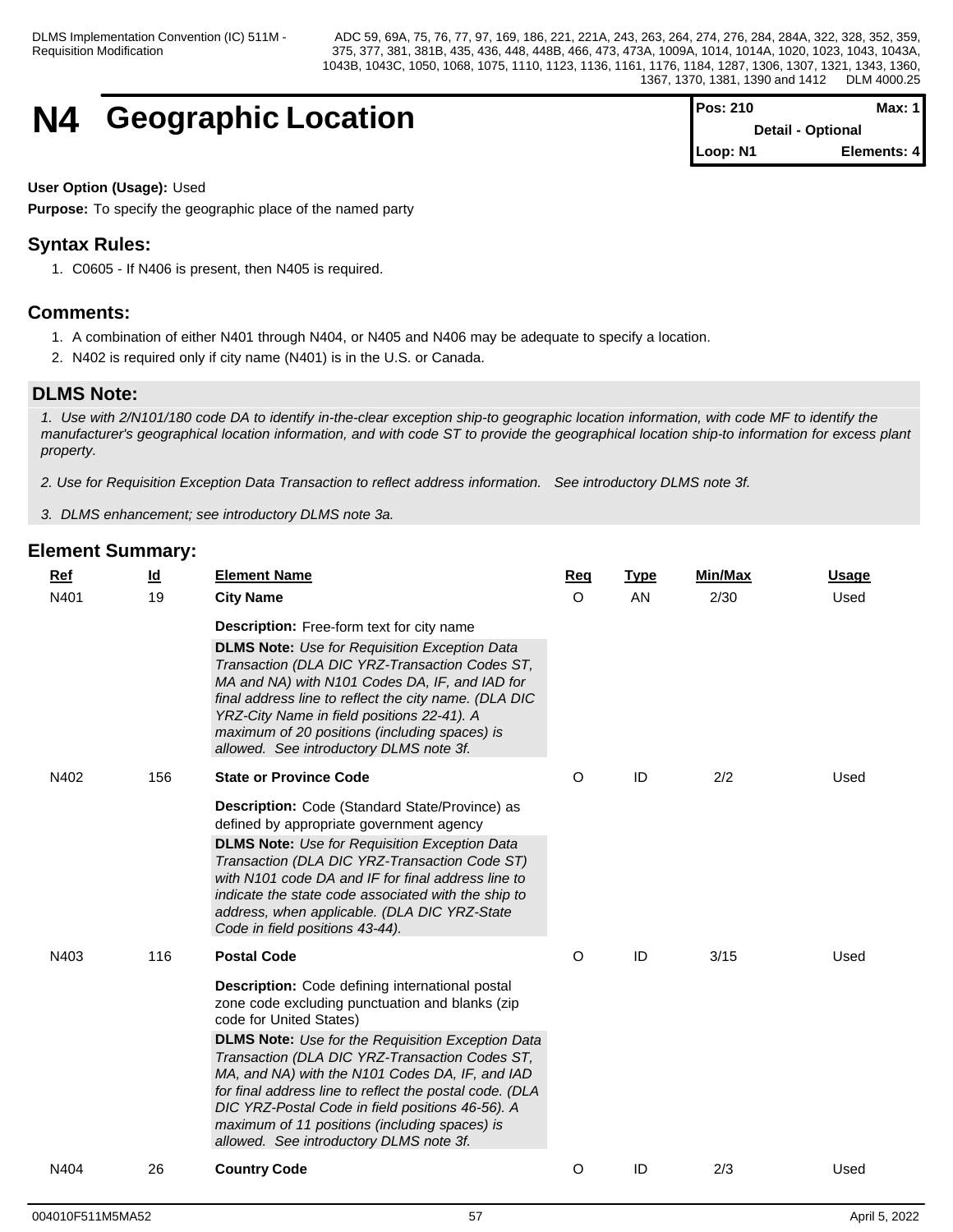# N4 Geographic Location

| Pos: 210 | Max: 1 |
|---|---|
| Detail - Optional | |
| Loop: N1 | Elements: 4 |

**User Option (Usage):** Used

**Purpose:** To specify the geographic place of the named party

## Syntax Rules:

1. C0605 - If N406 is present, then N405 is required.

## Comments:

1. A combination of either N401 through N404, or N405 and N406 may be adequate to specify a location.
2. N402 is required only if city name (N401) is in the U.S. or Canada.

## DLMS Note:

*1. Use with 2/N101/180 code DA to identify in-the-clear exception ship-to geographic location information, with code MF to identify the manufacturer's geographical location information, and with code ST to provide the geographical location ship-to information for excess plant property.*

*2. Use for Requisition Exception Data Transaction to reflect address information. See introductory DLMS note 3f.*

*3. DLMS enhancement; see introductory DLMS note 3a.*

## Element Summary:

| Ref | Id | Element Name | Req | Type | Min/Max | Usage |
|---|---|---|---|---|---|---|
| N401 | 19 | **City Name**<br>**Description:** Free-form text for city name<br>**DLMS Note:** *Use for Requisition Exception Data Transaction (DLA DIC YRZ-Transaction Codes ST, MA and NA) with N101 Codes DA, IF, and IAD for final address line to reflect the city name. (DLA DIC YRZ-City Name in field positions 22-41). A maximum of 20 positions (including spaces) is allowed. See introductory DLMS note 3f.* | O | AN | 2/30 | Used |
| N402 | 156 | **State or Province Code**<br>**Description:** Code (Standard State/Province) as defined by appropriate government agency<br>**DLMS Note:** *Use for Requisition Exception Data Transaction (DLA DIC YRZ-Transaction Code ST) with N101 code DA and IF for final address line to indicate the state code associated with the ship to address, when applicable. (DLA DIC YRZ-State Code in field positions 43-44).* | O | ID | 2/2 | Used |
| N403 | 116 | **Postal Code**<br>**Description:** Code defining international postal zone code excluding punctuation and blanks (zip code for United States)<br>**DLMS Note:** *Use for the Requisition Exception Data Transaction (DLA DIC YRZ-Transaction Codes ST, MA, and NA) with the N101 Codes DA, IF, and IAD for final address line to reflect the postal code. (DLA DIC YRZ-Postal Code in field positions 46-56). A maximum of 11 positions (including spaces) is allowed. See introductory DLMS note 3f.* | O | ID | 3/15 | Used |
| N404 | 26 | **Country Code** | O | ID | 2/3 | Used |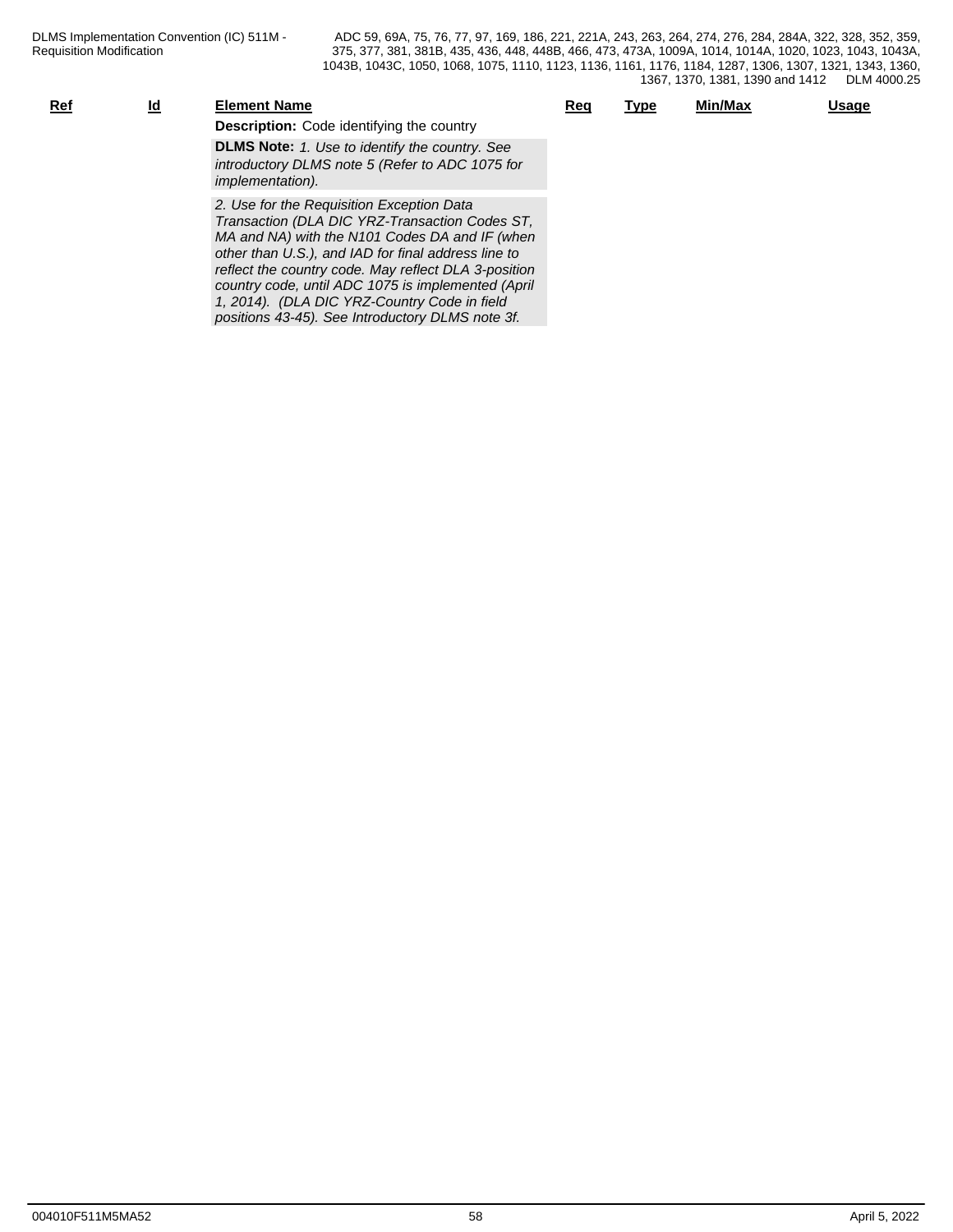| Ref | Id | Element Name | Req | Type | Min/Max | Usage |
| --- | --- | --- | --- | --- | --- | --- |
| | | **Description:** Code identifying the country | | | | |

**DLMS Note:** *1. Use to identify the country. See introductory DLMS note 5 (Refer to ADC 1075 for implementation).*

*2. Use for the Requisition Exception Data Transaction (DLA DIC YRZ-Transaction Codes ST, MA and NA) with the N101 Codes DA and IF (when other than U.S.), and IAD for final address line to reflect the country code. May reflect DLA 3-position country code, until ADC 1075 is implemented (April 1, 2014). (DLA DIC YRZ-Country Code in field positions 43-45). See Introductory DLMS note 3f.*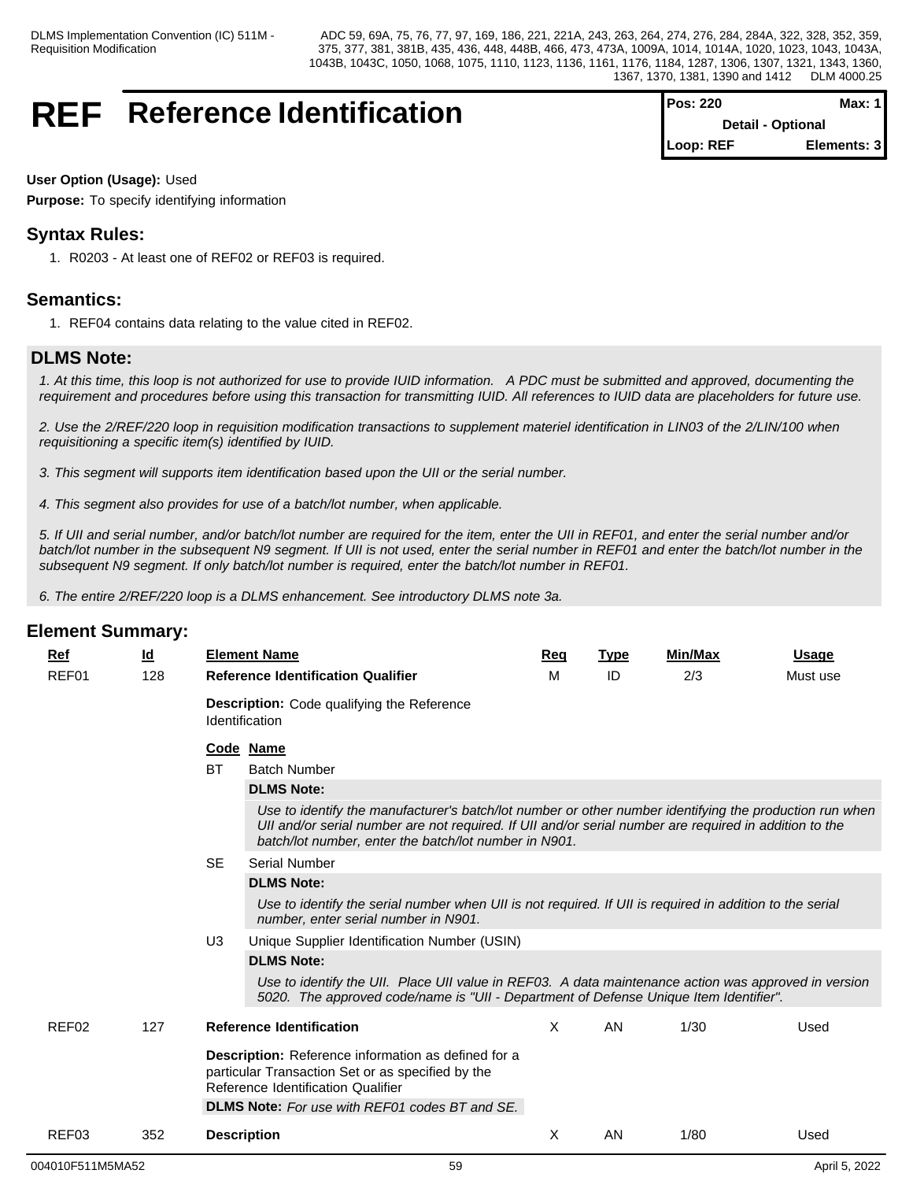# REF Reference Identification

| Pos: 220 | Max: 1 |
|---|---|
| Detail - Optional | |
| Loop: REF | Elements: 3 |

**User Option (Usage):** Used

**Purpose:** To specify identifying information

## Syntax Rules:

1. R0203 - At least one of REF02 or REF03 is required.

## Semantics:

1. REF04 contains data relating to the value cited in REF02.

## DLMS Note:

*1. At this time, this loop is not authorized for use to provide IUID information. A PDC must be submitted and approved, documenting the requirement and procedures before using this transaction for transmitting IUID. All references to IUID data are placeholders for future use.*

*2. Use the 2/REF/220 loop in requisition modification transactions to supplement materiel identification in LIN03 of the 2/LIN/100 when requisitioning a specific item(s) identified by IUID.*

*3. This segment will supports item identification based upon the UII or the serial number.*

*4. This segment also provides for use of a batch/lot number, when applicable.*

*5. If UII and serial number, and/or batch/lot number are required for the item, enter the UII in REF01, and enter the serial number and/or batch/lot number in the subsequent N9 segment. If UII is not used, enter the serial number in REF01 and enter the batch/lot number in the subsequent N9 segment. If only batch/lot number is required, enter the batch/lot number in REF01.*

*6. The entire 2/REF/220 loop is a DLMS enhancement. See introductory DLMS note 3a.*

## Element Summary:

| Ref | Id | Element Name | Req | Type | Min/Max | Usage |
|---|---|---|---|---|---|---|
| REF01 | 128 | **Reference Identification Qualifier** | M | ID | 2/3 | Must use |

**Description:** Code qualifying the Reference Identification

| Code | Name |
|---|---|
| BT | Batch Number |
| SE | Serial Number |
| U3 | Unique Supplier Identification Number (USIN) |

**BT – DLMS Note:** *Use to identify the manufacturer's batch/lot number or other number identifying the production run when UII and/or serial number are not required. If UII and/or serial number are required in addition to the batch/lot number, enter the batch/lot number in N901.*

**SE – DLMS Note:** *Use to identify the serial number when UII is not required. If UII is required in addition to the serial number, enter serial number in N901.*

**U3 – DLMS Note:** *Use to identify the UII. Place UII value in REF03. A data maintenance action was approved in version 5020. The approved code/name is "UII - Department of Defense Unique Item Identifier".*

| Ref | Id | Element Name | Req | Type | Min/Max | Usage |
|---|---|---|---|---|---|---|
| REF02 | 127 | **Reference Identification** | X | AN | 1/30 | Used |

**Description:** Reference information as defined for a particular Transaction Set or as specified by the Reference Identification Qualifier

**DLMS Note:** *For use with REF01 codes BT and SE.*

| Ref | Id | Element Name | Req | Type | Min/Max | Usage |
|---|---|---|---|---|---|---|
| REF03 | 352 | **Description** | X | AN | 1/80 | Used |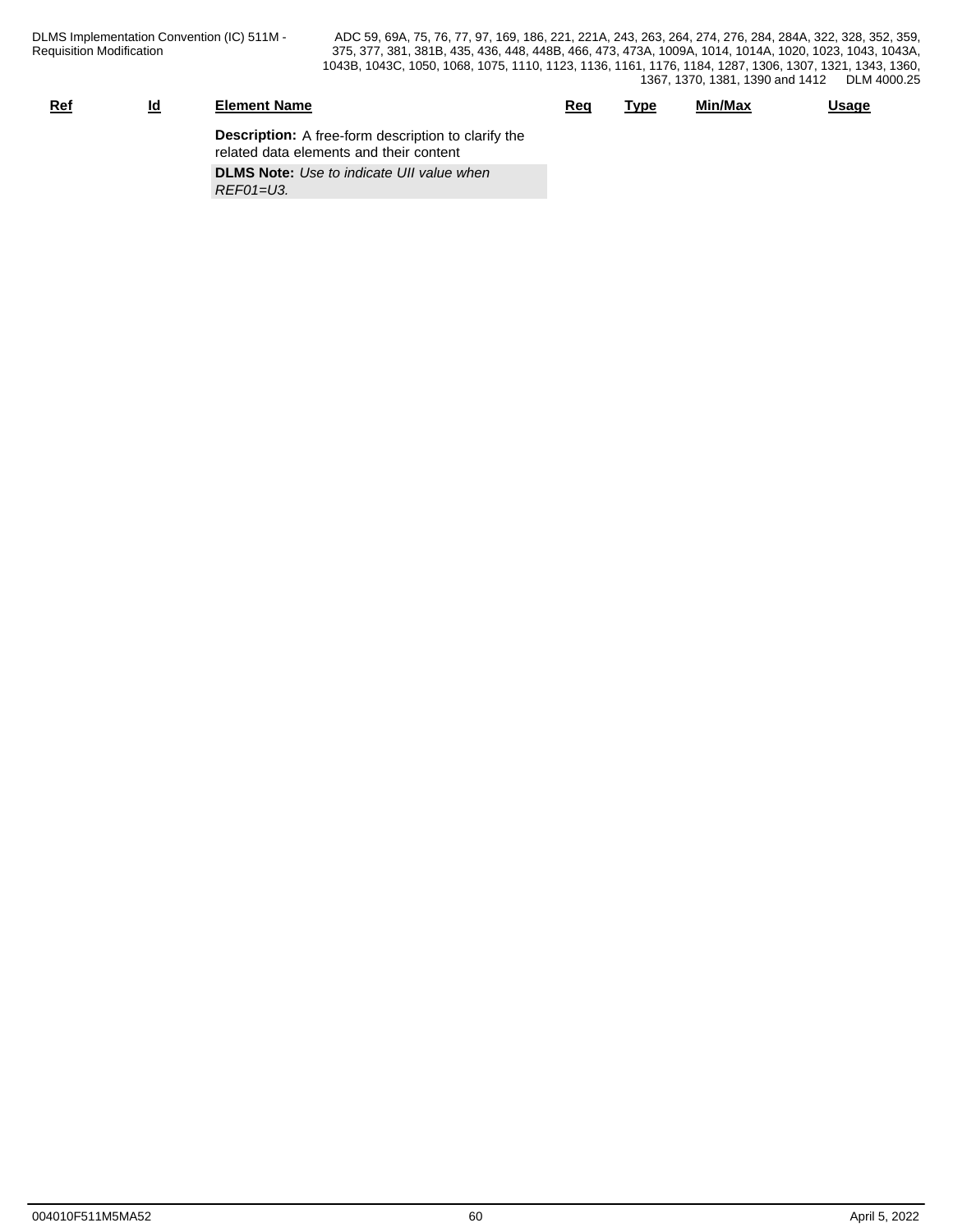| Ref | Id | Element Name | Req | Type | Min/Max | Usage |
|---|---|---|---|---|---|---|
| | | **Description:** A free-form description to clarify the related data elements and their content | | | | |
| | | **DLMS Note:** *Use to indicate UII value when REF01=U3.* | | | | |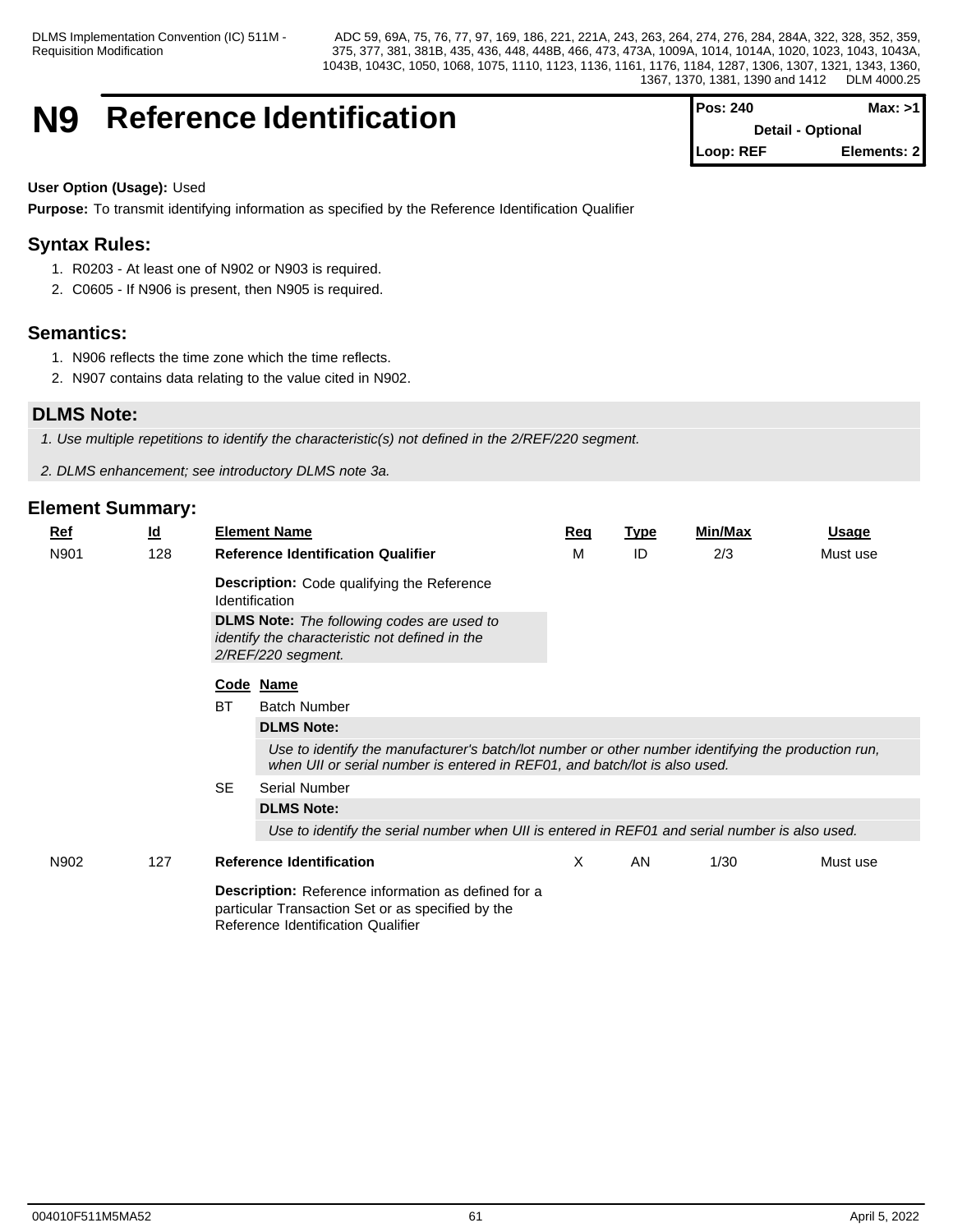# N9 Reference Identification

| Pos: 240 | Max: >1 |
|---|---|
| Detail - Optional | |
| Loop: REF | Elements: 2 |

**User Option (Usage):** Used

**Purpose:** To transmit identifying information as specified by the Reference Identification Qualifier

## Syntax Rules:

1. R0203 - At least one of N902 or N903 is required.
2. C0605 - If N906 is present, then N905 is required.

## Semantics:

1. N906 reflects the time zone which the time reflects.
2. N907 contains data relating to the value cited in N902.

## DLMS Note:

*1. Use multiple repetitions to identify the characteristic(s) not defined in the 2/REF/220 segment.*

*2. DLMS enhancement; see introductory DLMS note 3a.*

## Element Summary:

| Ref | Id | Element Name | Req | Type | Min/Max | Usage |
|---|---|---|---|---|---|---|
| N901 | 128 | **Reference Identification Qualifier** | M | ID | 2/3 | Must use |

**Description:** Code qualifying the Reference Identification

**DLMS Note:** *The following codes are used to identify the characteristic not defined in the 2/REF/220 segment.*

| Code | Name |
|---|---|
| BT | Batch Number |
| SE | Serial Number |

**BT** Batch Number

**DLMS Note:**

*Use to identify the manufacturer's batch/lot number or other number identifying the production run, when UII or serial number is entered in REF01, and batch/lot is also used.*

**SE** Serial Number

**DLMS Note:**

*Use to identify the serial number when UII is entered in REF01 and serial number is also used.*

| Ref | Id | Element Name | Req | Type | Min/Max | Usage |
|---|---|---|---|---|---|---|
| N902 | 127 | **Reference Identification** | X | AN | 1/30 | Must use |

**Description:** Reference information as defined for a particular Transaction Set or as specified by the Reference Identification Qualifier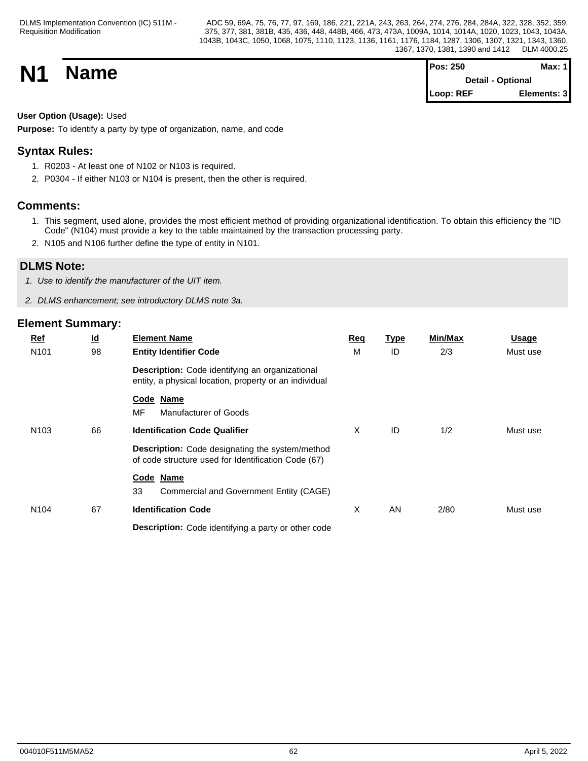# N1 Name

| Pos: 250 | Max: 1 |
|---|---|
| Detail - Optional | |
| Loop: REF | Elements: 3 |

**User Option (Usage):** Used

**Purpose:** To identify a party by type of organization, name, and code

## Syntax Rules:

1. R0203 - At least one of N102 or N103 is required.
2. P0304 - If either N103 or N104 is present, then the other is required.

## Comments:

1. This segment, used alone, provides the most efficient method of providing organizational identification. To obtain this efficiency the "ID Code" (N104) must provide a key to the table maintained by the transaction processing party.
2. N105 and N106 further define the type of entity in N101.

## DLMS Note:

1. *Use to identify the manufacturer of the UIT item.*
2. *DLMS enhancement; see introductory DLMS note 3a.*

## Element Summary:

| Ref | Id | Element Name | Req | Type | Min/Max | Usage |
|---|---|---|---|---|---|---|
| N101 | 98 | **Entity Identifier Code**<br>**Description:** Code identifying an organizational entity, a physical location, property or an individual<br>**Code Name**<br>MF Manufacturer of Goods | M | ID | 2/3 | Must use |
| N103 | 66 | **Identification Code Qualifier**<br>**Description:** Code designating the system/method of code structure used for Identification Code (67)<br>**Code Name**<br>33 Commercial and Government Entity (CAGE) | X | ID | 1/2 | Must use |
| N104 | 67 | **Identification Code**<br>**Description:** Code identifying a party or other code | X | AN | 2/80 | Must use |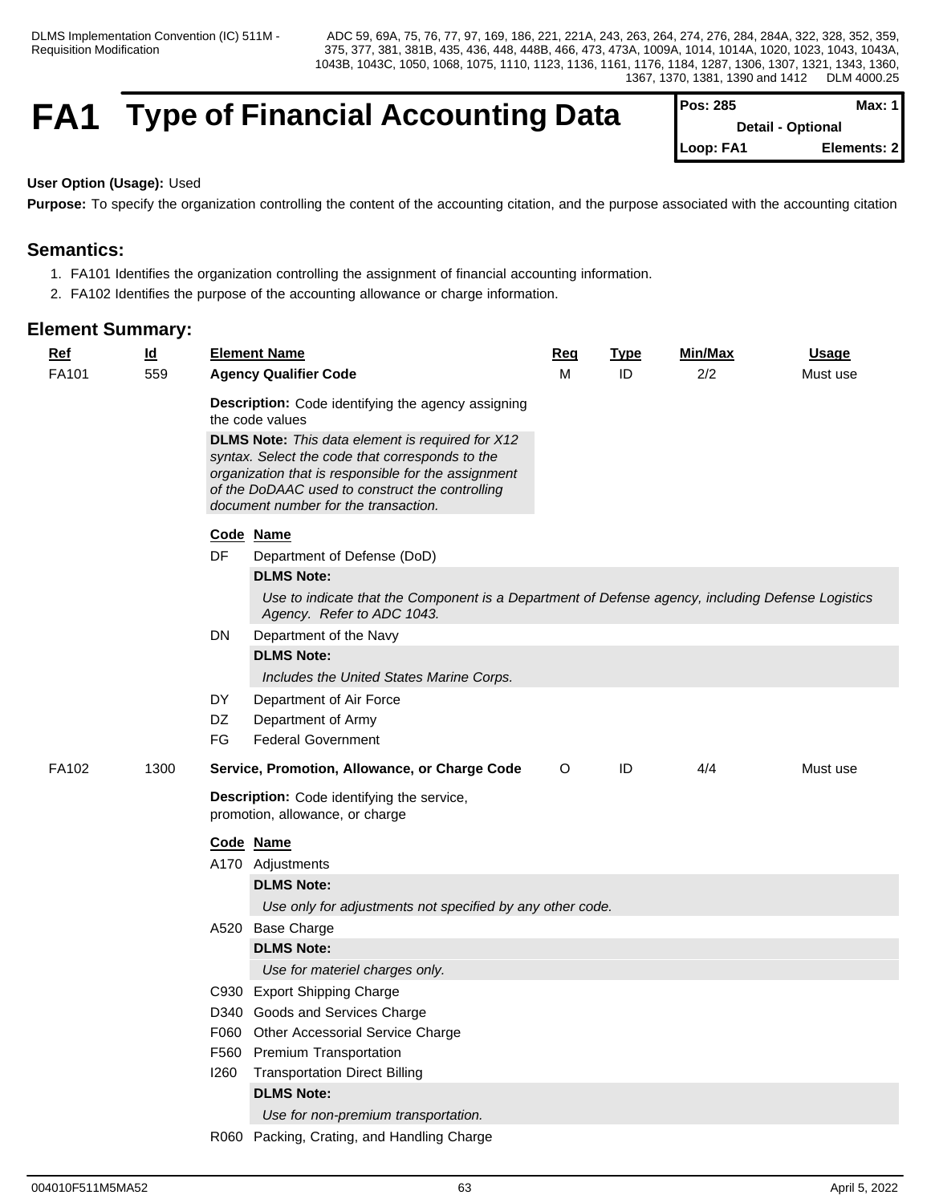# FA1 Type of Financial Accounting Data

| Pos: 285 | Max: 1 |
|---|---|
| Detail - Optional | |
| Loop: FA1 | Elements: 2 |

**User Option (Usage):** Used

**Purpose:** To specify the organization controlling the content of the accounting citation, and the purpose associated with the accounting citation

## Semantics:

1. FA101 Identifies the organization controlling the assignment of financial accounting information.
2. FA102 Identifies the purpose of the accounting allowance or charge information.

## Element Summary:

| Ref | Id | Element Name | Req | Type | Min/Max | Usage |
|---|---|---|---|---|---|---|
| FA101 | 559 | **Agency Qualifier Code** | M | ID | 2/2 | Must use |

**Description:** Code identifying the agency assigning the code values

**DLMS Note:** *This data element is required for X12 syntax. Select the code that corresponds to the organization that is responsible for the assignment of the DoDAAC used to construct the controlling document number for the transaction.*

| Code | Name |
|---|---|
| DF | Department of Defense (DoD) |
| DN | Department of the Navy |
| DY | Department of Air Force |
| DZ | Department of Army |
| FG | Federal Government |

- **DF** — **DLMS Note:** *Use to indicate that the Component is a Department of Defense agency, including Defense Logistics Agency. Refer to ADC 1043.*
- **DN** — **DLMS Note:** *Includes the United States Marine Corps.*

| Ref | Id | Element Name | Req | Type | Min/Max | Usage |
|---|---|---|---|---|---|---|
| FA102 | 1300 | **Service, Promotion, Allowance, or Charge Code** | O | ID | 4/4 | Must use |

**Description:** Code identifying the service, promotion, allowance, or charge

| Code | Name |
|---|---|
| A170 | Adjustments |
| A520 | Base Charge |
| C930 | Export Shipping Charge |
| D340 | Goods and Services Charge |
| F060 | Other Accessorial Service Charge |
| F560 | Premium Transportation |
| I260 | Transportation Direct Billing |
| R060 | Packing, Crating, and Handling Charge |

- **A170** — **DLMS Note:** *Use only for adjustments not specified by any other code.*
- **A520** — **DLMS Note:** *Use for materiel charges only.*
- **I260** — **DLMS Note:** *Use for non-premium transportation.*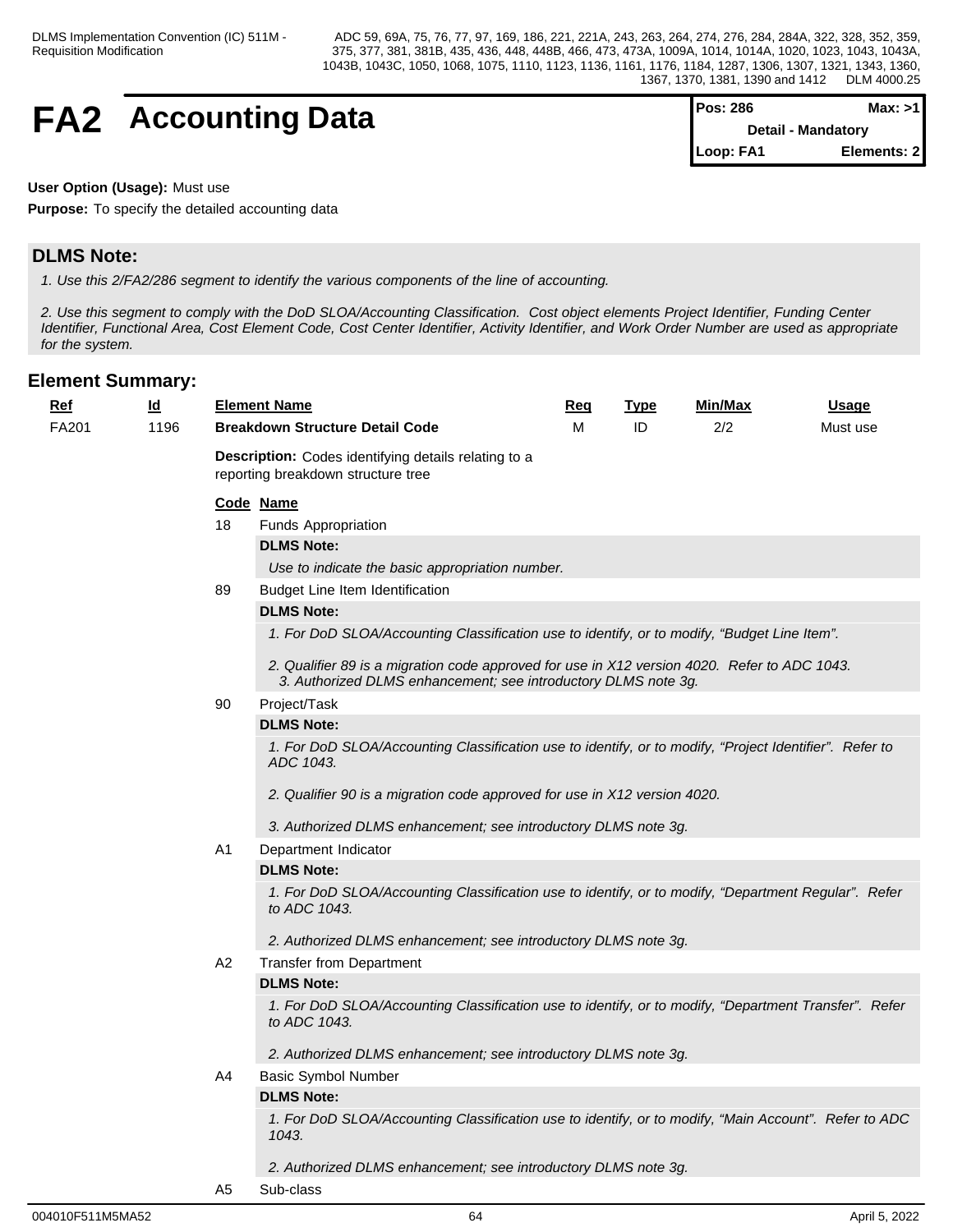# FA2 Accounting Data

| Pos: 286 | Max: >1 |
|---|---|
| Detail - Mandatory | |
| Loop: FA1 | Elements: 2 |

**User Option (Usage):** Must use

**Purpose:** To specify the detailed accounting data

## DLMS Note:

*1. Use this 2/FA2/286 segment to identify the various components of the line of accounting.*

*2. Use this segment to comply with the DoD SLOA/Accounting Classification. Cost object elements Project Identifier, Funding Center Identifier, Functional Area, Cost Element Code, Cost Center Identifier, Activity Identifier, and Work Order Number are used as appropriate for the system.*

## Element Summary:

| Ref | Id | Element Name | Req | Type | Min/Max | Usage |
|---|---|---|---|---|---|---|
| FA201 | 1196 | **Breakdown Structure Detail Code** | M | ID | 2/2 | Must use |

**Description:** Codes identifying details relating to a reporting breakdown structure tree

**Code Name**

**18** Funds Appropriation

**DLMS Note:**

*Use to indicate the basic appropriation number.*

**89** Budget Line Item Identification

**DLMS Note:**

*1. For DoD SLOA/Accounting Classification use to identify, or to modify, "Budget Line Item".*

*2. Qualifier 89 is a migration code approved for use in X12 version 4020. Refer to ADC 1043.*
*3. Authorized DLMS enhancement; see introductory DLMS note 3g.*

**90** Project/Task

**DLMS Note:**

*1. For DoD SLOA/Accounting Classification use to identify, or to modify, "Project Identifier". Refer to ADC 1043.*

*2. Qualifier 90 is a migration code approved for use in X12 version 4020.*

*3. Authorized DLMS enhancement; see introductory DLMS note 3g.*

**A1** Department Indicator

**DLMS Note:**

*1. For DoD SLOA/Accounting Classification use to identify, or to modify, "Department Regular". Refer to ADC 1043.*

*2. Authorized DLMS enhancement; see introductory DLMS note 3g.*

**A2** Transfer from Department

**DLMS Note:**

*1. For DoD SLOA/Accounting Classification use to identify, or to modify, "Department Transfer". Refer to ADC 1043.*

*2. Authorized DLMS enhancement; see introductory DLMS note 3g.*

**A4** Basic Symbol Number

**DLMS Note:**

*1. For DoD SLOA/Accounting Classification use to identify, or to modify, "Main Account". Refer to ADC 1043.*

*2. Authorized DLMS enhancement; see introductory DLMS note 3g.*

**A5** Sub-class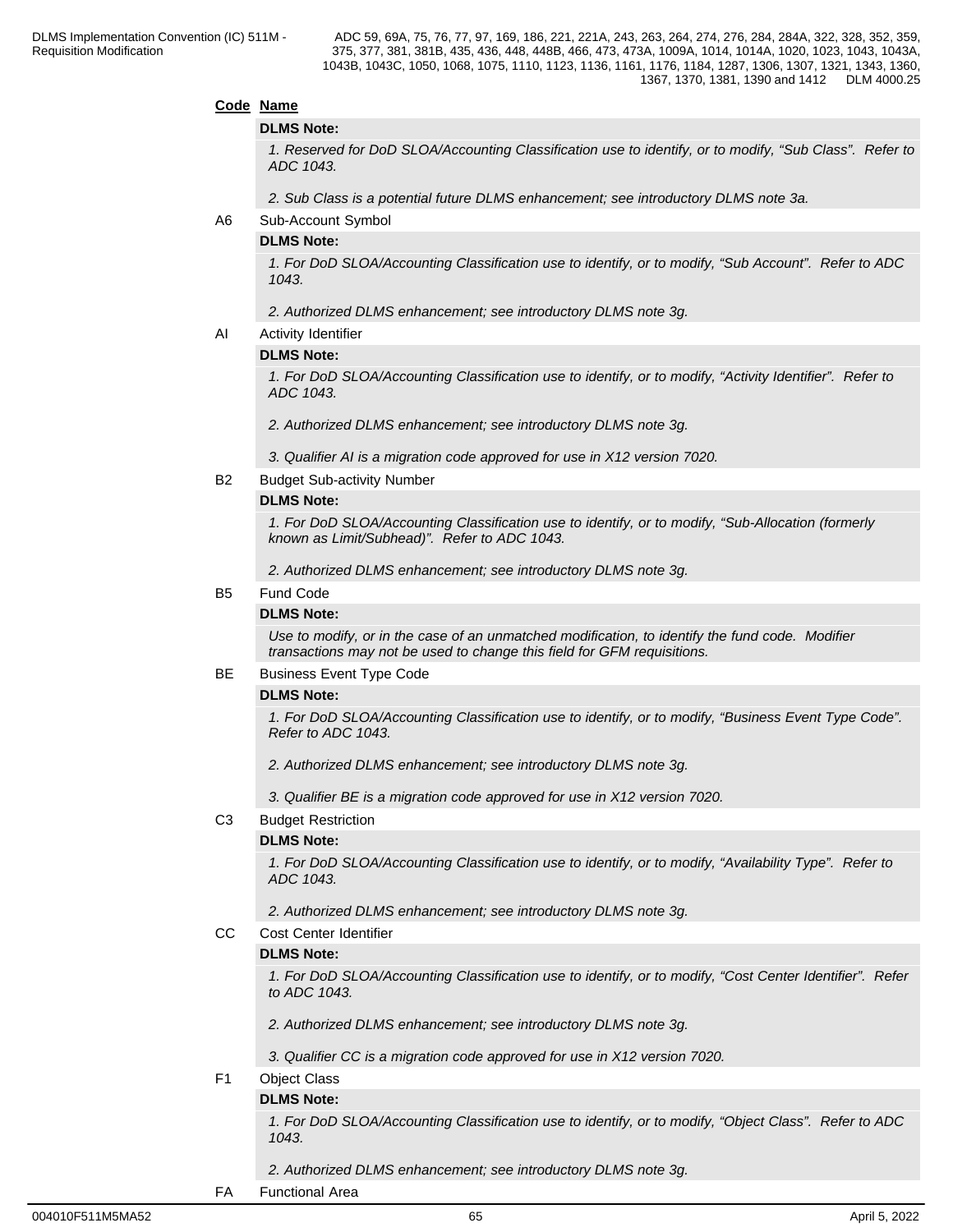**Code** **Name**

**DLMS Note:**

*1. Reserved for DoD SLOA/Accounting Classification use to identify, or to modify, "Sub Class". Refer to ADC 1043.*

*2. Sub Class is a potential future DLMS enhancement; see introductory DLMS note 3a.*

A6 Sub-Account Symbol

**DLMS Note:**

*1. For DoD SLOA/Accounting Classification use to identify, or to modify, "Sub Account". Refer to ADC 1043.*

*2. Authorized DLMS enhancement; see introductory DLMS note 3g.*

AI Activity Identifier

**DLMS Note:**

*1. For DoD SLOA/Accounting Classification use to identify, or to modify, "Activity Identifier". Refer to ADC 1043.*

*2. Authorized DLMS enhancement; see introductory DLMS note 3g.*

*3. Qualifier AI is a migration code approved for use in X12 version 7020.*

B2 Budget Sub-activity Number

**DLMS Note:**

*1. For DoD SLOA/Accounting Classification use to identify, or to modify, "Sub-Allocation (formerly known as Limit/Subhead)". Refer to ADC 1043.*

*2. Authorized DLMS enhancement; see introductory DLMS note 3g.*

B5 Fund Code

**DLMS Note:**

*Use to modify, or in the case of an unmatched modification, to identify the fund code. Modifier transactions may not be used to change this field for GFM requisitions.*

BE Business Event Type Code

**DLMS Note:**

*1. For DoD SLOA/Accounting Classification use to identify, or to modify, "Business Event Type Code". Refer to ADC 1043.*

*2. Authorized DLMS enhancement; see introductory DLMS note 3g.*

*3. Qualifier BE is a migration code approved for use in X12 version 7020.*

C3 Budget Restriction

**DLMS Note:**

*1. For DoD SLOA/Accounting Classification use to identify, or to modify, "Availability Type". Refer to ADC 1043.*

*2. Authorized DLMS enhancement; see introductory DLMS note 3g.*

CC Cost Center Identifier

**DLMS Note:**

*1. For DoD SLOA/Accounting Classification use to identify, or to modify, "Cost Center Identifier". Refer to ADC 1043.*

*2. Authorized DLMS enhancement; see introductory DLMS note 3g.*

*3. Qualifier CC is a migration code approved for use in X12 version 7020.*

F1 Object Class

**DLMS Note:**

*1. For DoD SLOA/Accounting Classification use to identify, or to modify, "Object Class". Refer to ADC 1043.*

*2. Authorized DLMS enhancement; see introductory DLMS note 3g.*

FA Functional Area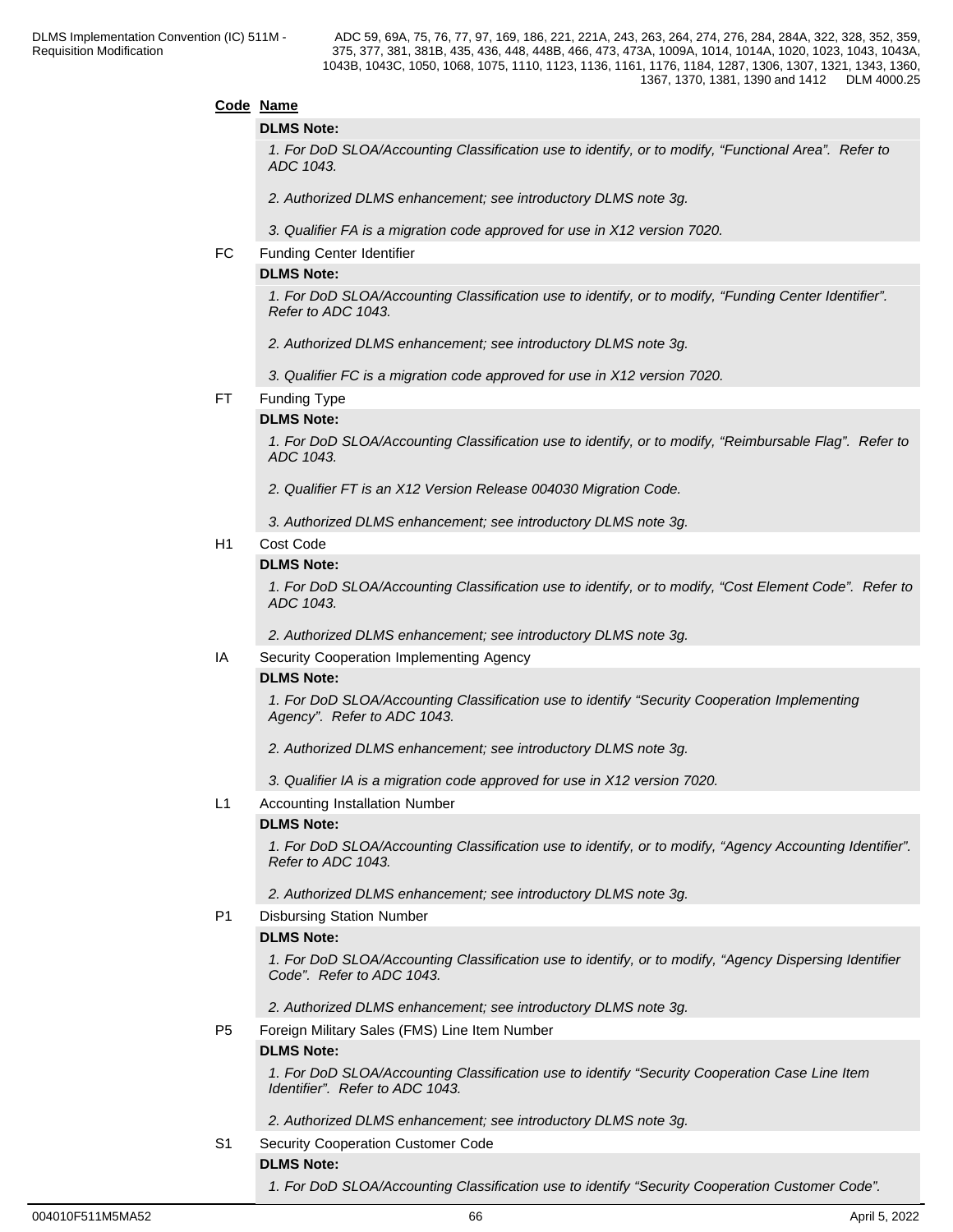**Code Name**

**DLMS Note:**

*1. For DoD SLOA/Accounting Classification use to identify, or to modify, “Functional Area”. Refer to ADC 1043.*

*2. Authorized DLMS enhancement; see introductory DLMS note 3g.*

*3. Qualifier FA is a migration code approved for use in X12 version 7020.*

FC Funding Center Identifier

**DLMS Note:**

*1. For DoD SLOA/Accounting Classification use to identify, or to modify, “Funding Center Identifier”. Refer to ADC 1043.*

*2. Authorized DLMS enhancement; see introductory DLMS note 3g.*

*3. Qualifier FC is a migration code approved for use in X12 version 7020.*

FT Funding Type

**DLMS Note:**

*1. For DoD SLOA/Accounting Classification use to identify, or to modify, “Reimbursable Flag”. Refer to ADC 1043.*

*2. Qualifier FT is an X12 Version Release 004030 Migration Code.*

*3. Authorized DLMS enhancement; see introductory DLMS note 3g.*

H1 Cost Code

**DLMS Note:**

*1. For DoD SLOA/Accounting Classification use to identify, or to modify, “Cost Element Code”. Refer to ADC 1043.*

*2. Authorized DLMS enhancement; see introductory DLMS note 3g.*

IA Security Cooperation Implementing Agency

**DLMS Note:**

*1. For DoD SLOA/Accounting Classification use to identify “Security Cooperation Implementing Agency”. Refer to ADC 1043.*

*2. Authorized DLMS enhancement; see introductory DLMS note 3g.*

*3. Qualifier IA is a migration code approved for use in X12 version 7020.*

L1 Accounting Installation Number

**DLMS Note:**

*1. For DoD SLOA/Accounting Classification use to identify, or to modify, “Agency Accounting Identifier”. Refer to ADC 1043.*

*2. Authorized DLMS enhancement; see introductory DLMS note 3g.*

P1 Disbursing Station Number

**DLMS Note:**

*1. For DoD SLOA/Accounting Classification use to identify, or to modify, “Agency Dispersing Identifier Code”. Refer to ADC 1043.*

*2. Authorized DLMS enhancement; see introductory DLMS note 3g.*

P5 Foreign Military Sales (FMS) Line Item Number

**DLMS Note:**

*1. For DoD SLOA/Accounting Classification use to identify “Security Cooperation Case Line Item Identifier”. Refer to ADC 1043.*

*2. Authorized DLMS enhancement; see introductory DLMS note 3g.*

S1 Security Cooperation Customer Code

**DLMS Note:**

*1. For DoD SLOA/Accounting Classification use to identify “Security Cooperation Customer Code”.*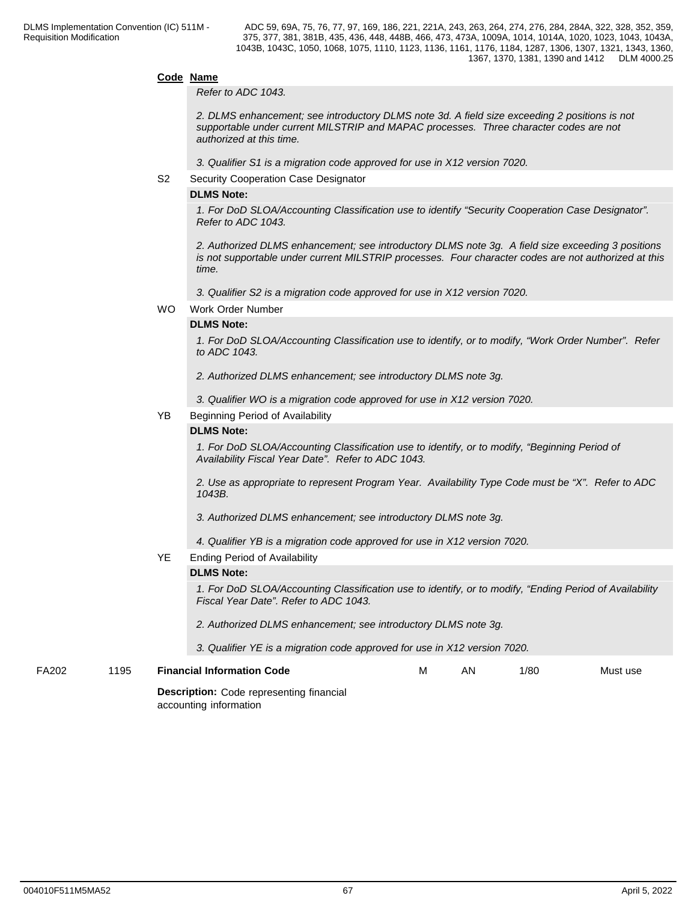**Code** **Name**

*Refer to ADC 1043.*

*2. DLMS enhancement; see introductory DLMS note 3d. A field size exceeding 2 positions is not supportable under current MILSTRIP and MAPAC processes. Three character codes are not authorized at this time.*

*3. Qualifier S1 is a migration code approved for use in X12 version 7020.*

S2 Security Cooperation Case Designator

**DLMS Note:**

*1. For DoD SLOA/Accounting Classification use to identify "Security Cooperation Case Designator". Refer to ADC 1043.*

*2. Authorized DLMS enhancement; see introductory DLMS note 3g. A field size exceeding 3 positions is not supportable under current MILSTRIP processes. Four character codes are not authorized at this time.*

*3. Qualifier S2 is a migration code approved for use in X12 version 7020.*

WO Work Order Number

**DLMS Note:**

*1. For DoD SLOA/Accounting Classification use to identify, or to modify, "Work Order Number". Refer to ADC 1043.*

*2. Authorized DLMS enhancement; see introductory DLMS note 3g.*

*3. Qualifier WO is a migration code approved for use in X12 version 7020.*

YB Beginning Period of Availability

**DLMS Note:**

*1. For DoD SLOA/Accounting Classification use to identify, or to modify, "Beginning Period of Availability Fiscal Year Date". Refer to ADC 1043.*

*2. Use as appropriate to represent Program Year. Availability Type Code must be "X". Refer to ADC 1043B.*

*3. Authorized DLMS enhancement; see introductory DLMS note 3g.*

*4. Qualifier YB is a migration code approved for use in X12 version 7020.*

YE Ending Period of Availability

**DLMS Note:**

*1. For DoD SLOA/Accounting Classification use to identify, or to modify, "Ending Period of Availability Fiscal Year Date". Refer to ADC 1043.*

*2. Authorized DLMS enhancement; see introductory DLMS note 3g.*

*3. Qualifier YE is a migration code approved for use in X12 version 7020.*

| | | | | | | |
|---|---|---|---|---|---|---|
| FA202 | 1195 | **Financial Information Code** | M | AN | 1/80 | Must use |

**Description:** Code representing financial accounting information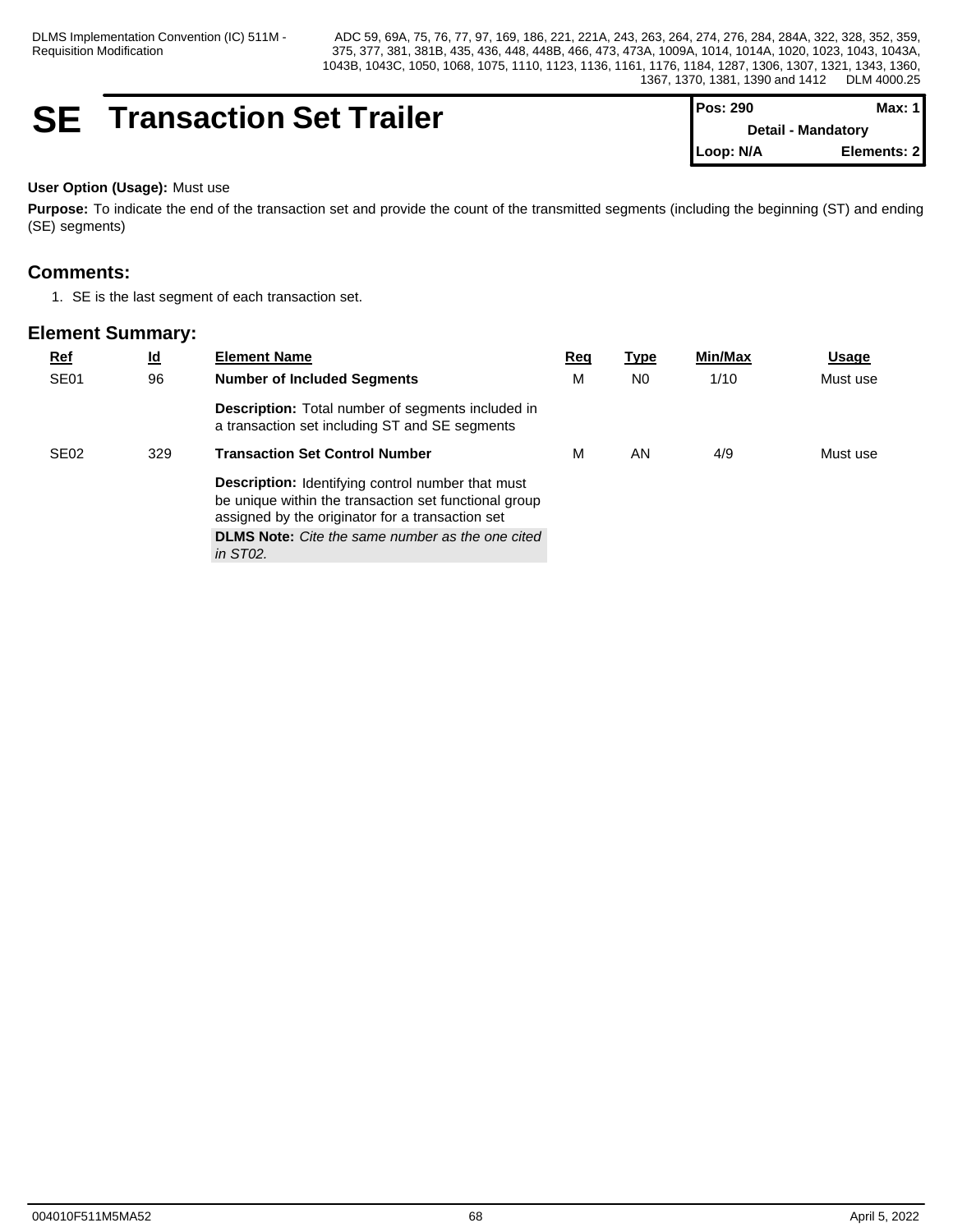# SE Transaction Set Trailer

| Pos: 290 | Max: 1 |
|---|---|
| Detail - Mandatory | |
| Loop: N/A | Elements: 2 |

**User Option (Usage):** Must use

**Purpose:** To indicate the end of the transaction set and provide the count of the transmitted segments (including the beginning (ST) and ending (SE) segments)

## Comments:

1. SE is the last segment of each transaction set.

## Element Summary:

| Ref | Id | Element Name | Req | Type | Min/Max | Usage |
|---|---|---|---|---|---|---|
| SE01 | 96 | **Number of Included Segments**<br><br>**Description:** Total number of segments included in a transaction set including ST and SE segments | M | N0 | 1/10 | Must use |
| SE02 | 329 | **Transaction Set Control Number**<br><br>**Description:** Identifying control number that must be unique within the transaction set functional group assigned by the originator for a transaction set<br>**DLMS Note:** *Cite the same number as the one cited in ST02.* | M | AN | 4/9 | Must use |